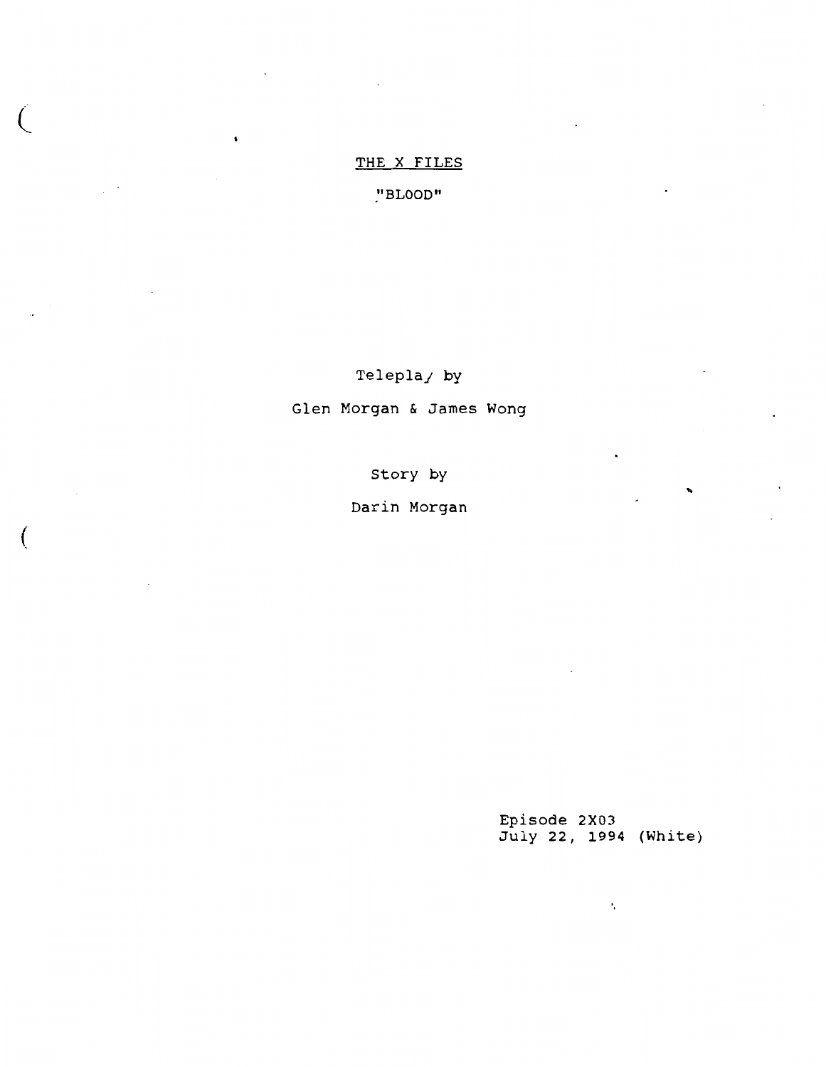# THE X FILES

## "BLOOD"

Teleplay by

Glen Morgan & James Wong

Story by

Darin Morgan

Episode 2X03
July 22, 1994 (White)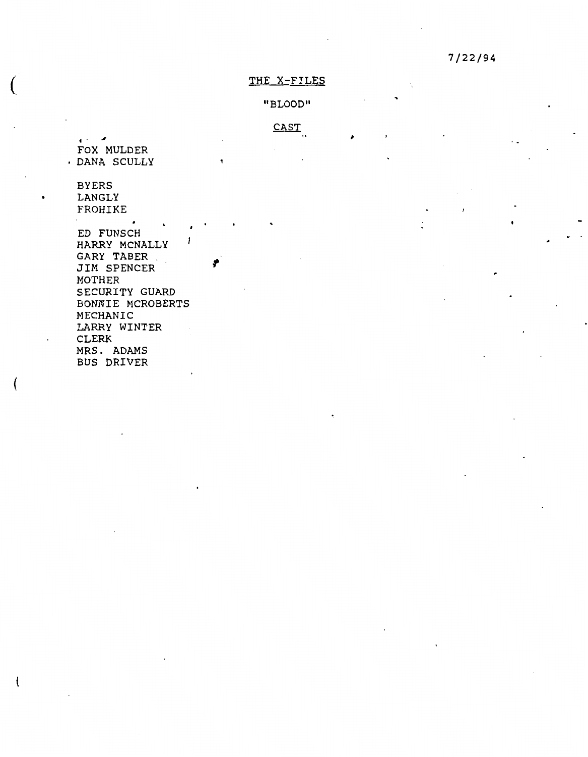7/22/94

# THE X-FILES

## "BLOOD"

### CAST

FOX MULDER
DANA SCULLY

BYERS
LANGLY
FROHIKE

ED FUNSCH
HARRY MCNALLY
GARY TABER
JIM SPENCER
MOTHER
SECURITY GUARD
BONNIE MCROBERTS
MECHANIC
LARRY WINTER
CLERK
MRS. ADAMS
BUS DRIVER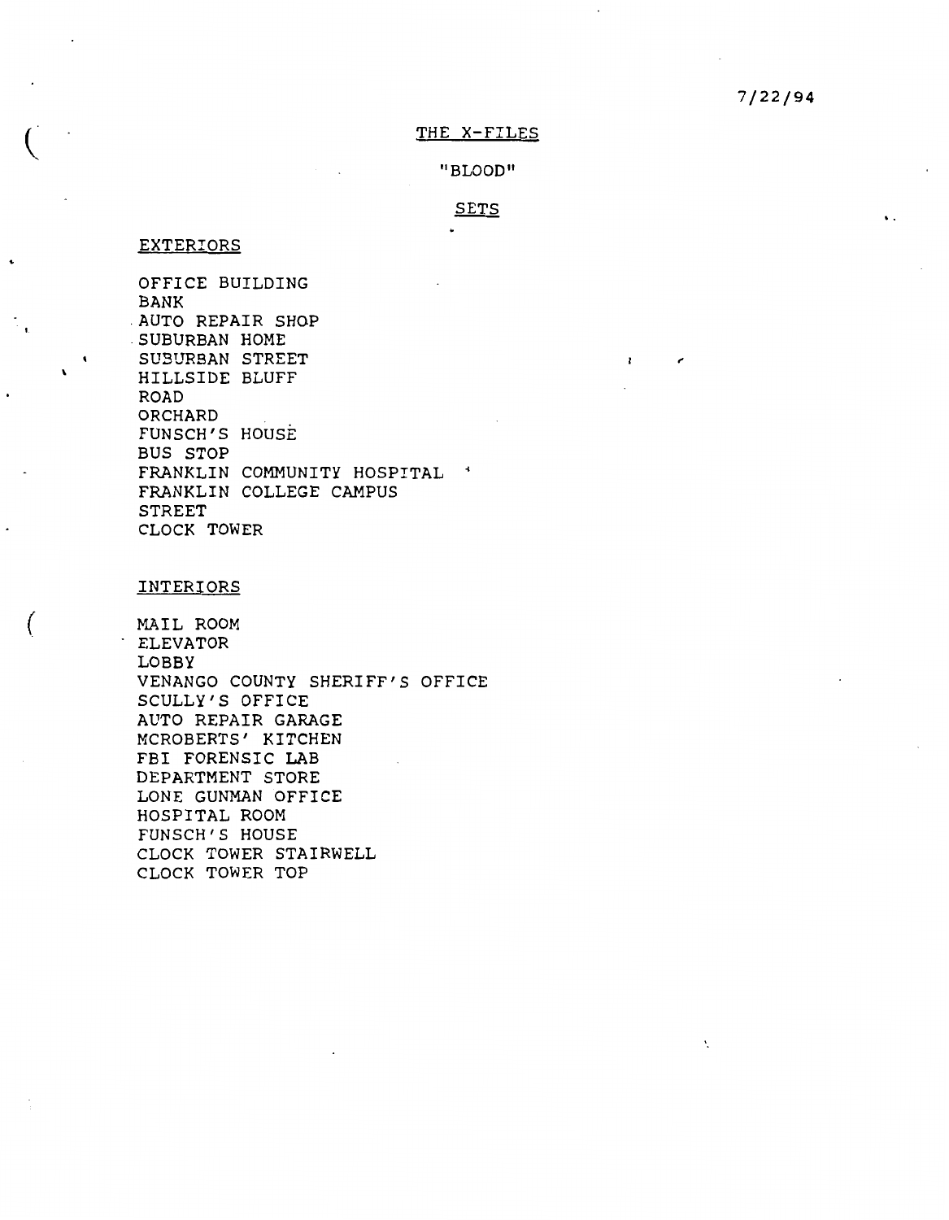7/22/94

# THE X-FILES

## "BLOOD"

## SETS

### EXTERIORS

OFFICE BUILDING
BANK
AUTO REPAIR SHOP
SUBURBAN HOME
SUBURBAN STREET
HILLSIDE BLUFF
ROAD
ORCHARD
FUNSCH'S HOUSE
BUS STOP
FRANKLIN COMMUNITY HOSPITAL
FRANKLIN COLLEGE CAMPUS
STREET
CLOCK TOWER

### INTERIORS

MAIL ROOM
ELEVATOR
LOBBY
VENANGO COUNTY SHERIFF'S OFFICE
SCULLY'S OFFICE
AUTO REPAIR GARAGE
MCROBERTS' KITCHEN
FBI FORENSIC LAB
DEPARTMENT STORE
LONE GUNMAN OFFICE
HOSPITAL ROOM
FUNSCH'S HOUSE
CLOCK TOWER STAIRWELL
CLOCK TOWER TOP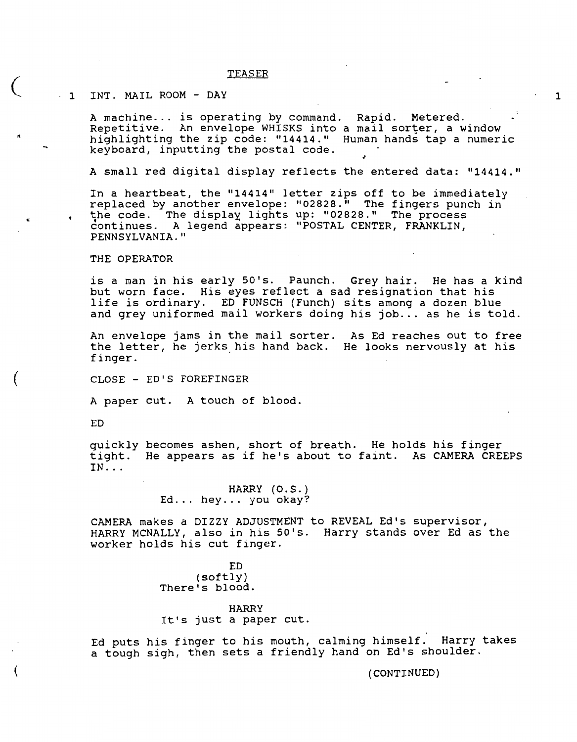TEASER

1 INT. MAIL ROOM - DAY 1

A machine... is operating by command. Rapid. Metered. Repetitive. An envelope WHISKS into a mail sorter, a window highlighting the zip code: "14414." Human hands tap a numeric keyboard, inputting the postal code.

A small red digital display reflects the entered data: "14414."

In a heartbeat, the "14414" letter zips off to be immediately replaced by another envelope: "02828." The fingers punch in the code. The display lights up: "02828." The process continues. A legend appears: "POSTAL CENTER, FRANKLIN, PENNSYLVANIA."

THE OPERATOR

is a man in his early 50's. Paunch. Grey hair. He has a kind but worn face. His eyes reflect a sad resignation that his life is ordinary. ED FUNSCH (Funch) sits among a dozen blue and grey uniformed mail workers doing his job... as he is told.

An envelope jams in the mail sorter. As Ed reaches out to free the letter, he jerks his hand back. He looks nervously at his finger.

CLOSE - ED'S FOREFINGER

A paper cut. A touch of blood.

ED

quickly becomes ashen, short of breath. He holds his finger tight. He appears as if he's about to faint. As CAMERA CREEPS IN...

HARRY (O.S.)
Ed... hey... you okay?

CAMERA makes a DIZZY ADJUSTMENT to REVEAL Ed's supervisor, HARRY MCNALLY, also in his 50's. Harry stands over Ed as the worker holds his cut finger.

ED
(softly)
There's blood.

HARRY
It's just a paper cut.

Ed puts his finger to his mouth, calming himself. Harry takes a tough sigh, then sets a friendly hand on Ed's shoulder.

(CONTINUED)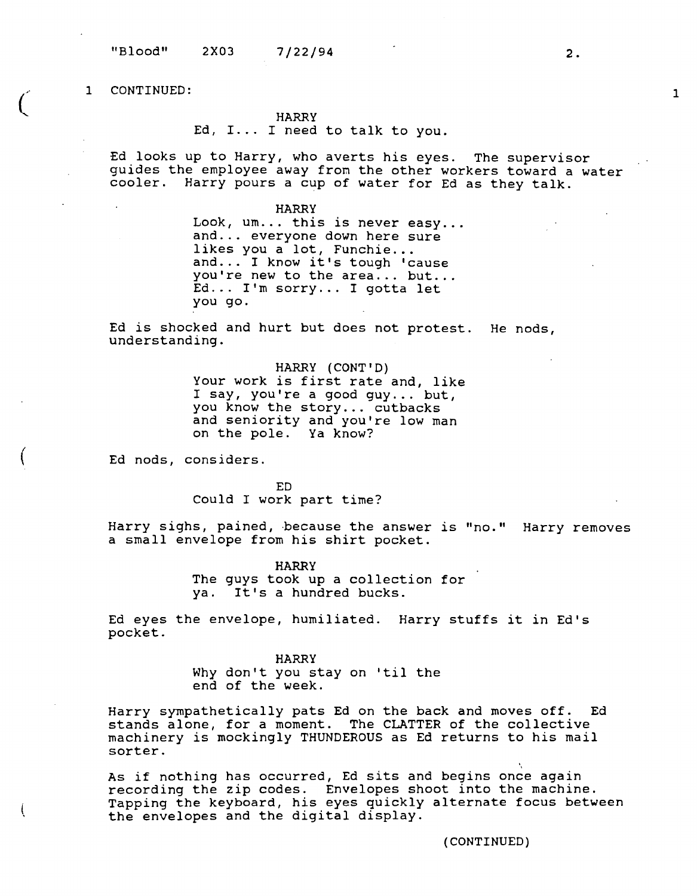1 CONTINUED: 1

HARRY
Ed, I... I need to talk to you.

Ed looks up to Harry, who averts his eyes. The supervisor guides the employee away from the other workers toward a water cooler. Harry pours a cup of water for Ed as they talk.

HARRY
Look, um... this is never easy... and... everyone down here sure likes you a lot, Funchie... and... I know it's tough 'cause you're new to the area... but... Ed... I'm sorry... I gotta let you go.

Ed is shocked and hurt but does not protest. He nods, understanding.

HARRY (CONT'D)
Your work is first rate and, like I say, you're a good guy... but, you know the story... cutbacks and seniority and you're low man on the pole. Ya know?

Ed nods, considers.

ED
Could I work part time?

Harry sighs, pained, because the answer is "no." Harry removes a small envelope from his shirt pocket.

HARRY
The guys took up a collection for ya. It's a hundred bucks.

Ed eyes the envelope, humiliated. Harry stuffs it in Ed's pocket.

HARRY
Why don't you stay on 'til the end of the week.

Harry sympathetically pats Ed on the back and moves off. Ed stands alone, for a moment. The CLATTER of the collective machinery is mockingly THUNDEROUS as Ed returns to his mail sorter.

As if nothing has occurred, Ed sits and begins once again recording the zip codes. Envelopes shoot into the machine. Tapping the keyboard, his eyes quickly alternate focus between the envelopes and the digital display.

(CONTINUED)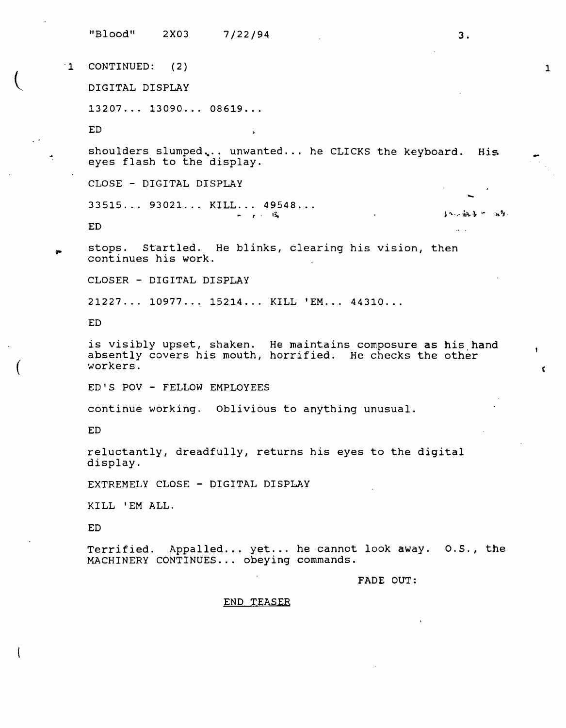1 CONTINUED: (2)

DIGITAL DISPLAY

13207... 13090... 08619...

ED

shoulders slumped... unwanted... he CLICKS the keyboard. His eyes flash to the display.

CLOSE - DIGITAL DISPLAY

33515... 93021... KILL... 49548...

ED

stops. Startled. He blinks, clearing his vision, then continues his work.

CLOSER - DIGITAL DISPLAY

21227... 10977... 15214... KILL 'EM... 44310...

ED

is visibly upset, shaken. He maintains composure as his hand absently covers his mouth, horrified. He checks the other workers.

ED'S POV - FELLOW EMPLOYEES

continue working. Oblivious to anything unusual.

ED

reluctantly, dreadfully, returns his eyes to the digital display.

EXTREMELY CLOSE - DIGITAL DISPLAY

KILL 'EM ALL.

ED

Terrified. Appalled... yet... he cannot look away. O.S., the MACHINERY CONTINUES... obeying commands.

FADE OUT:

END TEASER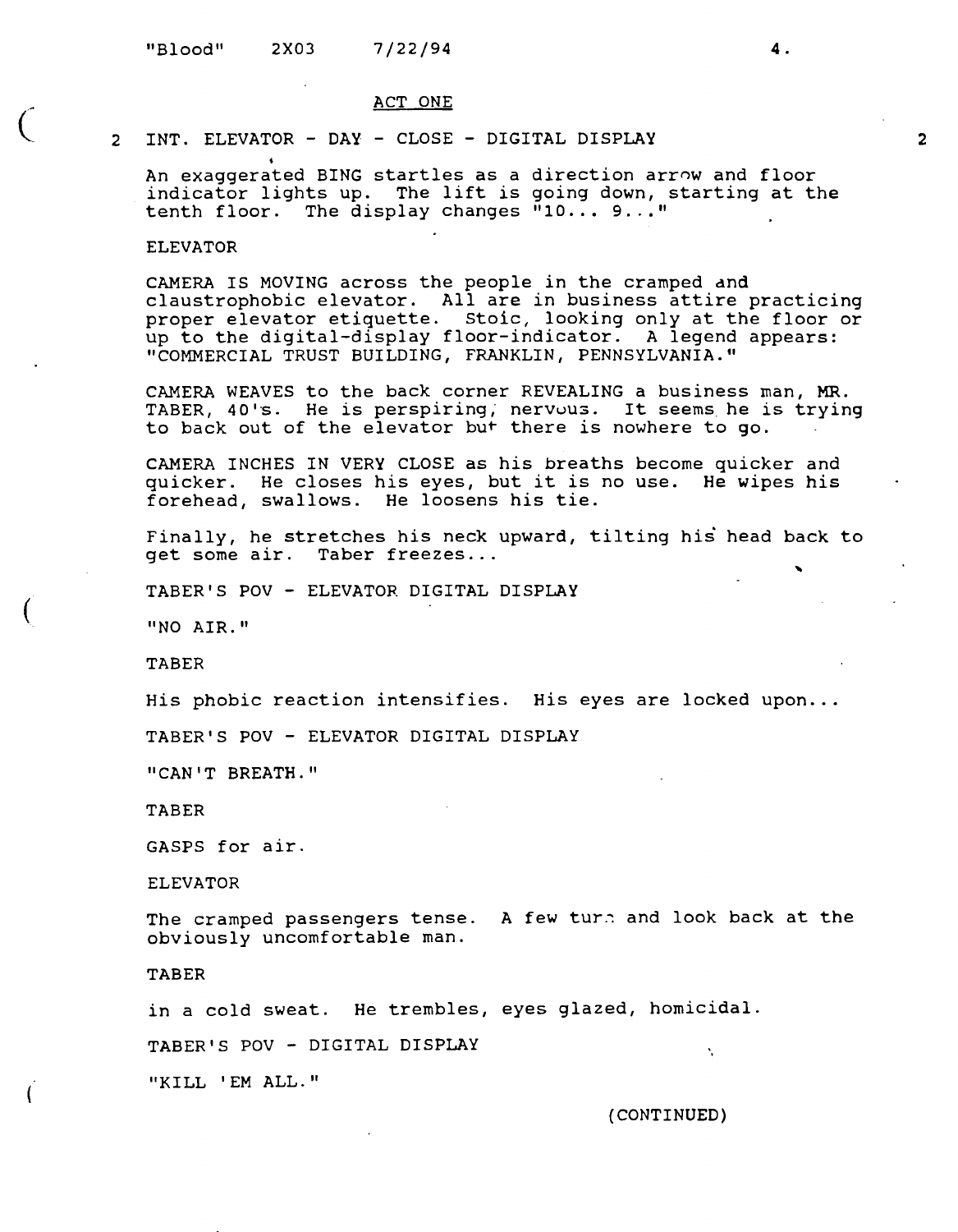## ACT ONE

2 INT. ELEVATOR - DAY - CLOSE - DIGITAL DISPLAY 2

An exaggerated BING startles as a direction arrow and floor indicator lights up. The lift is going down, starting at the tenth floor. The display changes "10... 9..."

ELEVATOR

CAMERA IS MOVING across the people in the cramped and claustrophobic elevator. All are in business attire practicing proper elevator etiquette. Stoic, looking only at the floor or up to the digital-display floor-indicator. A legend appears: "COMMERCIAL TRUST BUILDING, FRANKLIN, PENNSYLVANIA."

CAMERA WEAVES to the back corner REVEALING a business man, MR. TABER, 40's. He is perspiring, nervous. It seems he is trying to back out of the elevator but there is nowhere to go.

CAMERA INCHES IN VERY CLOSE as his breaths become quicker and quicker. He closes his eyes, but it is no use. He wipes his forehead, swallows. He loosens his tie.

Finally, he stretches his neck upward, tilting his head back to get some air. Taber freezes...

TABER'S POV - ELEVATOR DIGITAL DISPLAY

"NO AIR."

TABER

His phobic reaction intensifies. His eyes are locked upon...

TABER'S POV - ELEVATOR DIGITAL DISPLAY

"CAN'T BREATH."

TABER

GASPS for air.

ELEVATOR

The cramped passengers tense. A few turn and look back at the obviously uncomfortable man.

TABER

in a cold sweat. He trembles, eyes glazed, homicidal.

TABER'S POV - DIGITAL DISPLAY

"KILL 'EM ALL."

(CONTINUED)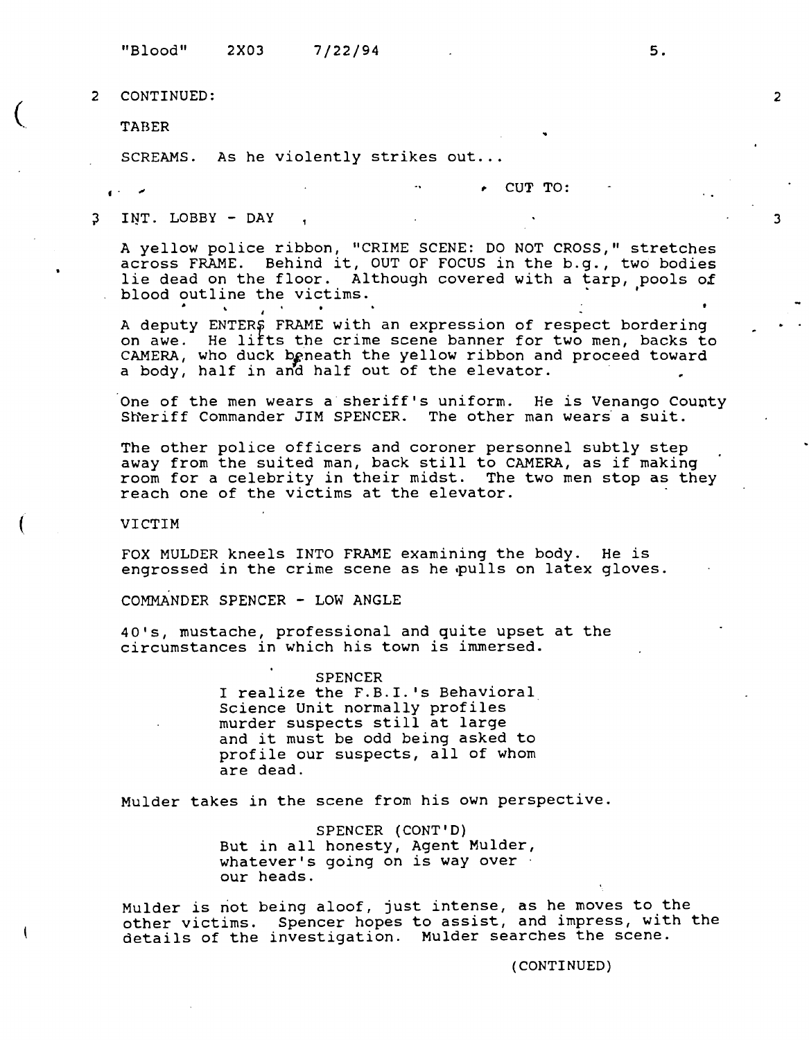2 CONTINUED: 2

TABER

SCREAMS. As he violently strikes out...

CUT TO:

3 INT. LOBBY - DAY 3

A yellow police ribbon, "CRIME SCENE: DO NOT CROSS," stretches across FRAME. Behind it, OUT OF FOCUS in the b.g., two bodies lie dead on the floor. Although covered with a tarp, pools of blood outline the victims.

A deputy ENTERS FRAME with an expression of respect bordering on awe. He lifts the crime scene banner for two men, backs to CAMERA, who duck beneath the yellow ribbon and proceed toward a body, half in and half out of the elevator.

One of the men wears a sheriff's uniform. He is Venango County Sheriff Commander JIM SPENCER. The other man wears a suit.

The other police officers and coroner personnel subtly step away from the suited man, back still to CAMERA, as if making room for a celebrity in their midst. The two men stop as they reach one of the victims at the elevator.

VICTIM

FOX MULDER kneels INTO FRAME examining the body. He is engrossed in the crime scene as he pulls on latex gloves.

COMMANDER SPENCER - LOW ANGLE

40's, mustache, professional and quite upset at the circumstances in which his town is immersed.

SPENCER
I realize the F.B.I.'s Behavioral Science Unit normally profiles murder suspects still at large and it must be odd being asked to profile our suspects, all of whom are dead.

Mulder takes in the scene from his own perspective.

SPENCER (CONT'D)
But in all honesty, Agent Mulder, whatever's going on is way over our heads.

Mulder is not being aloof, just intense, as he moves to the other victims. Spencer hopes to assist, and impress, with the details of the investigation. Mulder searches the scene.

(CONTINUED)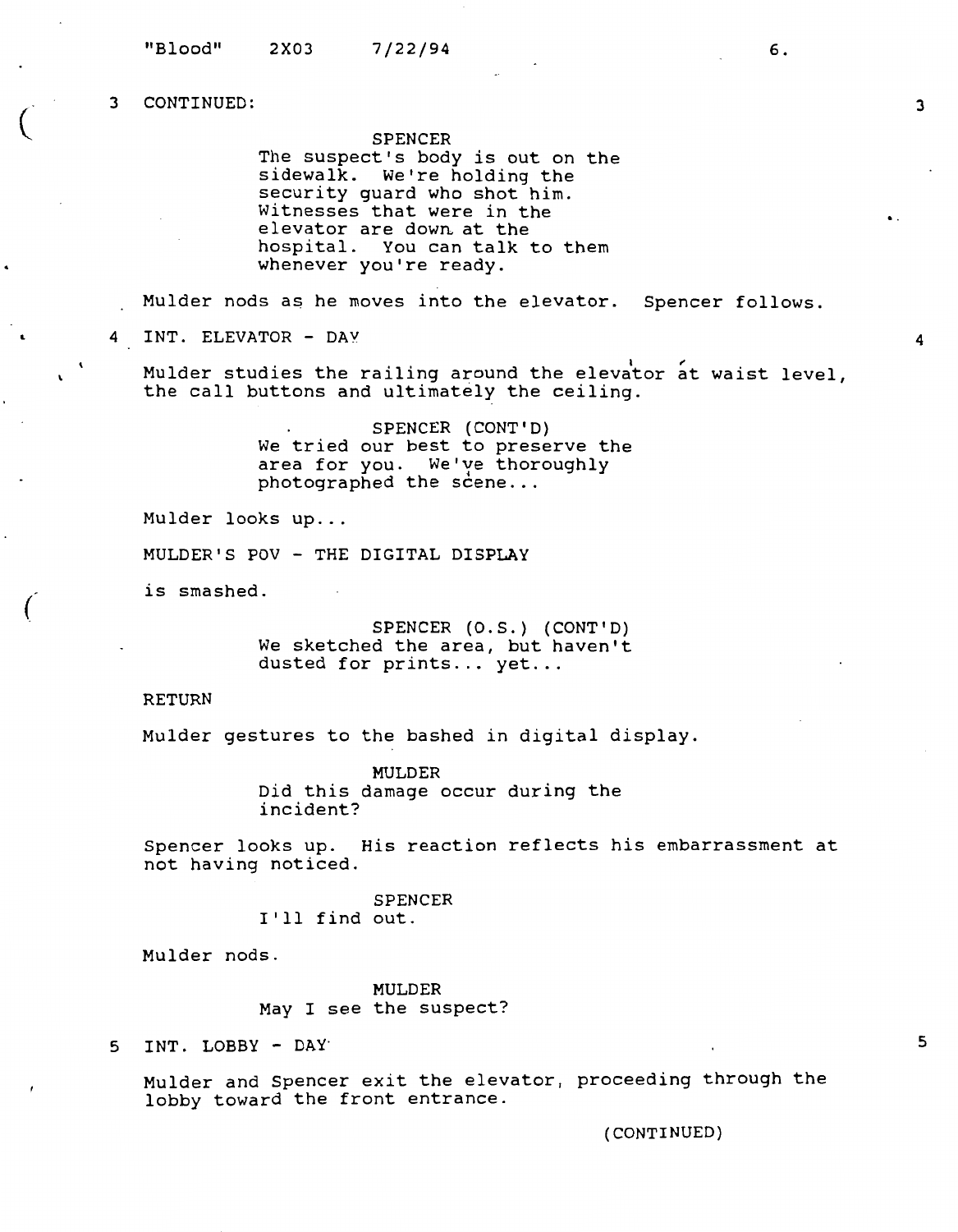3 CONTINUED: 3

SPENCER
The suspect's body is out on the sidewalk. We're holding the security guard who shot him. Witnesses that were in the elevator are down at the hospital. You can talk to them whenever you're ready.

Mulder nods as he moves into the elevator. Spencer follows.

4 INT. ELEVATOR - DAY 4

Mulder studies the railing around the elevator at waist level, the call buttons and ultimately the ceiling.

SPENCER (CONT'D)
We tried our best to preserve the area for you. We've thoroughly photographed the scene...

Mulder looks up...

MULDER'S POV - THE DIGITAL DISPLAY

is smashed.

SPENCER (O.S.) (CONT'D)
We sketched the area, but haven't dusted for prints... yet...

RETURN

Mulder gestures to the bashed in digital display.

MULDER
Did this damage occur during the incident?

Spencer looks up. His reaction reflects his embarrassment at not having noticed.

SPENCER
I'll find out.

Mulder nods.

MULDER
May I see the suspect?

5 INT. LOBBY - DAY 5

Mulder and Spencer exit the elevator, proceeding through the lobby toward the front entrance.

(CONTINUED)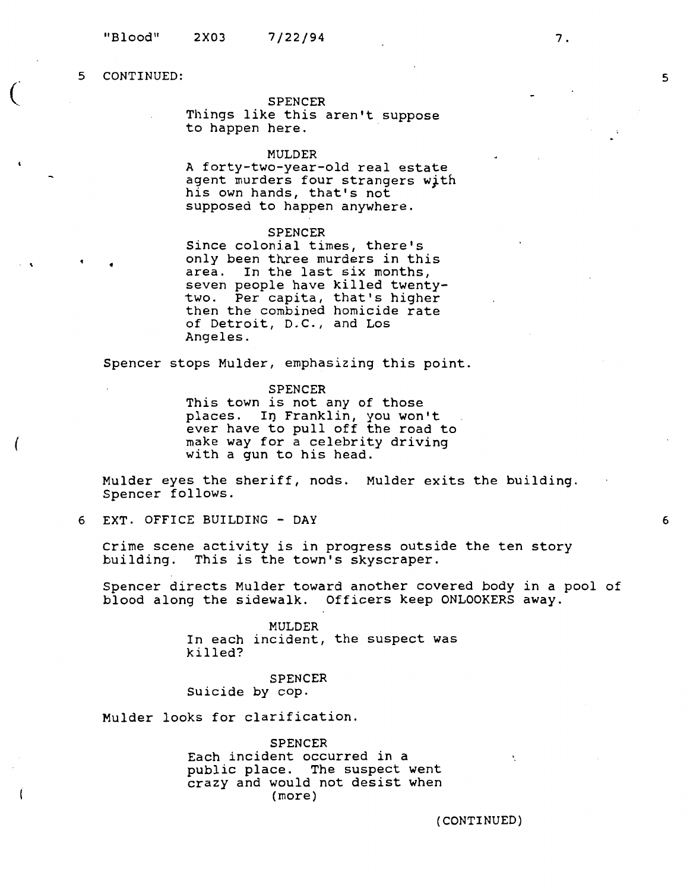5 CONTINUED: 5

SPENCER
Things like this aren't suppose
to happen here.

MULDER
A forty-two-year-old real estate
agent murders four strangers with
his own hands, that's not
supposed to happen anywhere.

SPENCER
Since colonial times, there's
only been three murders in this
area. In the last six months,
seven people have killed twenty-
two. Per capita, that's higher
then the combined homicide rate
of Detroit, D.C., and Los
Angeles.

Spencer stops Mulder, emphasizing this point.

SPENCER
This town is not any of those
places. In Franklin, you won't
ever have to pull off the road to
make way for a celebrity driving
with a gun to his head.

Mulder eyes the sheriff, nods. Mulder exits the building.
Spencer follows.

6 EXT. OFFICE BUILDING - DAY 6

Crime scene activity is in progress outside the ten story
building. This is the town's skyscraper.

Spencer directs Mulder toward another covered body in a pool of
blood along the sidewalk. Officers keep ONLOOKERS away.

MULDER
In each incident, the suspect was
killed?

SPENCER
Suicide by cop.

Mulder looks for clarification.

SPENCER
Each incident occurred in a
public place. The suspect went
crazy and would not desist when
(more)

(CONTINUED)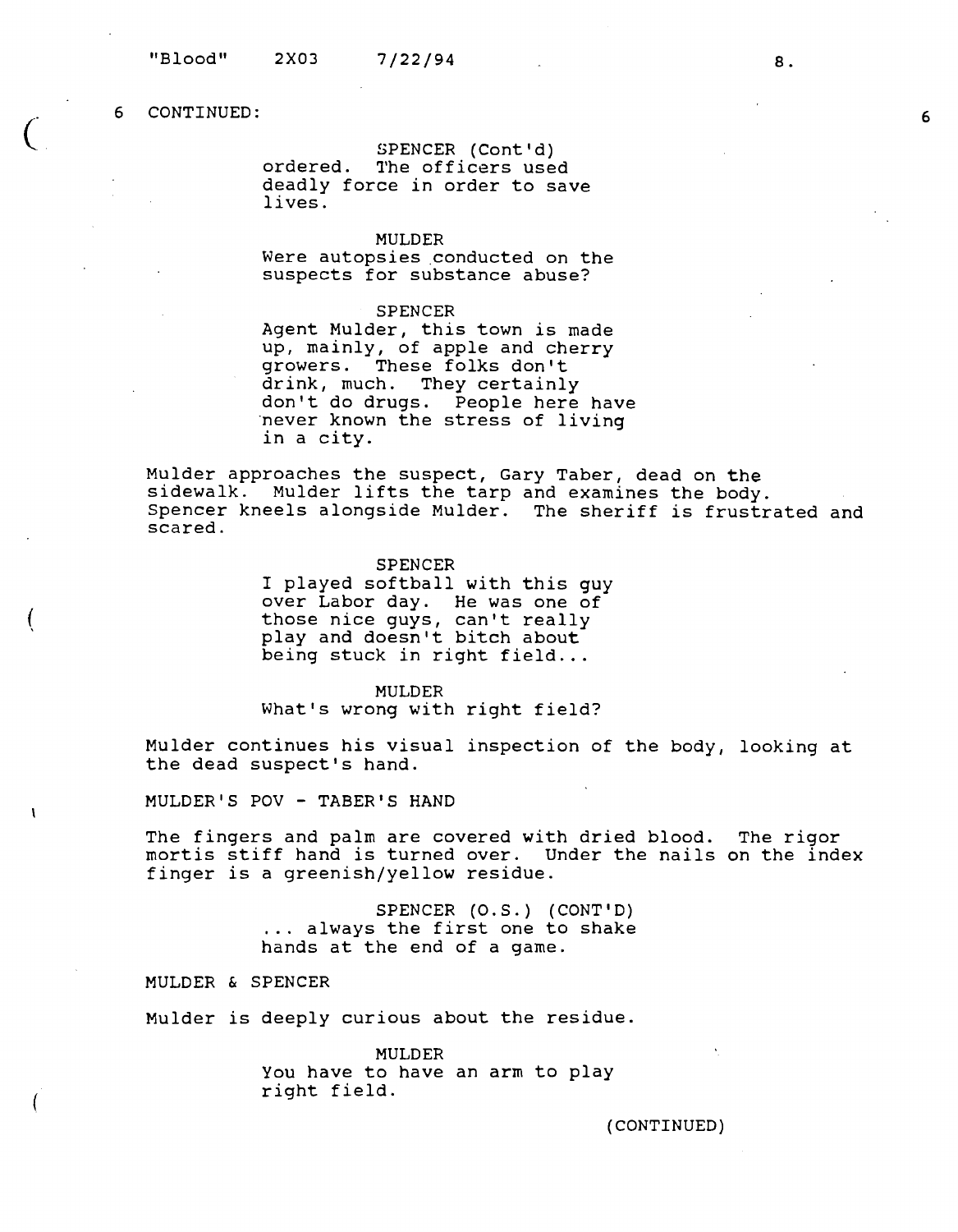6 CONTINUED: 6

SPENCER (Cont'd)
ordered. The officers used deadly force in order to save lives.

MULDER
Were autopsies conducted on the suspects for substance abuse?

SPENCER
Agent Mulder, this town is made up, mainly, of apple and cherry growers. These folks don't drink, much. They certainly don't do drugs. People here have never known the stress of living in a city.

Mulder approaches the suspect, Gary Taber, dead on the sidewalk. Mulder lifts the tarp and examines the body. Spencer kneels alongside Mulder. The sheriff is frustrated and scared.

SPENCER
I played softball with this guy over Labor day. He was one of those nice guys, can't really play and doesn't bitch about being stuck in right field...

MULDER
What's wrong with right field?

Mulder continues his visual inspection of the body, looking at the dead suspect's hand.

MULDER'S POV - TABER'S HAND

The fingers and palm are covered with dried blood. The rigor mortis stiff hand is turned over. Under the nails on the index finger is a greenish/yellow residue.

SPENCER (O.S.) (CONT'D)
... always the first one to shake hands at the end of a game.

MULDER & SPENCER

Mulder is deeply curious about the residue.

MULDER
You have to have an arm to play right field.

(CONTINUED)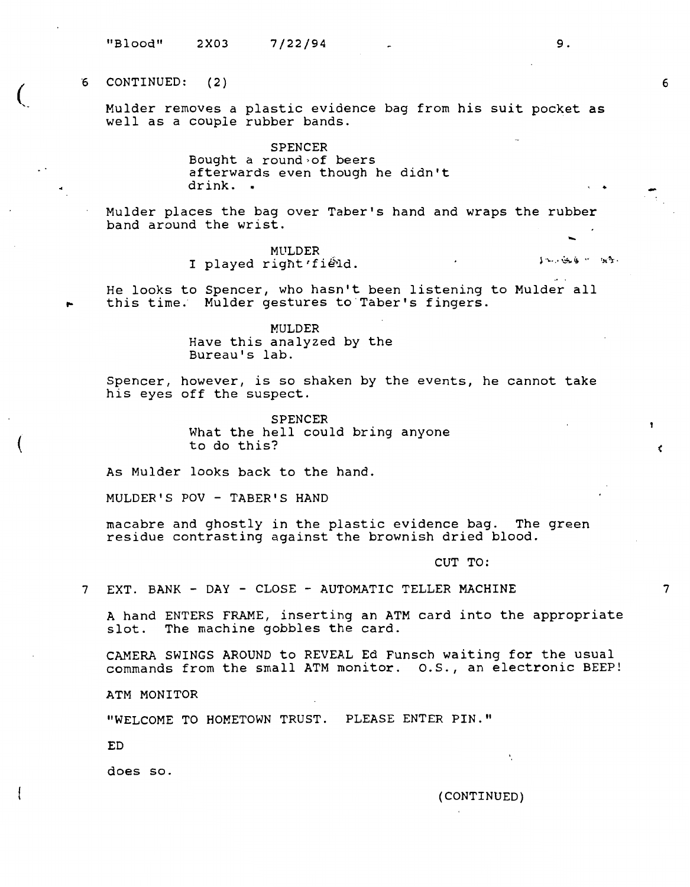6 CONTINUED: (2) 6

Mulder removes a plastic evidence bag from his suit pocket as well as a couple rubber bands.

SPENCER
Bought a round of beers afterwards even though he didn't drink.

Mulder places the bag over Taber's hand and wraps the rubber band around the wrist.

MULDER
I played right field.

He looks to Spencer, who hasn't been listening to Mulder all this time. Mulder gestures to Taber's fingers.

MULDER
Have this analyzed by the Bureau's lab.

Spencer, however, is so shaken by the events, he cannot take his eyes off the suspect.

SPENCER
What the hell could bring anyone to do this?

As Mulder looks back to the hand.

MULDER'S POV - TABER'S HAND

macabre and ghostly in the plastic evidence bag. The green residue contrasting against the brownish dried blood.

CUT TO:

7 EXT. BANK - DAY - CLOSE - AUTOMATIC TELLER MACHINE 7

A hand ENTERS FRAME, inserting an ATM card into the appropriate slot. The machine gobbles the card.

CAMERA SWINGS AROUND to REVEAL Ed Funsch waiting for the usual commands from the small ATM monitor. O.S., an electronic BEEP!

ATM MONITOR

"WELCOME TO HOMETOWN TRUST. PLEASE ENTER PIN."

ED

does so.

(CONTINUED)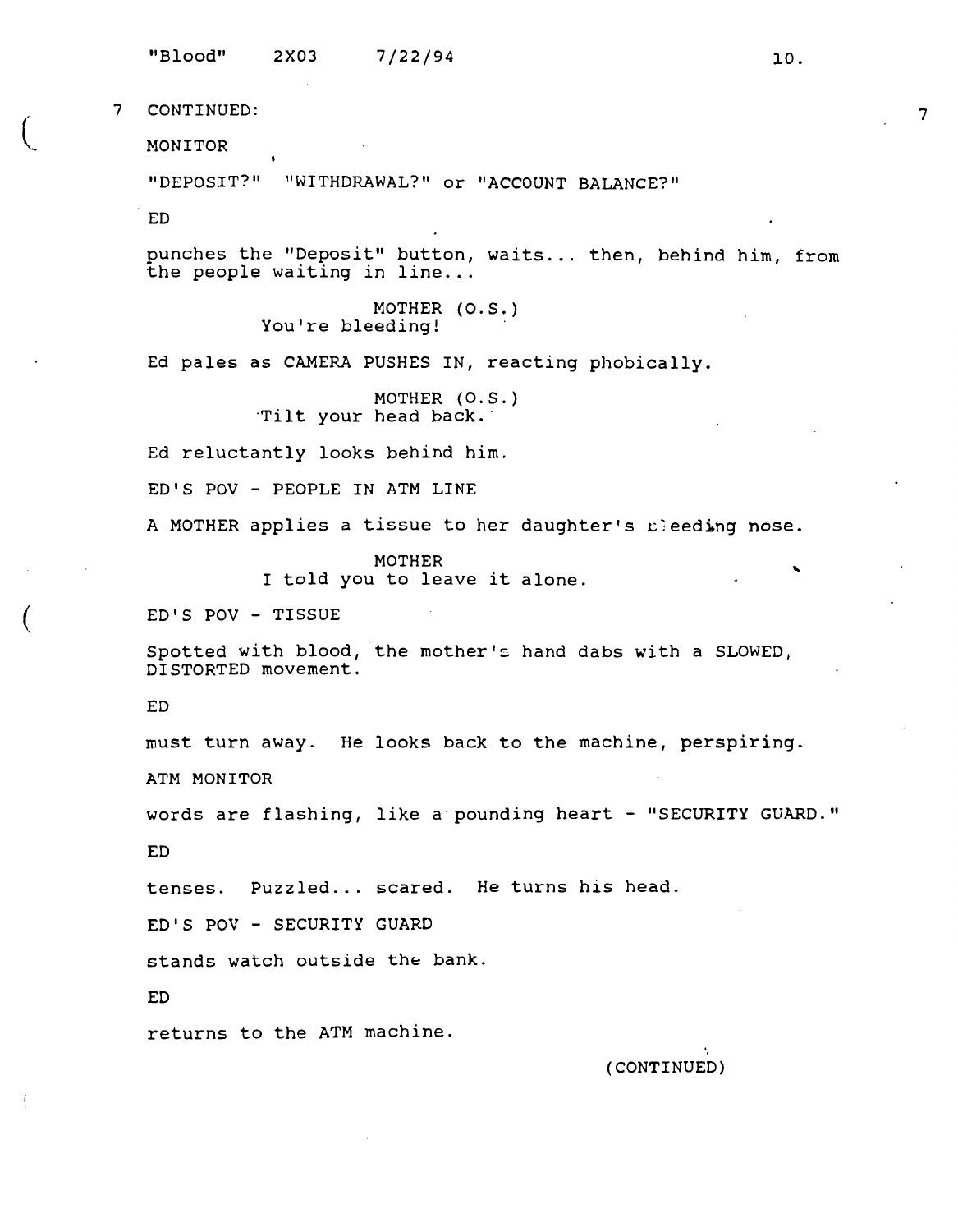7 CONTINUED: 7

MONITOR

"DEPOSIT?" "WITHDRAWAL?" or "ACCOUNT BALANCE?"

ED

punches the "Deposit" button, waits... then, behind him, from the people waiting in line...

MOTHER (O.S.)
You're bleeding!

Ed pales as CAMERA PUSHES IN, reacting phobically.

MOTHER (O.S.)
Tilt your head back.

Ed reluctantly looks behind him.

ED'S POV - PEOPLE IN ATM LINE

A MOTHER applies a tissue to her daughter's bleeding nose.

MOTHER
I told you to leave it alone.

ED'S POV - TISSUE

Spotted with blood, the mother's hand dabs with a SLOWED, DISTORTED movement.

ED

must turn away. He looks back to the machine, perspiring.

ATM MONITOR

words are flashing, like a pounding heart - "SECURITY GUARD."

ED

tenses. Puzzled... scared. He turns his head.

ED'S POV - SECURITY GUARD

stands watch outside the bank.

ED

returns to the ATM machine.

(CONTINUED)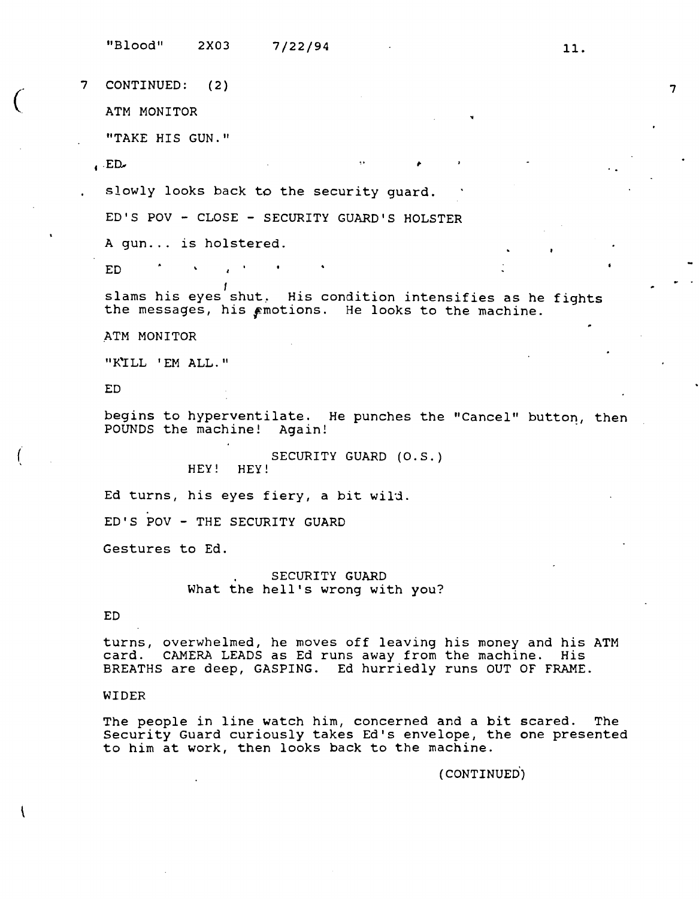7 CONTINUED: (2) 7

ATM MONITOR

"TAKE HIS GUN."

ED

slowly looks back to the security guard.

ED'S POV - CLOSE - SECURITY GUARD'S HOLSTER

A gun... is holstered.

ED

slams his eyes shut. His condition intensifies as he fights the messages, his emotions. He looks to the machine.

ATM MONITOR

"KILL 'EM ALL."

ED

begins to hyperventilate. He punches the "Cancel" button, then POUNDS the machine! Again!

SECURITY GUARD (O.S.)
HEY! HEY!

Ed turns, his eyes fiery, a bit wild.

ED'S POV - THE SECURITY GUARD

Gestures to Ed.

SECURITY GUARD
What the hell's wrong with you?

ED

turns, overwhelmed, he moves off leaving his money and his ATM card. CAMERA LEADS as Ed runs away from the machine. His BREATHS are deep, GASPING. Ed hurriedly runs OUT OF FRAME.

WIDER

The people in line watch him, concerned and a bit scared. The Security Guard curiously takes Ed's envelope, the one presented to him at work, then looks back to the machine.

(CONTINUED)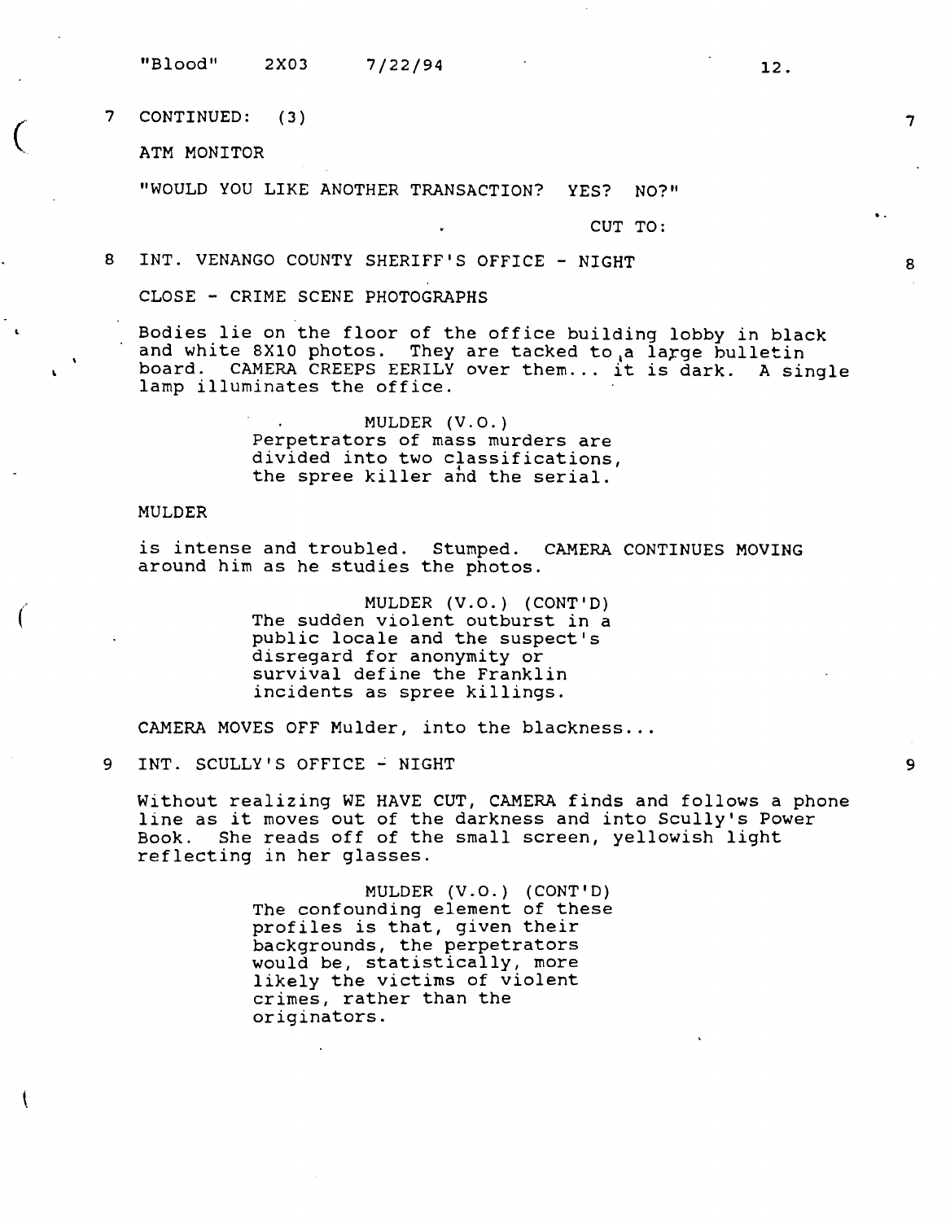7 CONTINUED: (3) 7

ATM MONITOR

"WOULD YOU LIKE ANOTHER TRANSACTION? YES? NO?"

CUT TO:

8 INT. VENANGO COUNTY SHERIFF'S OFFICE - NIGHT 8

CLOSE - CRIME SCENE PHOTOGRAPHS

Bodies lie on the floor of the office building lobby in black and white 8X10 photos. They are tacked to a large bulletin board. CAMERA CREEPS EERILY over them... it is dark. A single lamp illuminates the office.

MULDER (V.O.)
Perpetrators of mass murders are divided into two classifications, the spree killer and the serial.

MULDER

is intense and troubled. Stumped. CAMERA CONTINUES MOVING around him as he studies the photos.

MULDER (V.O.) (CONT'D)
The sudden violent outburst in a public locale and the suspect's disregard for anonymity or survival define the Franklin incidents as spree killings.

CAMERA MOVES OFF Mulder, into the blackness...

9 INT. SCULLY'S OFFICE - NIGHT 9

Without realizing WE HAVE CUT, CAMERA finds and follows a phone line as it moves out of the darkness and into Scully's Power Book. She reads off of the small screen, yellowish light reflecting in her glasses.

MULDER (V.O.) (CONT'D)
The confounding element of these profiles is that, given their backgrounds, the perpetrators would be, statistically, more likely the victims of violent crimes, rather than the originators.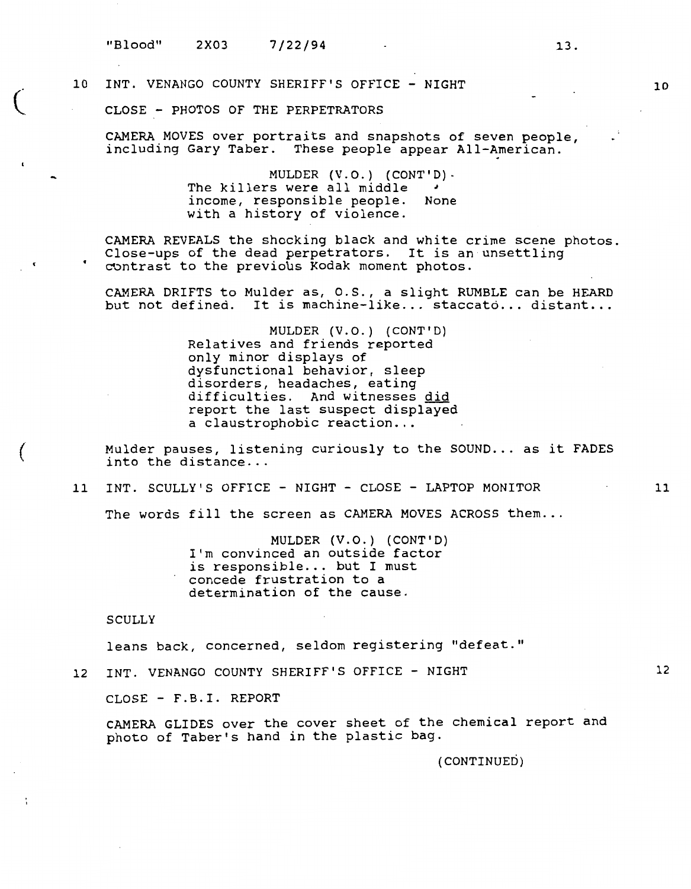10 INT. VENANGO COUNTY SHERIFF'S OFFICE - NIGHT 10

CLOSE - PHOTOS OF THE PERPETRATORS

CAMERA MOVES over portraits and snapshots of seven people, including Gary Taber. These people appear All-American.

MULDER (V.O.) (CONT'D)
The killers were all middle income, responsible people. None with a history of violence.

CAMERA REVEALS the shocking black and white crime scene photos. Close-ups of the dead perpetrators. It is an unsettling contrast to the previous Kodak moment photos.

CAMERA DRIFTS to Mulder as, O.S., a slight RUMBLE can be HEARD but not defined. It is machine-like... staccato... distant...

MULDER (V.O.) (CONT'D)
Relatives and friends reported only minor displays of dysfunctional behavior, sleep disorders, headaches, eating difficulties. And witnesses <u>did</u> report the last suspect displayed a claustrophobic reaction...

Mulder pauses, listening curiously to the SOUND... as it FADES into the distance...

11 INT. SCULLY'S OFFICE - NIGHT - CLOSE - LAPTOP MONITOR 11

The words fill the screen as CAMERA MOVES ACROSS them...

MULDER (V.O.) (CONT'D)
I'm convinced an outside factor is responsible... but I must concede frustration to a determination of the cause.

SCULLY

leans back, concerned, seldom registering "defeat."

12 INT. VENANGO COUNTY SHERIFF'S OFFICE - NIGHT 12

CLOSE - F.B.I. REPORT

CAMERA GLIDES over the cover sheet of the chemical report and photo of Taber's hand in the plastic bag.

(CONTINUED)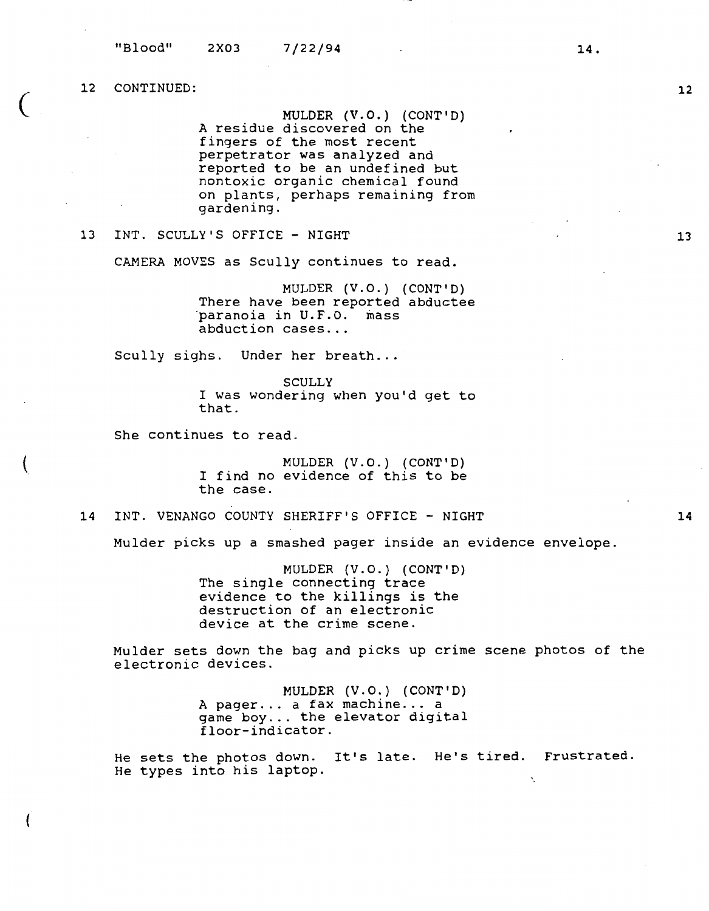12 CONTINUED: 12

MULDER (V.O.) (CONT'D)
A residue discovered on the fingers of the most recent perpetrator was analyzed and reported to be an undefined but nontoxic organic chemical found on plants, perhaps remaining from gardening.

13 INT. SCULLY'S OFFICE - NIGHT 13

CAMERA MOVES as Scully continues to read.

MULDER (V.O.) (CONT'D)
There have been reported abductee paranoia in U.F.O. mass abduction cases...

Scully sighs. Under her breath...

SCULLY
I was wondering when you'd get to that.

She continues to read.

MULDER (V.O.) (CONT'D)
I find no evidence of this to be the case.

14 INT. VENANGO COUNTY SHERIFF'S OFFICE - NIGHT 14

Mulder picks up a smashed pager inside an evidence envelope.

MULDER (V.O.) (CONT'D)
The single connecting trace evidence to the killings is the destruction of an electronic device at the crime scene.

Mulder sets down the bag and picks up crime scene photos of the electronic devices.

MULDER (V.O.) (CONT'D)
A pager... a fax machine... a game boy... the elevator digital floor-indicator.

He sets the photos down. It's late. He's tired. Frustrated. He types into his laptop.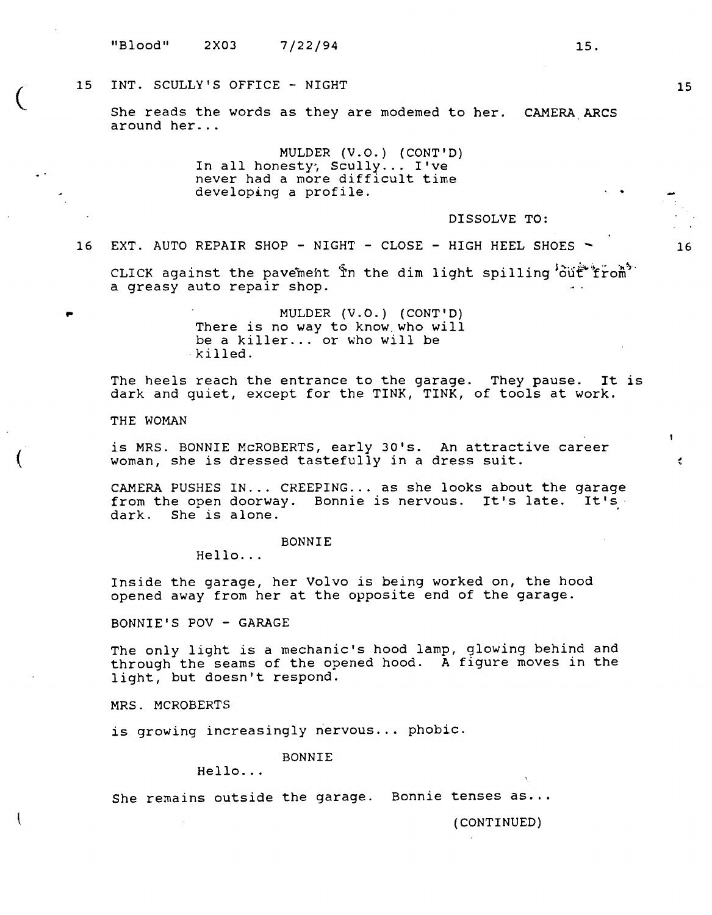15 INT. SCULLY'S OFFICE - NIGHT 15

She reads the words as they are modemed to her. CAMERA ARCS around her...

MULDER (V.O.) (CONT'D)
In all honesty, Scully... I've never had a more difficult time developing a profile.

DISSOLVE TO:

16 EXT. AUTO REPAIR SHOP - NIGHT - CLOSE - HIGH HEEL SHOES - 16

CLICK against the pavement in the dim light spilling out from a greasy auto repair shop.

MULDER (V.O.) (CONT'D)
There is no way to know who will be a killer... or who will be killed.

The heels reach the entrance to the garage. They pause. It is dark and quiet, except for the TINK, TINK, of tools at work.

THE WOMAN

is MRS. BONNIE McROBERTS, early 30's. An attractive career woman, she is dressed tastefully in a dress suit.

CAMERA PUSHES IN... CREEPING... as she looks about the garage from the open doorway. Bonnie is nervous. It's late. It's dark. She is alone.

BONNIE
Hello...

Inside the garage, her Volvo is being worked on, the hood opened away from her at the opposite end of the garage.

BONNIE'S POV - GARAGE

The only light is a mechanic's hood lamp, glowing behind and through the seams of the opened hood. A figure moves in the light, but doesn't respond.

MRS. MCROBERTS

is growing increasingly nervous... phobic.

BONNIE
Hello...

She remains outside the garage. Bonnie tenses as...

(CONTINUED)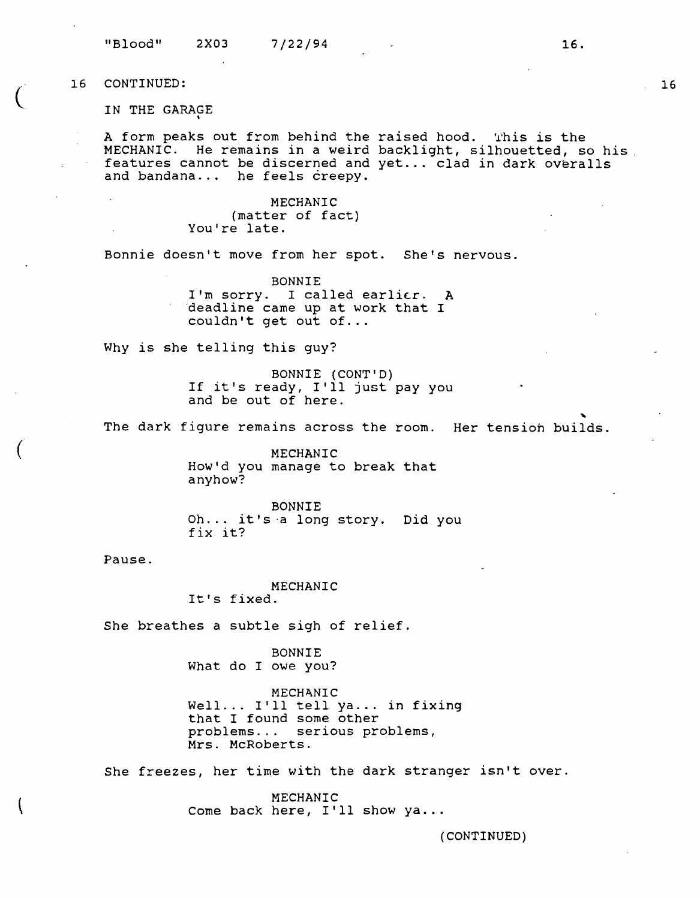16 CONTINUED: 16

IN THE GARAGE

A form peaks out from behind the raised hood. This is the MECHANIC. He remains in a weird backlight, silhouetted, so his features cannot be discerned and yet... clad in dark overalls and bandana... he feels creepy.

MECHANIC
(matter of fact)
You're late.

Bonnie doesn't move from her spot. She's nervous.

BONNIE
I'm sorry. I called earlier. A deadline came up at work that I couldn't get out of...

Why is she telling this guy?

BONNIE (CONT'D)
If it's ready, I'll just pay you and be out of here.

The dark figure remains across the room. Her tension builds.

MECHANIC
How'd you manage to break that anyhow?

BONNIE
Oh... it's a long story. Did you fix it?

Pause.

MECHANIC
It's fixed.

She breathes a subtle sigh of relief.

BONNIE
What do I owe you?

MECHANIC
Well... I'll tell ya... in fixing that I found some other problems... serious problems, Mrs. McRoberts.

She freezes, her time with the dark stranger isn't over.

MECHANIC
Come back here, I'll show ya...

(CONTINUED)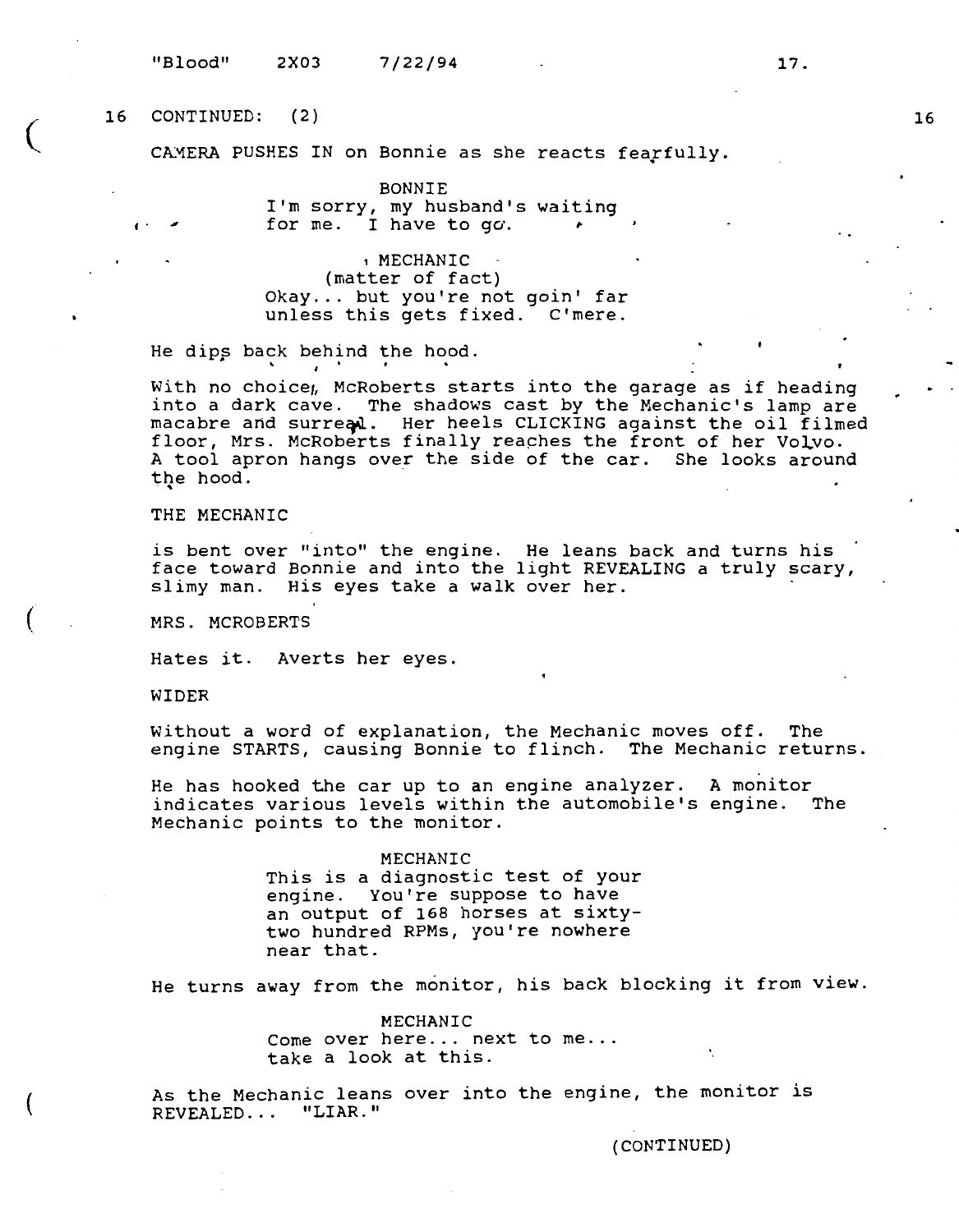16 CONTINUED: (2) 16

CAMERA PUSHES IN on Bonnie as she reacts fearfully.

BONNIE
I'm sorry, my husband's waiting for me. I have to go.

MECHANIC
(matter of fact)
Okay... but you're not goin' far unless this gets fixed. C'mere.

He dips back behind the hood.

With no choice, McRoberts starts into the garage as if heading into a dark cave. The shadows cast by the Mechanic's lamp are macabre and surreal. Her heels CLICKING against the oil filmed floor, Mrs. McRoberts finally reaches the front of her Volvo. A tool apron hangs over the side of the car. She looks around the hood.

THE MECHANIC

is bent over "into" the engine. He leans back and turns his face toward Bonnie and into the light REVEALING a truly scary, slimy man. His eyes take a walk over her.

MRS. MCROBERTS

Hates it. Averts her eyes.

WIDER

Without a word of explanation, the Mechanic moves off. The engine STARTS, causing Bonnie to flinch. The Mechanic returns.

He has hooked the car up to an engine analyzer. A monitor indicates various levels within the automobile's engine. The Mechanic points to the monitor.

MECHANIC
This is a diagnostic test of your engine. You're suppose to have an output of 168 horses at sixty-two hundred RPMs, you're nowhere near that.

He turns away from the monitor, his back blocking it from view.

MECHANIC
Come over here... next to me... take a look at this.

As the Mechanic leans over into the engine, the monitor is REVEALED... "LIAR."

(CONTINUED)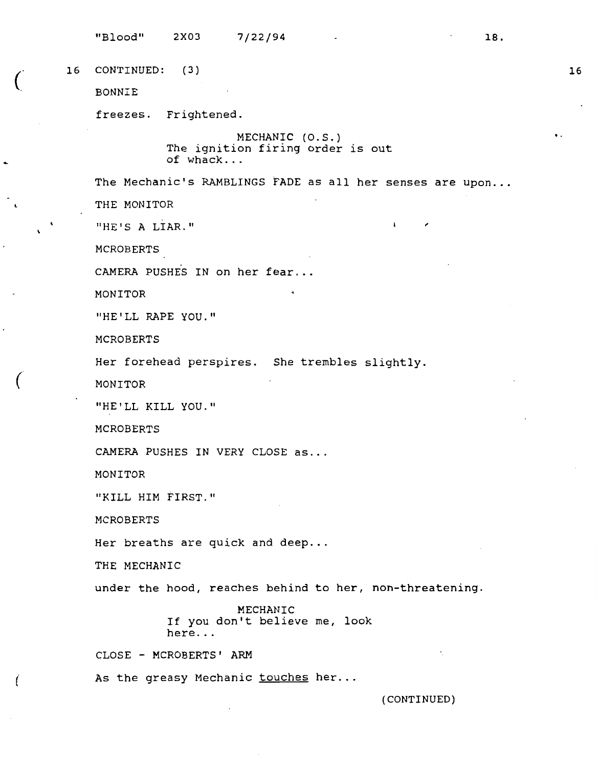16 CONTINUED: (3) 16

BONNIE

freezes. Frightened.

MECHANIC (O.S.)
The ignition firing order is out of whack...

The Mechanic's RAMBLINGS FADE as all her senses are upon...

THE MONITOR

"HE'S A LIAR."

MCROBERTS

CAMERA PUSHES IN on her fear...

MONITOR

"HE'LL RAPE YOU."

MCROBERTS

Her forehead perspires. She trembles slightly.

MONITOR

"HE'LL KILL YOU."

MCROBERTS

CAMERA PUSHES IN VERY CLOSE as...

MONITOR

"KILL HIM FIRST."

MCROBERTS

Her breaths are quick and deep...

THE MECHANIC

under the hood, reaches behind to her, non-threatening.

MECHANIC
If you don't believe me, look here...

CLOSE - MCROBERTS' ARM

As the greasy Mechanic <u>touches</u> her...

(CONTINUED)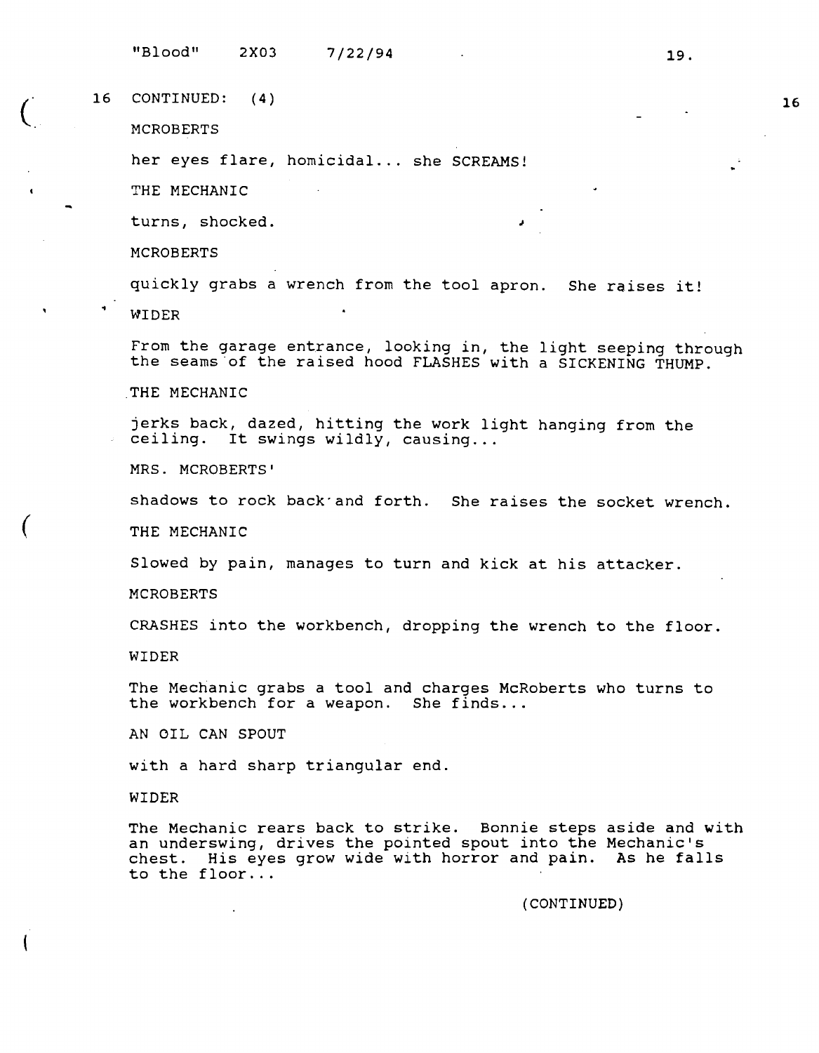16 CONTINUED: (4) 16

MCROBERTS

her eyes flare, homicidal... she SCREAMS!

THE MECHANIC

turns, shocked.

MCROBERTS

quickly grabs a wrench from the tool apron. She raises it!

WIDER

From the garage entrance, looking in, the light seeping through the seams of the raised hood FLASHES with a SICKENING THUMP.

THE MECHANIC

jerks back, dazed, hitting the work light hanging from the ceiling. It swings wildly, causing...

MRS. MCROBERTS'

shadows to rock back and forth. She raises the socket wrench.

THE MECHANIC

Slowed by pain, manages to turn and kick at his attacker.

MCROBERTS

CRASHES into the workbench, dropping the wrench to the floor.

WIDER

The Mechanic grabs a tool and charges McRoberts who turns to the workbench for a weapon. She finds...

AN OIL CAN SPOUT

with a hard sharp triangular end.

WIDER

The Mechanic rears back to strike. Bonnie steps aside and with an underswing, drives the pointed spout into the Mechanic's chest. His eyes grow wide with horror and pain. As he falls to the floor...

(CONTINUED)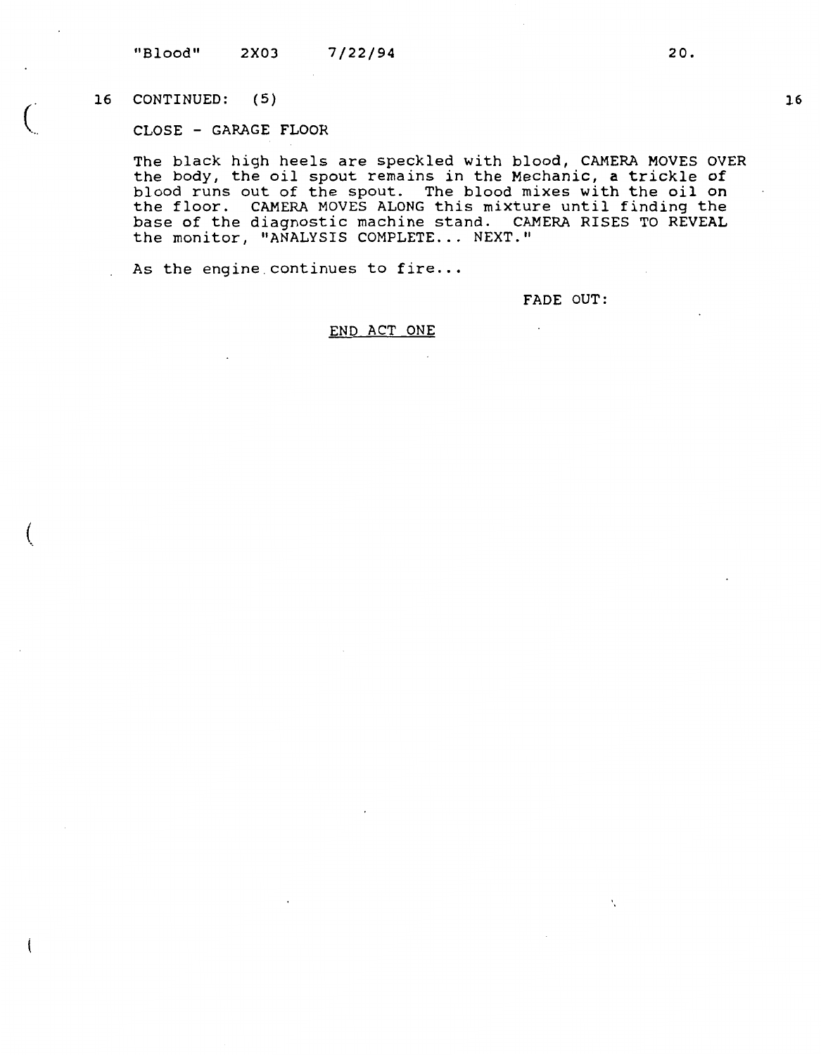16 CONTINUED: (5)

CLOSE - GARAGE FLOOR

The black high heels are speckled with blood, CAMERA MOVES OVER the body, the oil spout remains in the Mechanic, a trickle of blood runs out of the spout. The blood mixes with the oil on the floor. CAMERA MOVES ALONG this mixture until finding the base of the diagnostic machine stand. CAMERA RISES TO REVEAL the monitor, "ANALYSIS COMPLETE... NEXT."

As the engine continues to fire...

FADE OUT:

END ACT ONE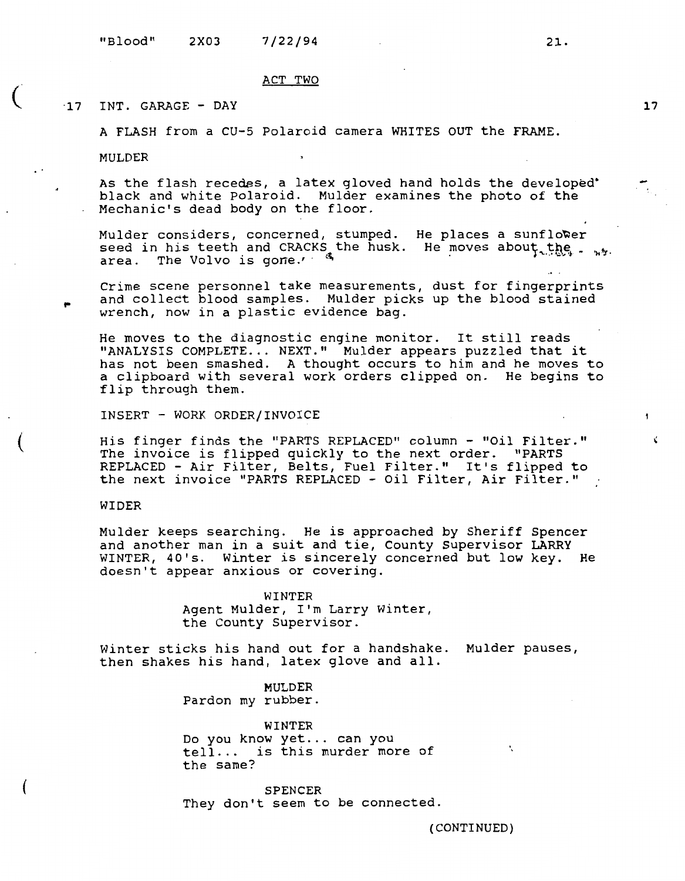ACT TWO

17 INT. GARAGE - DAY 17

A FLASH from a CU-5 Polaroid camera WHITES OUT the FRAME.

MULDER

As the flash recedes, a latex gloved hand holds the developed black and white Polaroid. Mulder examines the photo of the Mechanic's dead body on the floor.

Mulder considers, concerned, stumped. He places a sunflower seed in his teeth and CRACKS the husk. He moves about the area. The Volvo is gone.

Crime scene personnel take measurements, dust for fingerprints and collect blood samples. Mulder picks up the blood stained wrench, now in a plastic evidence bag.

He moves to the diagnostic engine monitor. It still reads "ANALYSIS COMPLETE... NEXT." Mulder appears puzzled that it has not been smashed. A thought occurs to him and he moves to a clipboard with several work orders clipped on. He begins to flip through them.

INSERT - WORK ORDER/INVOICE

His finger finds the "PARTS REPLACED" column - "Oil Filter." The invoice is flipped quickly to the next order. "PARTS REPLACED - Air Filter, Belts, Fuel Filter." It's flipped to the next invoice "PARTS REPLACED - Oil Filter, Air Filter."

WIDER

Mulder keeps searching. He is approached by Sheriff Spencer and another man in a suit and tie, County Supervisor LARRY WINTER, 40's. Winter is sincerely concerned but low key. He doesn't appear anxious or covering.

WINTER
Agent Mulder, I'm Larry Winter, the County Supervisor.

Winter sticks his hand out for a handshake. Mulder pauses, then shakes his hand, latex glove and all.

MULDER
Pardon my rubber.

WINTER
Do you know yet... can you tell... is this murder more of the same?

SPENCER
They don't seem to be connected.

(CONTINUED)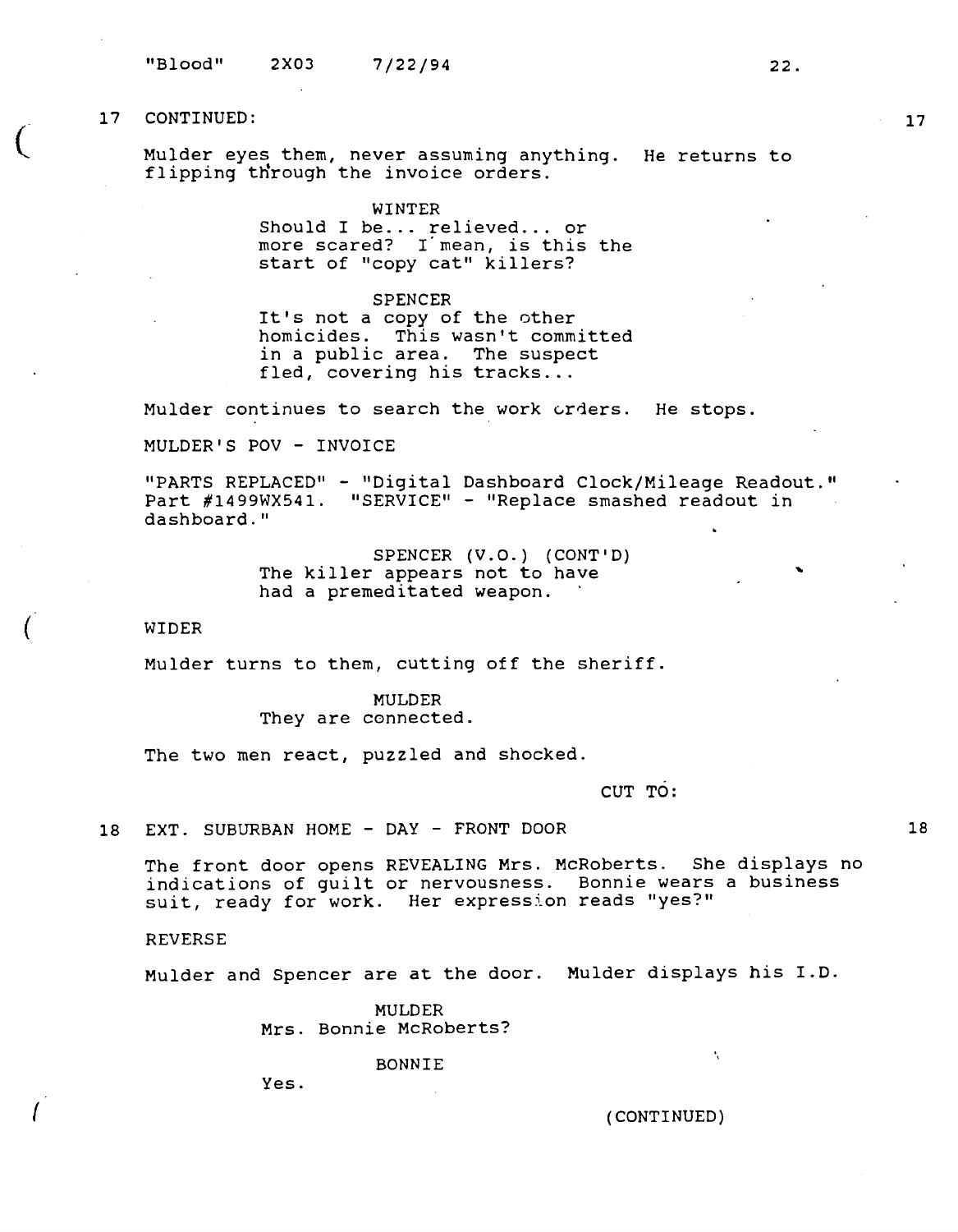17 CONTINUED:

Mulder eyes them, never assuming anything. He returns to flipping through the invoice orders.

WINTER
Should I be... relieved... or more scared? I mean, is this the start of "copy cat" killers?

SPENCER
It's not a copy of the other homicides. This wasn't committed in a public area. The suspect fled, covering his tracks...

Mulder continues to search the work orders. He stops.

MULDER'S POV - INVOICE

"PARTS REPLACED" - "Digital Dashboard Clock/Mileage Readout." Part #1499WX541. "SERVICE" - "Replace smashed readout in dashboard."

SPENCER (V.O.) (CONT'D)
The killer appears not to have had a premeditated weapon.

WIDER

Mulder turns to them, cutting off the sheriff.

MULDER
They are connected.

The two men react, puzzled and shocked.

CUT TO:

18 EXT. SUBURBAN HOME - DAY - FRONT DOOR

The front door opens REVEALING Mrs. McRoberts. She displays no indications of guilt or nervousness. Bonnie wears a business suit, ready for work. Her expression reads "yes?"

REVERSE

Mulder and Spencer are at the door. Mulder displays his I.D.

MULDER
Mrs. Bonnie McRoberts?

BONNIE
Yes.

(CONTINUED)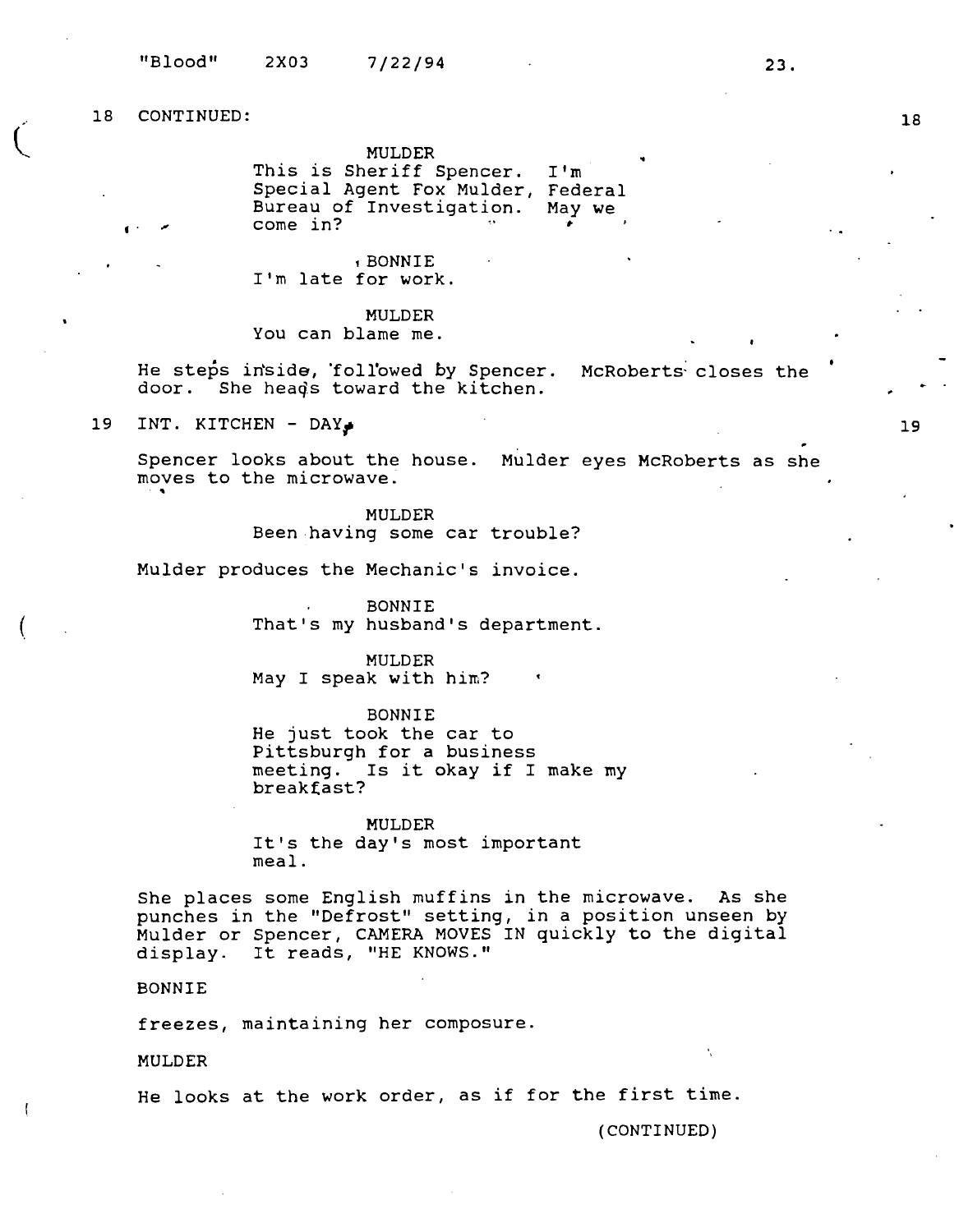18 CONTINUED: 18

MULDER
This is Sheriff Spencer. I'm Special Agent Fox Mulder, Federal Bureau of Investigation. May we come in?

BONNIE
I'm late for work.

MULDER
You can blame me.

He steps inside, followed by Spencer. McRoberts closes the door. She heads toward the kitchen.

19 INT. KITCHEN - DAY 19

Spencer looks about the house. Mulder eyes McRoberts as she moves to the microwave.

MULDER
Been having some car trouble?

Mulder produces the Mechanic's invoice.

BONNIE
That's my husband's department.

MULDER
May I speak with him?

BONNIE
He just took the car to Pittsburgh for a business meeting. Is it okay if I make my breakfast?

MULDER
It's the day's most important meal.

She places some English muffins in the microwave. As she punches in the "Defrost" setting, in a position unseen by Mulder or Spencer, CAMERA MOVES IN quickly to the digital display. It reads, "HE KNOWS."

BONNIE

freezes, maintaining her composure.

MULDER

He looks at the work order, as if for the first time.

(CONTINUED)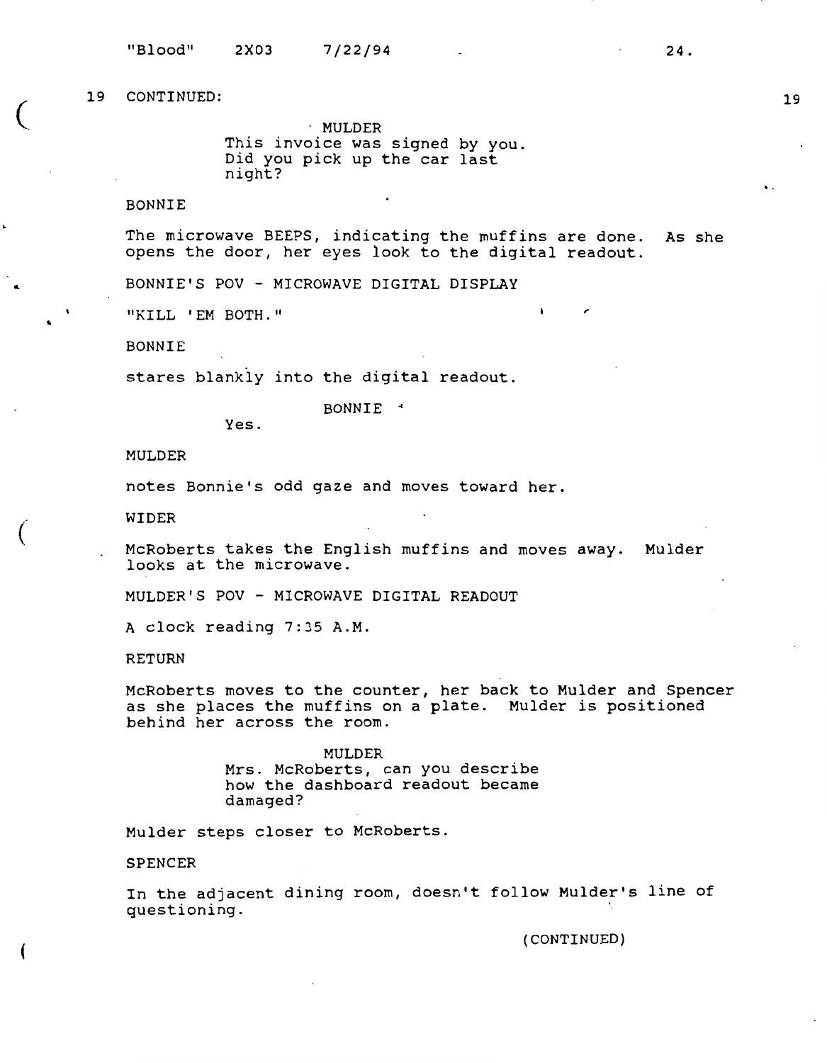19 CONTINUED: 19

MULDER
This invoice was signed by you.
Did you pick up the car last
night?

BONNIE

The microwave BEEPS, indicating the muffins are done. As she opens the door, her eyes look to the digital readout.

BONNIE'S POV - MICROWAVE DIGITAL DISPLAY

"KILL 'EM BOTH."

BONNIE

stares blankly into the digital readout.

BONNIE
Yes.

MULDER

notes Bonnie's odd gaze and moves toward her.

WIDER

McRoberts takes the English muffins and moves away. Mulder looks at the microwave.

MULDER'S POV - MICROWAVE DIGITAL READOUT

A clock reading 7:35 A.M.

RETURN

McRoberts moves to the counter, her back to Mulder and Spencer as she places the muffins on a plate. Mulder is positioned behind her across the room.

MULDER
Mrs. McRoberts, can you describe
how the dashboard readout became
damaged?

Mulder steps closer to McRoberts.

SPENCER

In the adjacent dining room, doesn't follow Mulder's line of questioning.

(CONTINUED)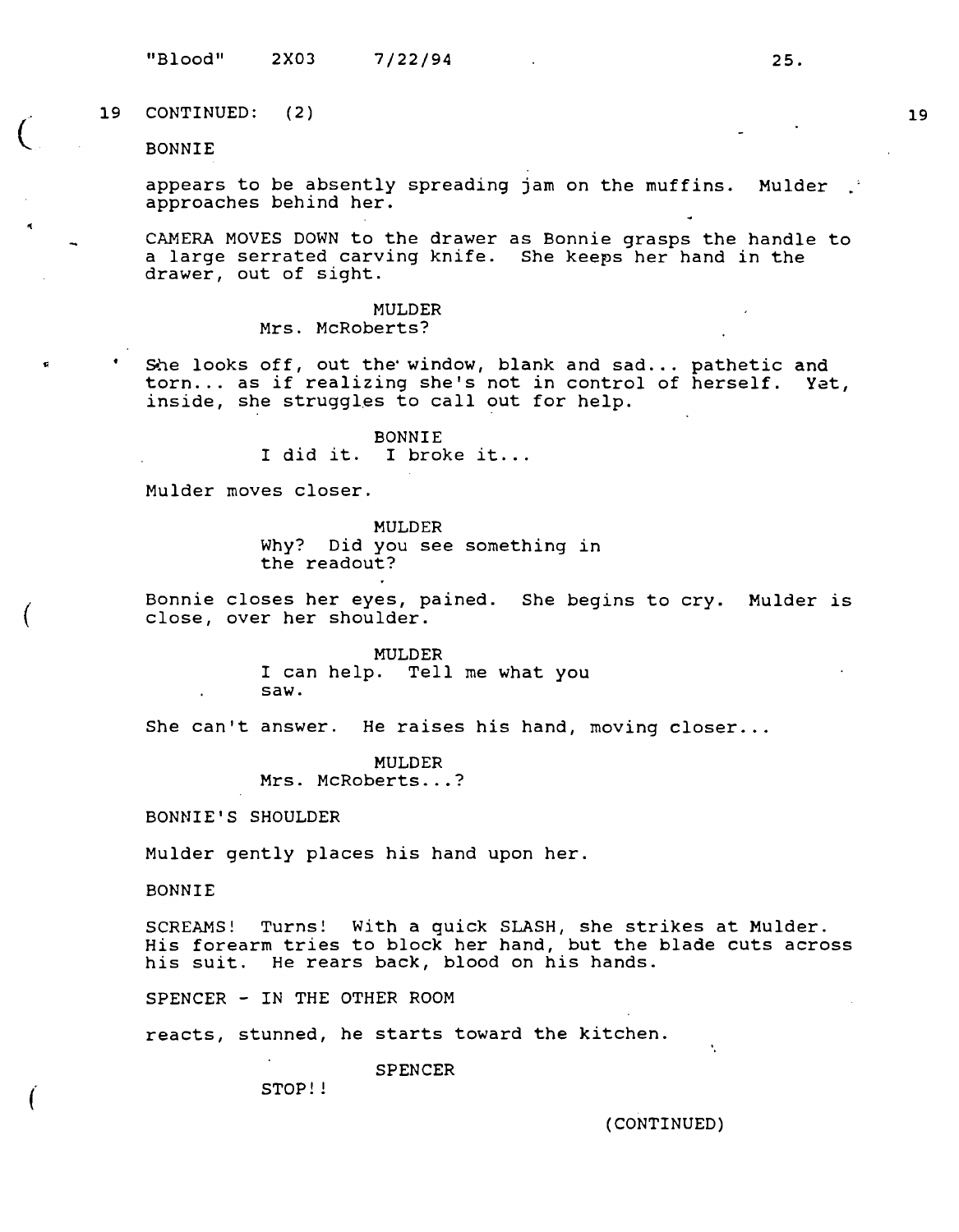19 CONTINUED: (2) 19

BONNIE

appears to be absently spreading jam on the muffins. Mulder approaches behind her.

CAMERA MOVES DOWN to the drawer as Bonnie grasps the handle to a large serrated carving knife. She keeps her hand in the drawer, out of sight.

MULDER
Mrs. McRoberts?

She looks off, out the window, blank and sad... pathetic and torn... as if realizing she's not in control of herself. Yet, inside, she struggles to call out for help.

BONNIE
I did it. I broke it...

Mulder moves closer.

MULDER
Why? Did you see something in the readout?

Bonnie closes her eyes, pained. She begins to cry. Mulder is close, over her shoulder.

MULDER
I can help. Tell me what you saw.

She can't answer. He raises his hand, moving closer...

MULDER
Mrs. McRoberts...?

BONNIE'S SHOULDER

Mulder gently places his hand upon her.

BONNIE

SCREAMS! Turns! With a quick SLASH, she strikes at Mulder. His forearm tries to block her hand, but the blade cuts across his suit. He rears back, blood on his hands.

SPENCER - IN THE OTHER ROOM

reacts, stunned, he starts toward the kitchen.

SPENCER
STOP!!

(CONTINUED)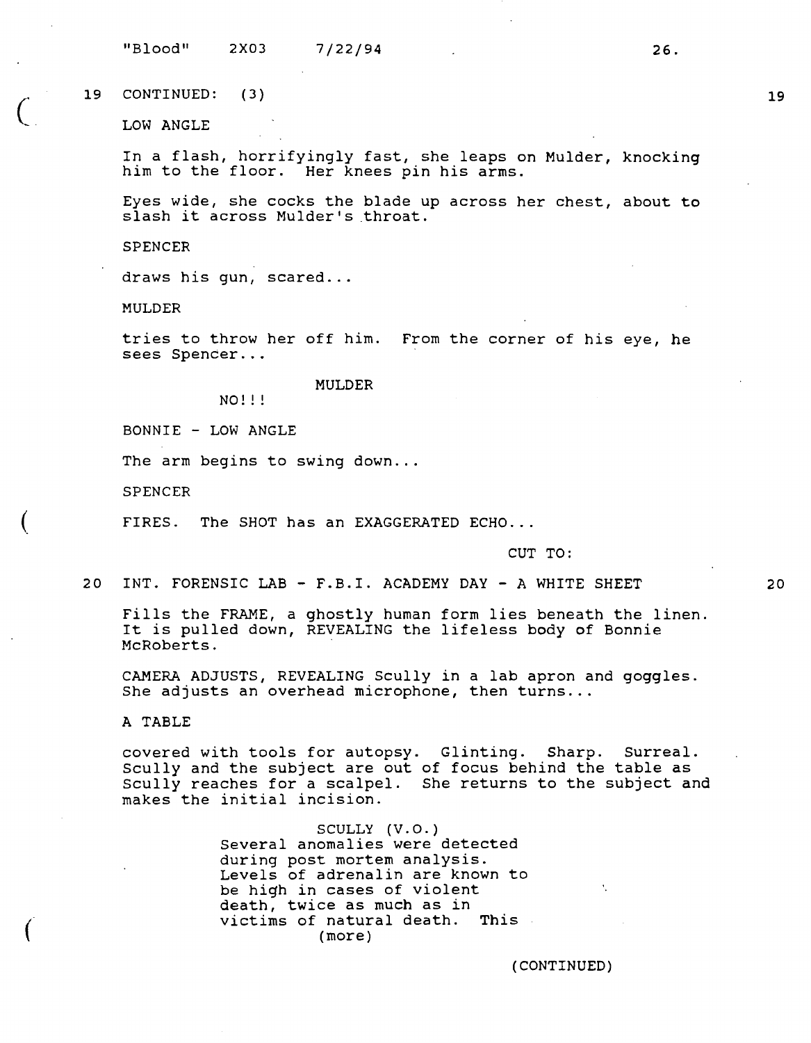19 CONTINUED: (3) 19

LOW ANGLE

In a flash, horrifyingly fast, she leaps on Mulder, knocking him to the floor. Her knees pin his arms.

Eyes wide, she cocks the blade up across her chest, about to slash it across Mulder's throat.

SPENCER

draws his gun, scared...

MULDER

tries to throw her off him. From the corner of his eye, he sees Spencer...

MULDER
NO!!!

BONNIE - LOW ANGLE

The arm begins to swing down...

SPENCER

FIRES. The SHOT has an EXAGGERATED ECHO...

CUT TO:

20 INT. FORENSIC LAB - F.B.I. ACADEMY DAY - A WHITE SHEET 20

Fills the FRAME, a ghostly human form lies beneath the linen. It is pulled down, REVEALING the lifeless body of Bonnie McRoberts.

CAMERA ADJUSTS, REVEALING Scully in a lab apron and goggles. She adjusts an overhead microphone, then turns...

A TABLE

covered with tools for autopsy. Glinting. Sharp. Surreal. Scully and the subject are out of focus behind the table as Scully reaches for a scalpel. She returns to the subject and makes the initial incision.

SCULLY (V.O.)
Several anomalies were detected during post mortem analysis. Levels of adrenalin are known to be high in cases of violent death, twice as much as in victims of natural death. This
(more)

(CONTINUED)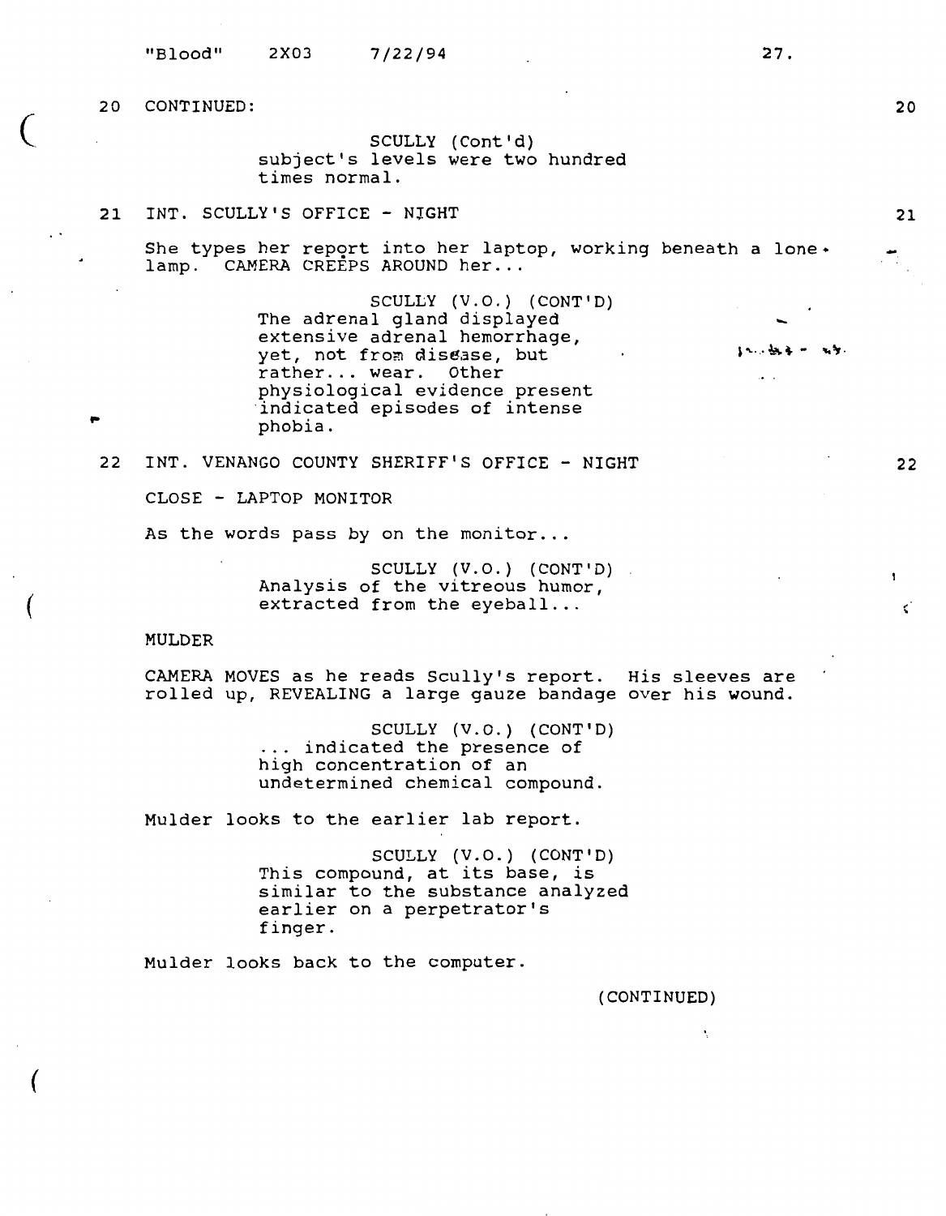20 CONTINUED: 20

SCULLY (Cont'd)
subject's levels were two hundred
times normal.

21 INT. SCULLY'S OFFICE - NIGHT 21

She types her report into her laptop, working beneath a lone lamp. CAMERA CREEPS AROUND her...

SCULLY (V.O.) (CONT'D)
The adrenal gland displayed
extensive adrenal hemorrhage,
yet, not from disease, but
rather... wear. Other
physiological evidence present
indicated episodes of intense
phobia.

22 INT. VENANGO COUNTY SHERIFF'S OFFICE - NIGHT 22

CLOSE - LAPTOP MONITOR

As the words pass by on the monitor...

SCULLY (V.O.) (CONT'D)
Analysis of the vitreous humor,
extracted from the eyeball...

MULDER

CAMERA MOVES as he reads Scully's report. His sleeves are rolled up, REVEALING a large gauze bandage over his wound.

SCULLY (V.O.) (CONT'D)
... indicated the presence of
high concentration of an
undetermined chemical compound.

Mulder looks to the earlier lab report.

SCULLY (V.O.) (CONT'D)
This compound, at its base, is
similar to the substance analyzed
earlier on a perpetrator's
finger.

Mulder looks back to the computer.

(CONTINUED)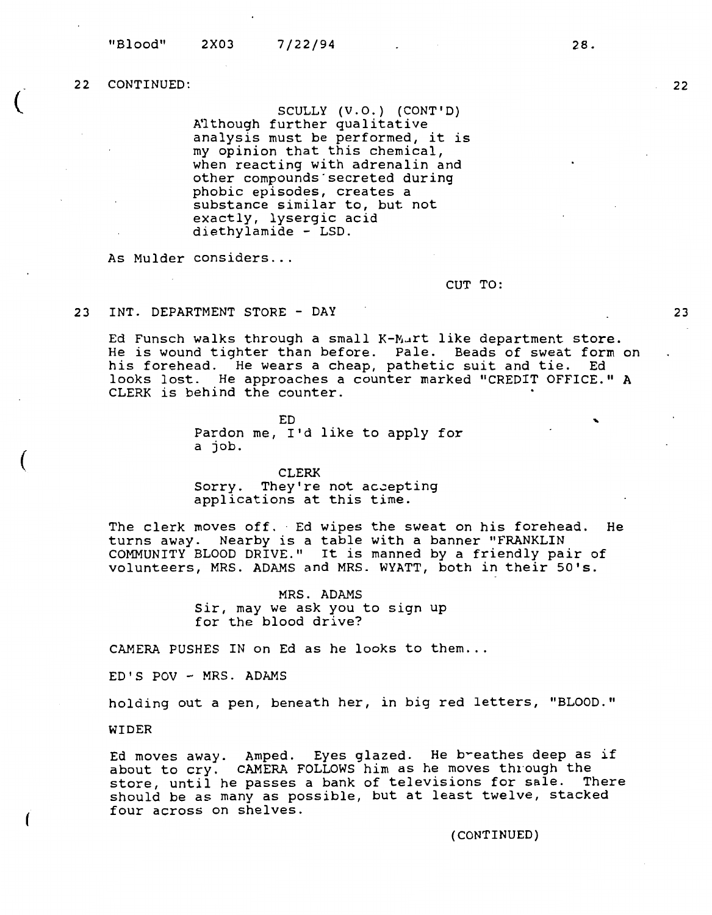22 CONTINUED: 22

SCULLY (V.O.) (CONT'D)
Although further qualitative analysis must be performed, it is my opinion that this chemical, when reacting with adrenalin and other compounds secreted during phobic episodes, creates a substance similar to, but not exactly, lysergic acid diethylamide - LSD.

As Mulder considers...

CUT TO:

23 INT. DEPARTMENT STORE - DAY 23

Ed Funsch walks through a small K-Mart like department store. He is wound tighter than before. Pale. Beads of sweat form on his forehead. He wears a cheap, pathetic suit and tie. Ed looks lost. He approaches a counter marked "CREDIT OFFICE." A CLERK is behind the counter.

ED
Pardon me, I'd like to apply for a job.

CLERK
Sorry. They're not accepting applications at this time.

The clerk moves off. Ed wipes the sweat on his forehead. He turns away. Nearby is a table with a banner "FRANKLIN COMMUNITY BLOOD DRIVE." It is manned by a friendly pair of volunteers, MRS. ADAMS and MRS. WYATT, both in their 50's.

MRS. ADAMS
Sir, may we ask you to sign up for the blood drive?

CAMERA PUSHES IN on Ed as he looks to them...

ED'S POV - MRS. ADAMS

holding out a pen, beneath her, in big red letters, "BLOOD."

WIDER

Ed moves away. Amped. Eyes glazed. He breathes deep as if about to cry. CAMERA FOLLOWS him as he moves through the store, until he passes a bank of televisions for sale. There should be as many as possible, but at least twelve, stacked four across on shelves.

(CONTINUED)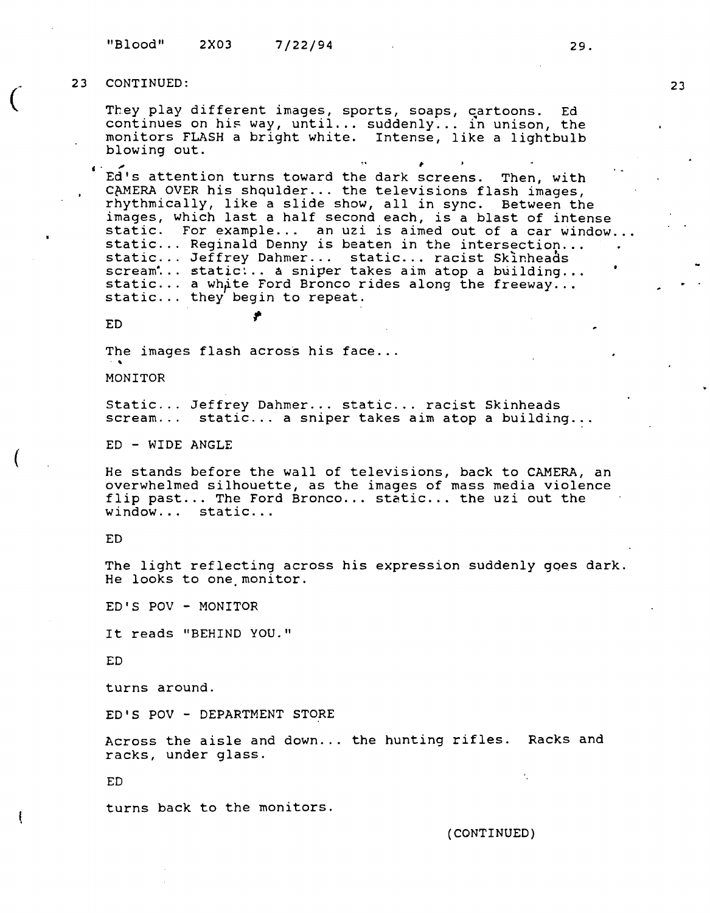23 CONTINUED: 23

They play different images, sports, soaps, cartoons. Ed continues on his way, until... suddenly... in unison, the monitors FLASH a bright white. Intense, like a lightbulb blowing out.

Ed's attention turns toward the dark screens. Then, with CAMERA OVER his shoulder... the televisions flash images, rhythmically, like a slide show, all in sync. Between the images, which last a half second each, is a blast of intense static. For example... an uzi is aimed out of a car window... static... Reginald Denny is beaten in the intersection... static... Jeffrey Dahmer... static... racist Skinheads scream... static... a sniper takes aim atop a building... static... a white Ford Bronco rides along the freeway... static... they begin to repeat.

ED

The images flash across his face...

MONITOR

Static... Jeffrey Dahmer... static... racist Skinheads scream... static... a sniper takes aim atop a building...

ED - WIDE ANGLE

He stands before the wall of televisions, back to CAMERA, an overwhelmed silhouette, as the images of mass media violence flip past... The Ford Bronco... static... the uzi out the window... static...

ED

The light reflecting across his expression suddenly goes dark. He looks to one monitor.

ED'S POV - MONITOR

It reads "BEHIND YOU."

ED

turns around.

ED'S POV - DEPARTMENT STORE

Across the aisle and down... the hunting rifles. Racks and racks, under glass.

ED

turns back to the monitors.

(CONTINUED)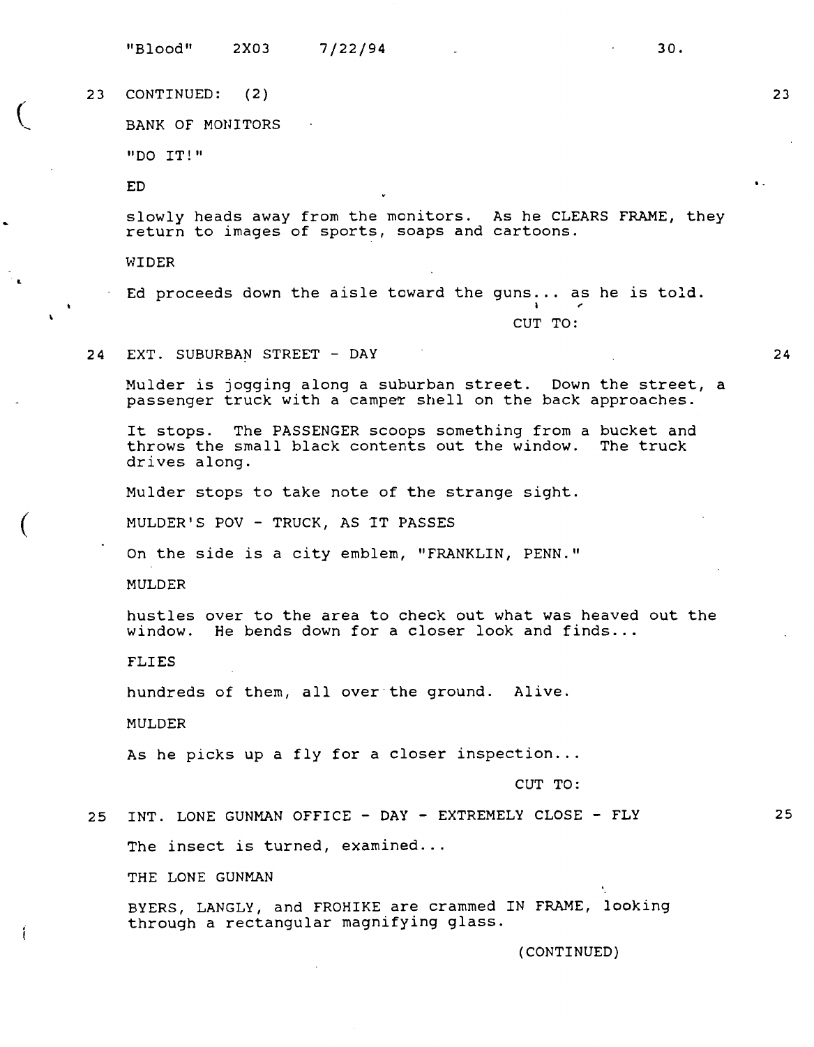23 CONTINUED: (2) 23

BANK OF MONITORS

"DO IT!"

ED

slowly heads away from the monitors. As he CLEARS FRAME, they return to images of sports, soaps and cartoons.

WIDER

Ed proceeds down the aisle toward the guns... as he is told.

CUT TO:

24 EXT. SUBURBAN STREET - DAY 24

Mulder is jogging along a suburban street. Down the street, a passenger truck with a camper shell on the back approaches.

It stops. The PASSENGER scoops something from a bucket and throws the small black contents out the window. The truck drives along.

Mulder stops to take note of the strange sight.

MULDER'S POV - TRUCK, AS IT PASSES

On the side is a city emblem, "FRANKLIN, PENN."

MULDER

hustles over to the area to check out what was heaved out the window. He bends down for a closer look and finds...

FLIES

hundreds of them, all over the ground. Alive.

MULDER

As he picks up a fly for a closer inspection...

CUT TO:

25 INT. LONE GUNMAN OFFICE - DAY - EXTREMELY CLOSE - FLY 25

The insect is turned, examined...

THE LONE GUNMAN

BYERS, LANGLY, and FROHIKE are crammed IN FRAME, looking through a rectangular magnifying glass.

(CONTINUED)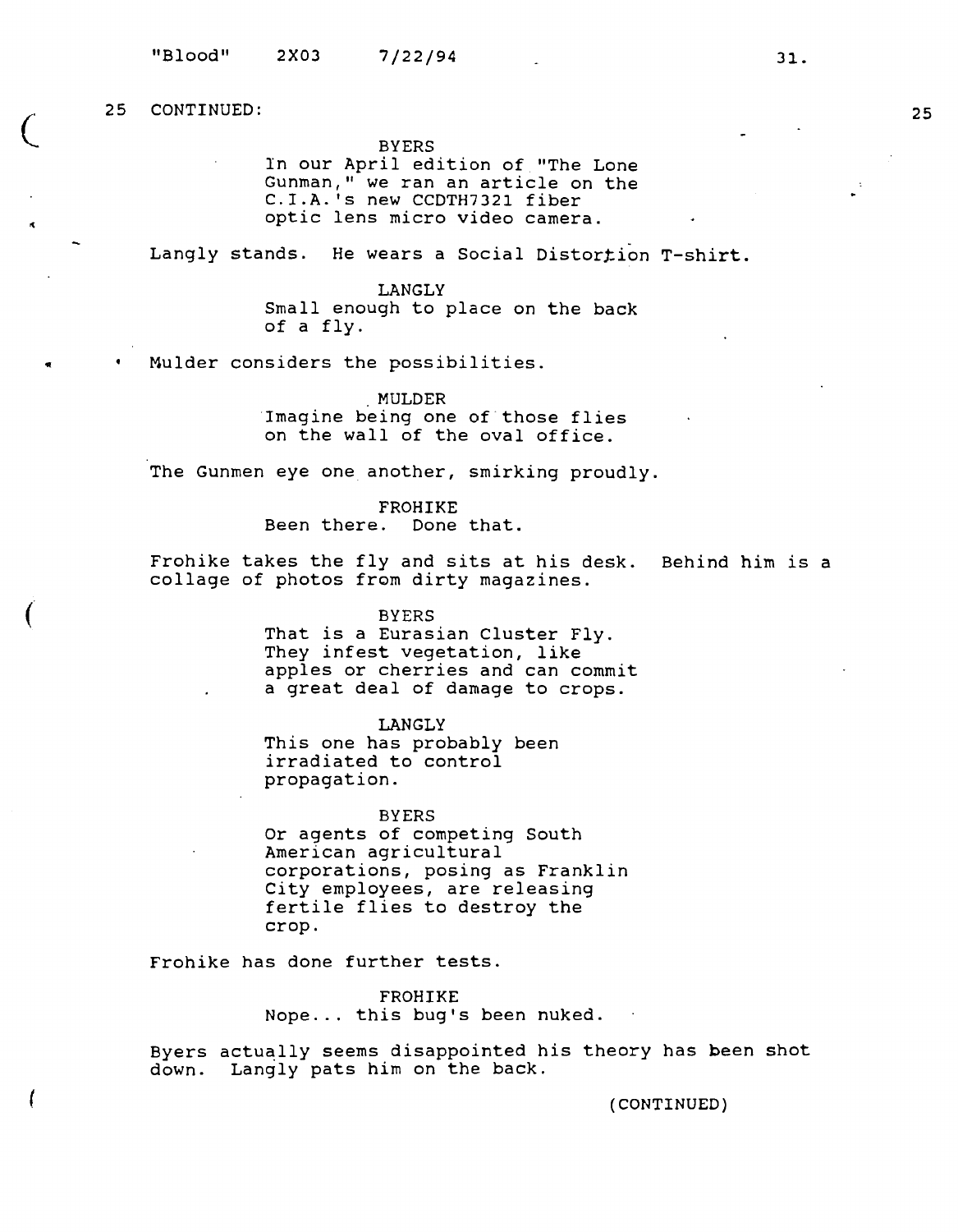25 CONTINUED: 25

BYERS
In our April edition of "The Lone Gunman," we ran an article on the C.I.A.'s new CCDTH7321 fiber optic lens micro video camera.

Langly stands. He wears a Social Distortion T-shirt.

LANGLY
Small enough to place on the back of a fly.

Mulder considers the possibilities.

MULDER
Imagine being one of those flies on the wall of the oval office.

The Gunmen eye one another, smirking proudly.

FROHIKE
Been there. Done that.

Frohike takes the fly and sits at his desk. Behind him is a collage of photos from dirty magazines.

BYERS
That is a Eurasian Cluster Fly. They infest vegetation, like apples or cherries and can commit a great deal of damage to crops.

LANGLY
This one has probably been irradiated to control propagation.

BYERS
Or agents of competing South American agricultural corporations, posing as Franklin City employees, are releasing fertile flies to destroy the crop.

Frohike has done further tests.

FROHIKE
Nope... this bug's been nuked.

Byers actually seems disappointed his theory has been shot down. Langly pats him on the back.

(CONTINUED)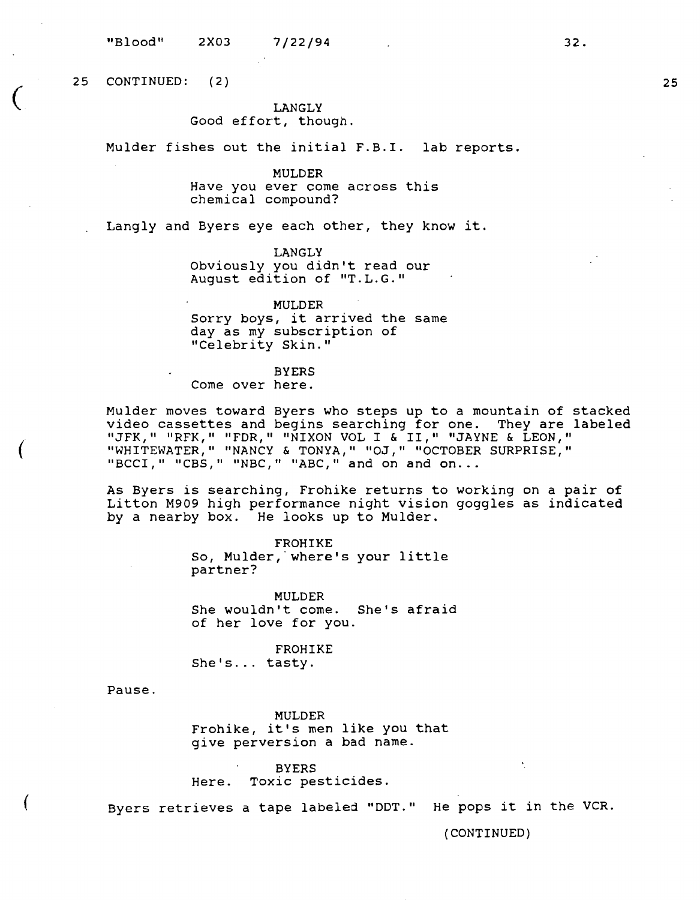25 CONTINUED: (2) 25

LANGLY
Good effort, though.

Mulder fishes out the initial F.B.I. lab reports.

MULDER
Have you ever come across this chemical compound?

Langly and Byers eye each other, they know it.

LANGLY
Obviously you didn't read our August edition of "T.L.G."

MULDER
Sorry boys, it arrived the same day as my subscription of "Celebrity Skin."

BYERS
Come over here.

Mulder moves toward Byers who steps up to a mountain of stacked video cassettes and begins searching for one. They are labeled "JFK," "RFK," "FDR," "NIXON VOL I & II," "JAYNE & LEON," "WHITEWATER," "NANCY & TONYA," "OJ," "OCTOBER SURPRISE," "BCCI," "CBS," "NBC," "ABC," and on and on...

As Byers is searching, Frohike returns to working on a pair of Litton M909 high performance night vision goggles as indicated by a nearby box. He looks up to Mulder.

FROHIKE
So, Mulder, where's your little partner?

MULDER
She wouldn't come. She's afraid of her love for you.

FROHIKE
She's... tasty.

Pause.

MULDER
Frohike, it's men like you that give perversion a bad name.

BYERS
Here. Toxic pesticides.

Byers retrieves a tape labeled "DDT." He pops it in the VCR.

(CONTINUED)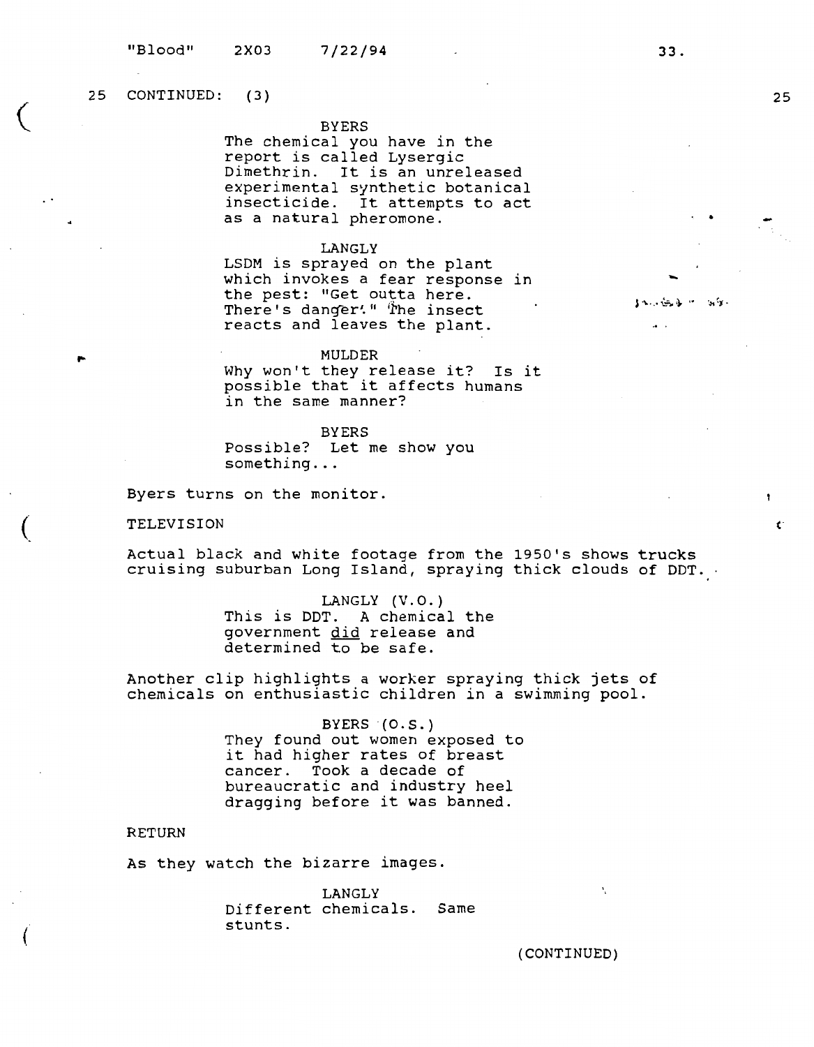25 CONTINUED: (3) 25

BYERS
The chemical you have in the report is called Lysergic Dimethrin. It is an unreleased experimental synthetic botanical insecticide. It attempts to act as a natural pheromone.

LANGLY
LSDM is sprayed on the plant which invokes a fear response in the pest: "Get outta here. There's danger!" The insect reacts and leaves the plant.

MULDER
Why won't they release it? Is it possible that it affects humans in the same manner?

BYERS
Possible? Let me show you something...

Byers turns on the monitor.

TELEVISION

Actual black and white footage from the 1950's shows trucks cruising suburban Long Island, spraying thick clouds of DDT.

LANGLY (V.O.)
This is DDT. A chemical the government did release and determined to be safe.

Another clip highlights a worker spraying thick jets of chemicals on enthusiastic children in a swimming pool.

BYERS (O.S.)
They found out women exposed to it had higher rates of breast cancer. Took a decade of bureaucratic and industry heel dragging before it was banned.

RETURN

As they watch the bizarre images.

LANGLY
Different chemicals. Same stunts.

(CONTINUED)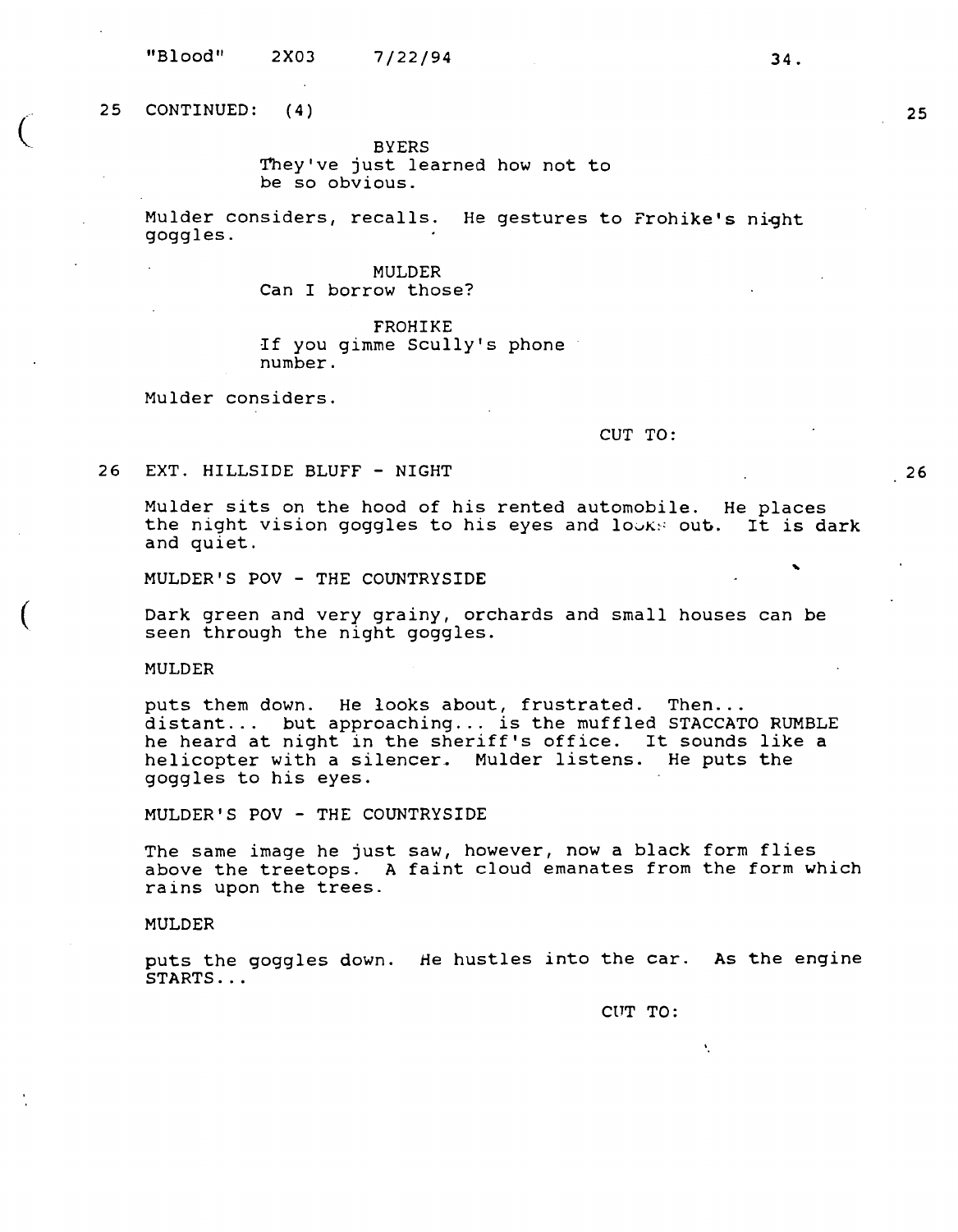25 CONTINUED: (4) 25

BYERS
They've just learned how not to be so obvious.

Mulder considers, recalls. He gestures to Frohike's night goggles.

MULDER
Can I borrow those?

FROHIKE
If you gimme Scully's phone number.

Mulder considers.

CUT TO:

26 EXT. HILLSIDE BLUFF - NIGHT 26

Mulder sits on the hood of his rented automobile. He places the night vision goggles to his eyes and looks out. It is dark and quiet.

MULDER'S POV - THE COUNTRYSIDE

Dark green and very grainy, orchards and small houses can be seen through the night goggles.

MULDER

puts them down. He looks about, frustrated. Then... distant... but approaching... is the muffled STACCATO RUMBLE he heard at night in the sheriff's office. It sounds like a helicopter with a silencer. Mulder listens. He puts the goggles to his eyes.

MULDER'S POV - THE COUNTRYSIDE

The same image he just saw, however, now a black form flies above the treetops. A faint cloud emanates from the form which rains upon the trees.

MULDER

puts the goggles down. He hustles into the car. As the engine STARTS...

CUT TO: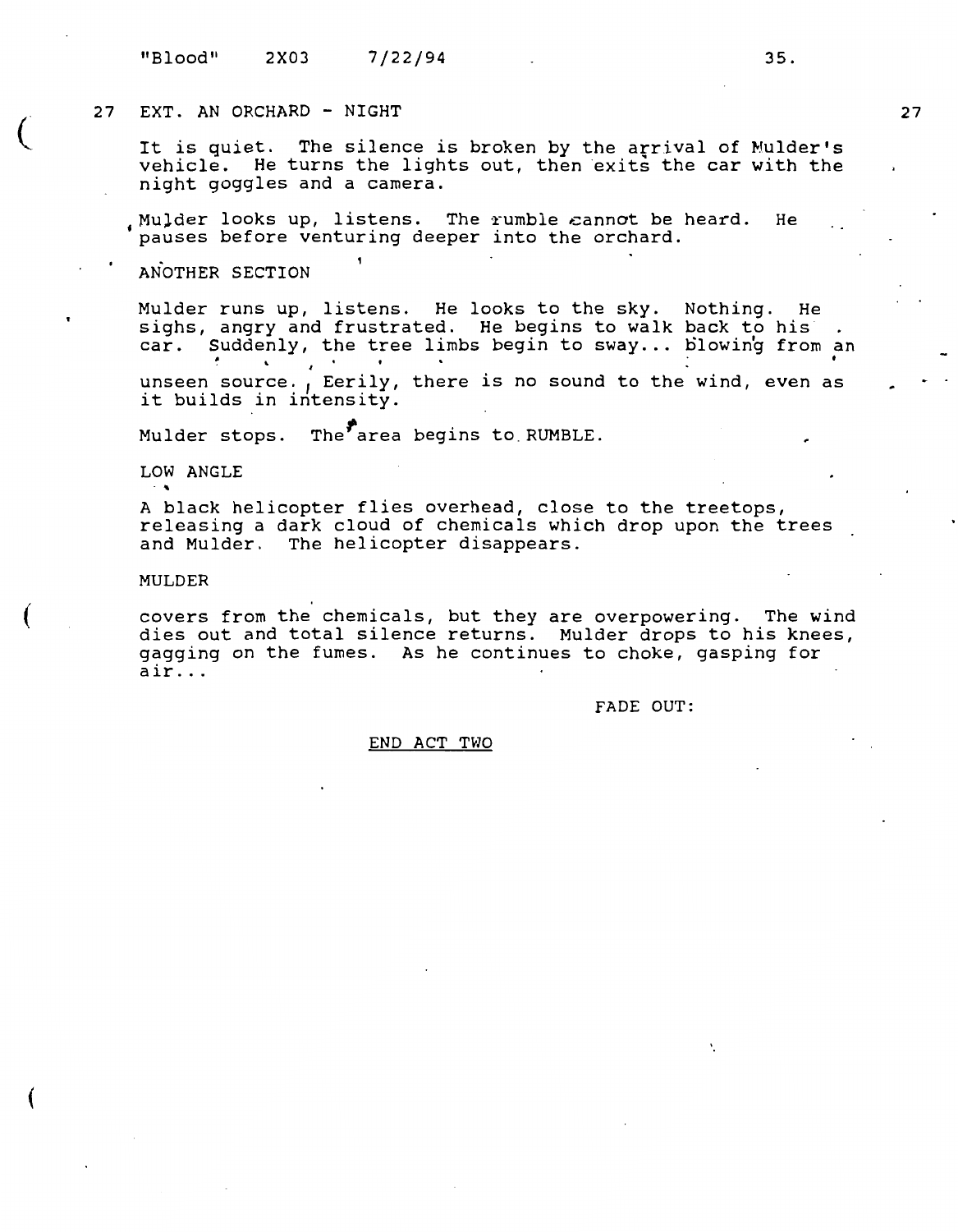27 EXT. AN ORCHARD - NIGHT 27

It is quiet. The silence is broken by the arrival of Mulder's vehicle. He turns the lights out, then exits the car with the night goggles and a camera.

Mulder looks up, listens. The rumble cannot be heard. He pauses before venturing deeper into the orchard.

ANOTHER SECTION

Mulder runs up, listens. He looks to the sky. Nothing. He sighs, angry and frustrated. He begins to walk back to his car. Suddenly, the tree limbs begin to sway... blowing from an unseen source. Eerily, there is no sound to the wind, even as it builds in intensity.

Mulder stops. The area begins to RUMBLE.

LOW ANGLE

A black helicopter flies overhead, close to the treetops, releasing a dark cloud of chemicals which drop upon the trees and Mulder. The helicopter disappears.

MULDER

covers from the chemicals, but they are overpowering. The wind dies out and total silence returns. Mulder drops to his knees, gagging on the fumes. As he continues to choke, gasping for air...

FADE OUT:

END ACT TWO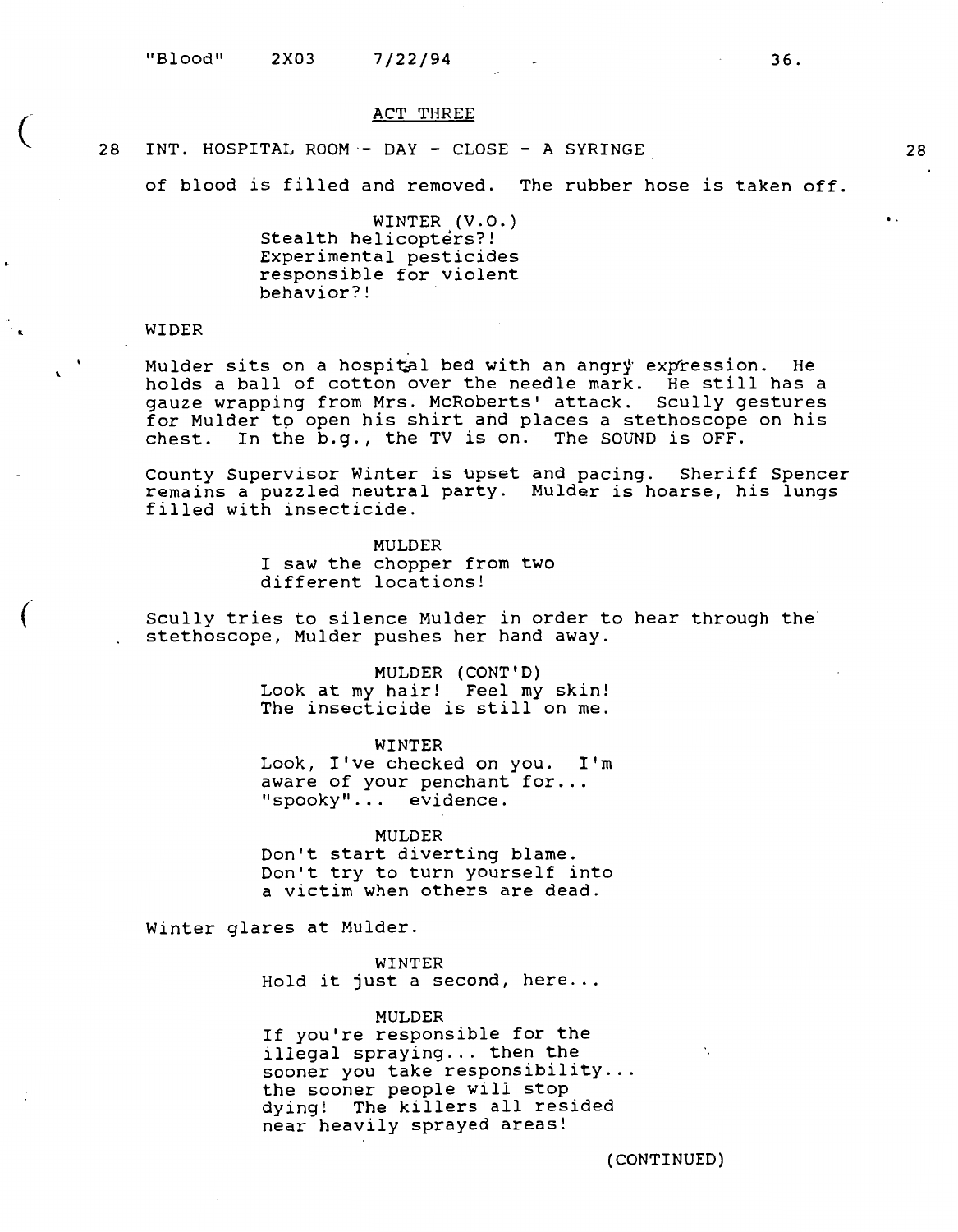ACT THREE

28 INT. HOSPITAL ROOM - DAY - CLOSE - A SYRINGE 28

of blood is filled and removed. The rubber hose is taken off.

WINTER (V.O.)
Stealth helicopters?!
Experimental pesticides
responsible for violent
behavior?!

WIDER

Mulder sits on a hospital bed with an angry expression. He holds a ball of cotton over the needle mark. He still has a gauze wrapping from Mrs. McRoberts' attack. Scully gestures for Mulder to open his shirt and places a stethoscope on his chest. In the b.g., the TV is on. The SOUND is OFF.

County Supervisor Winter is upset and pacing. Sheriff Spencer remains a puzzled neutral party. Mulder is hoarse, his lungs filled with insecticide.

MULDER
I saw the chopper from two
different locations!

Scully tries to silence Mulder in order to hear through the stethoscope, Mulder pushes her hand away.

MULDER (CONT'D)
Look at my hair! Feel my skin!
The insecticide is still on me.

WINTER
Look, I've checked on you. I'm
aware of your penchant for...
"spooky"... evidence.

MULDER
Don't start diverting blame.
Don't try to turn yourself into
a victim when others are dead.

Winter glares at Mulder.

WINTER
Hold it just a second, here...

MULDER
If you're responsible for the
illegal spraying... then the
sooner you take responsibility...
the sooner people will stop
dying! The killers all resided
near heavily sprayed areas!

(CONTINUED)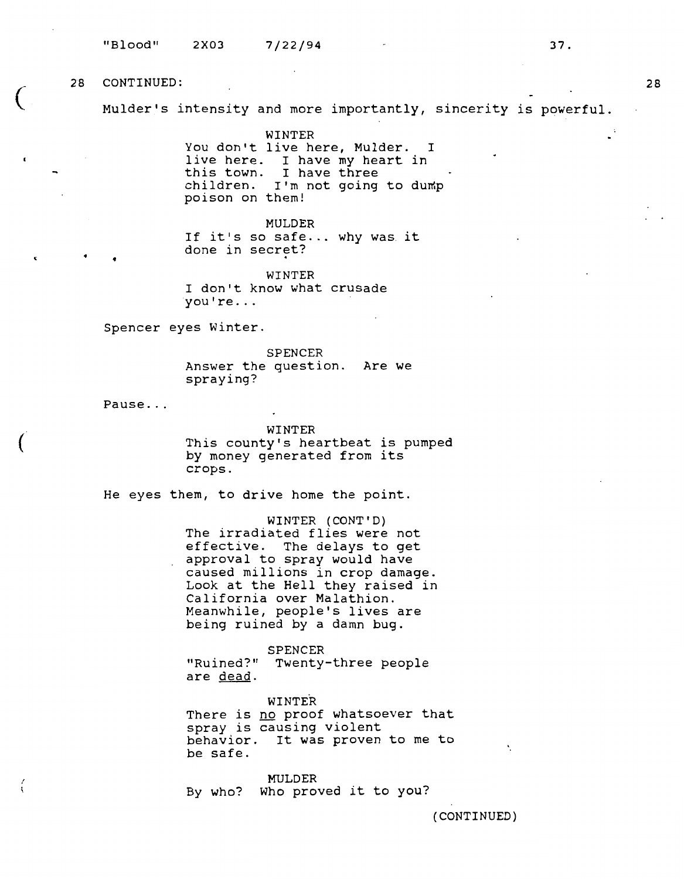28 CONTINUED: 28

Mulder's intensity and more importantly, sincerity is powerful.

WINTER
You don't live here, Mulder. I live here. I have my heart in this town. I have three children. I'm not going to dump poison on them!

MULDER
If it's so safe... why was it done in secret?

WINTER
I don't know what crusade you're...

Spencer eyes Winter.

SPENCER
Answer the question. Are we spraying?

Pause...

WINTER
This county's heartbeat is pumped by money generated from its crops.

He eyes them, to drive home the point.

WINTER (CONT'D)
The irradiated flies were not effective. The delays to get approval to spray would have caused millions in crop damage. Look at the Hell they raised in California over Malathion. Meanwhile, people's lives are being ruined by a damn bug.

SPENCER
"Ruined?" Twenty-three people are dead.

WINTER
There is no proof whatsoever that spray is causing violent behavior. It was proven to me to be safe.

MULDER
By who? Who proved it to you?

(CONTINUED)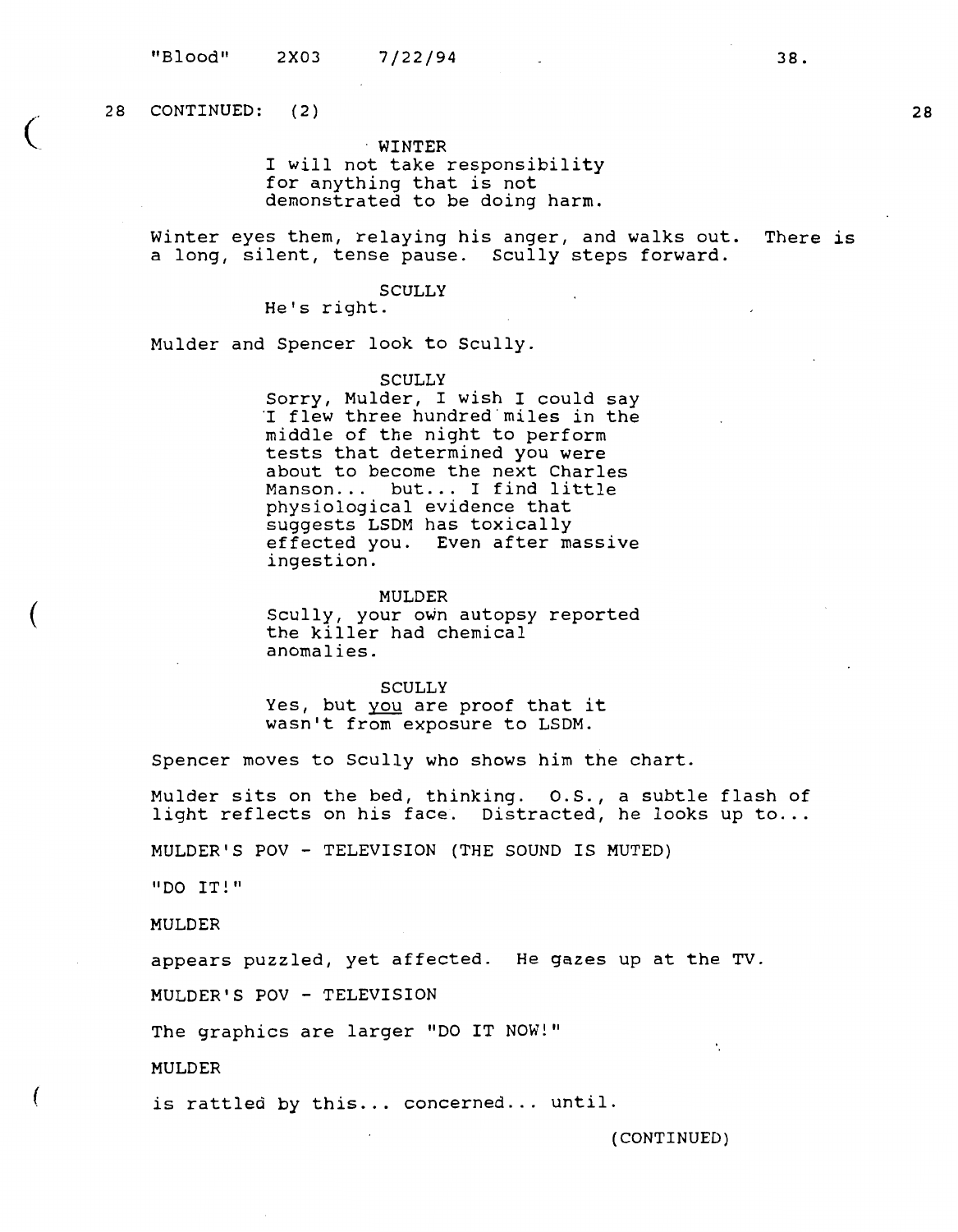28 CONTINUED: (2) 28

WINTER
I will not take responsibility for anything that is not demonstrated to be doing harm.

Winter eyes them, relaying his anger, and walks out. There is a long, silent, tense pause. Scully steps forward.

SCULLY
He's right.

Mulder and Spencer look to Scully.

SCULLY
Sorry, Mulder, I wish I could say I flew three hundred miles in the middle of the night to perform tests that determined you were about to become the next Charles Manson... but... I find little physiological evidence that suggests LSDM has toxically effected you. Even after massive ingestion.

MULDER
Scully, your own autopsy reported the killer had chemical anomalies.

SCULLY
Yes, but <u>you</u> are proof that it wasn't from exposure to LSDM.

Spencer moves to Scully who shows him the chart.

Mulder sits on the bed, thinking. O.S., a subtle flash of light reflects on his face. Distracted, he looks up to...

MULDER'S POV - TELEVISION (THE SOUND IS MUTED)

"DO IT!"

MULDER

appears puzzled, yet affected. He gazes up at the TV.

MULDER'S POV - TELEVISION

The graphics are larger "DO IT NOW!"

MULDER

is rattled by this... concerned... until.

(CONTINUED)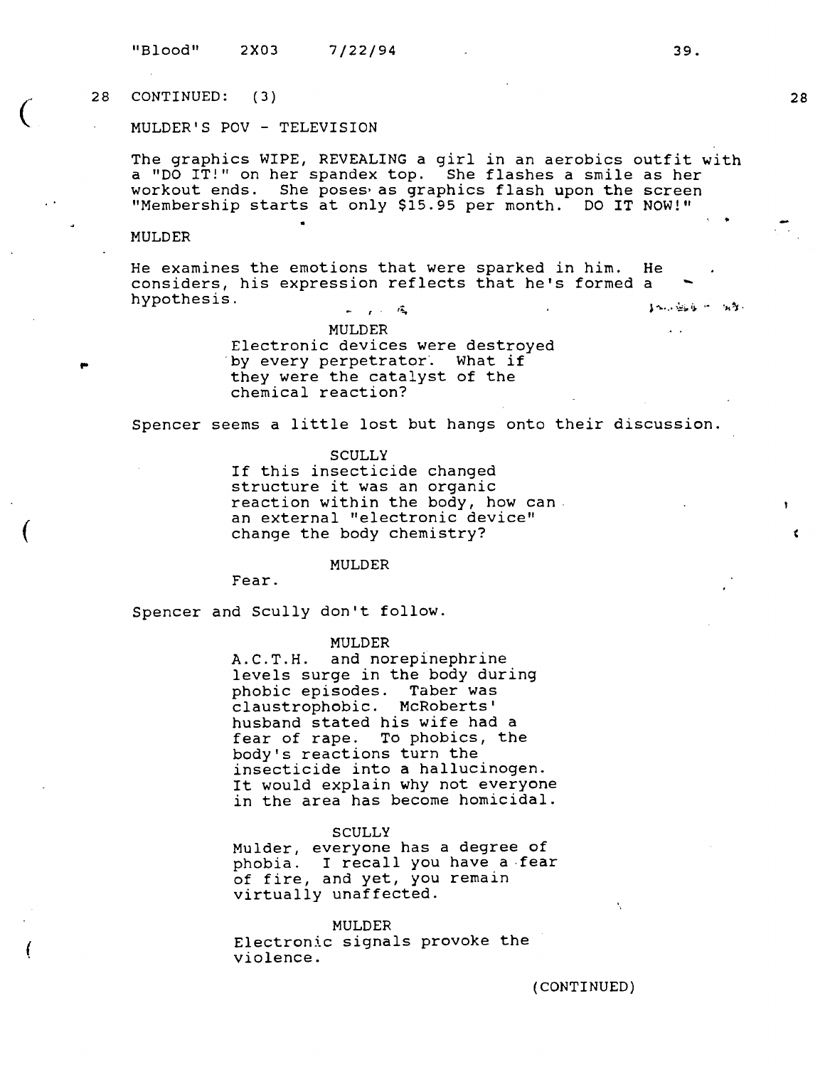28 CONTINUED: (3) 28

MULDER'S POV - TELEVISION

The graphics WIPE, REVEALING a girl in an aerobics outfit with a "DO IT!" on her spandex top. She flashes a smile as her workout ends. She poses as graphics flash upon the screen "Membership starts at only $15.95 per month. DO IT NOW!"

MULDER

He examines the emotions that were sparked in him. He considers, his expression reflects that he's formed a hypothesis.

MULDER
Electronic devices were destroyed by every perpetrator. What if they were the catalyst of the chemical reaction?

Spencer seems a little lost but hangs onto their discussion.

SCULLY
If this insecticide changed structure it was an organic reaction within the body, how can an external "electronic device" change the body chemistry?

MULDER
Fear.

Spencer and Scully don't follow.

MULDER
A.C.T.H. and norepinephrine levels surge in the body during phobic episodes. Taber was claustrophobic. McRoberts' husband stated his wife had a fear of rape. To phobics, the body's reactions turn the insecticide into a hallucinogen. It would explain why not everyone in the area has become homicidal.

SCULLY
Mulder, everyone has a degree of phobia. I recall you have a fear of fire, and yet, you remain virtually unaffected.

MULDER
Electronic signals provoke the violence.

(CONTINUED)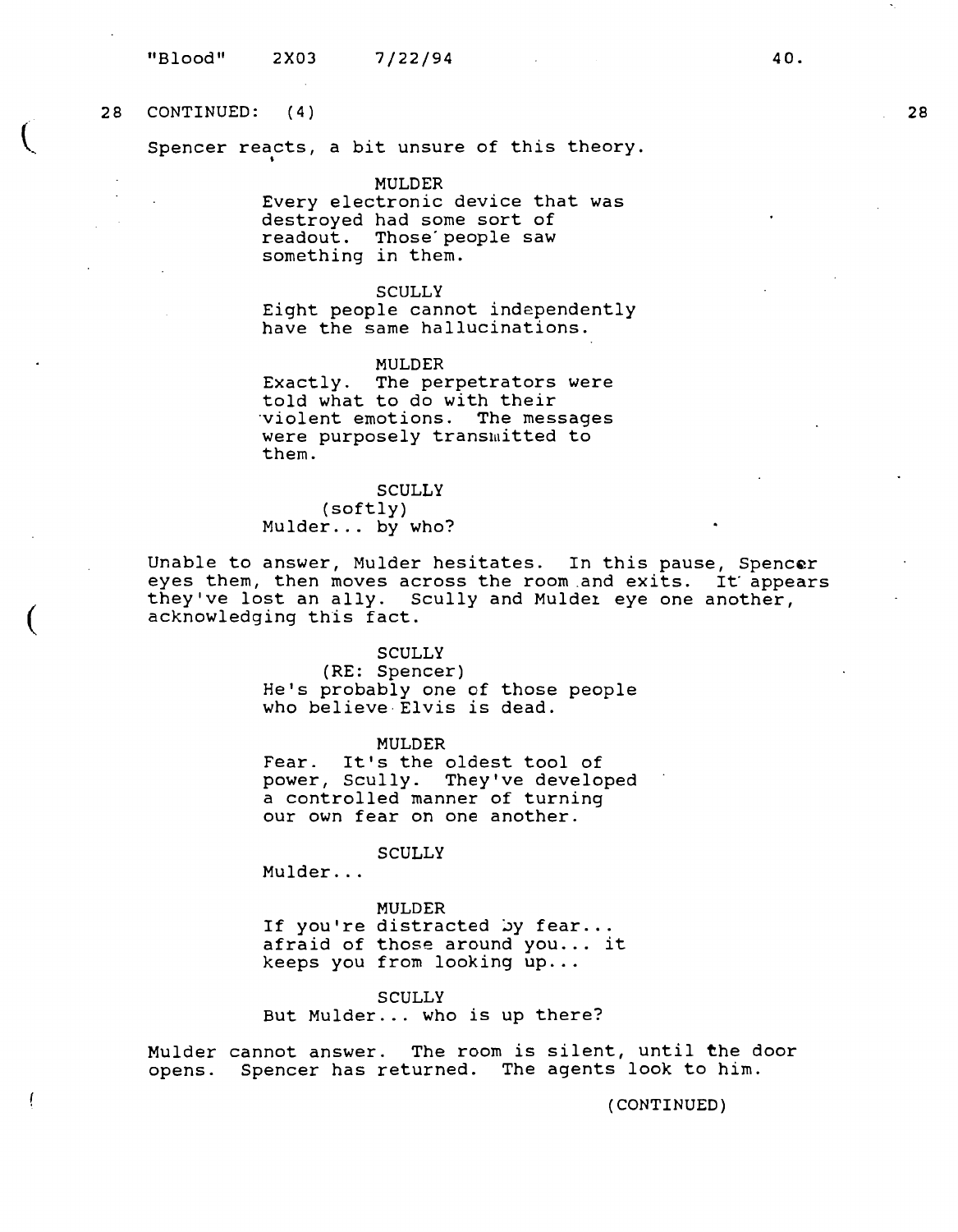28 CONTINUED: (4) 28

Spencer reacts, a bit unsure of this theory.

MULDER
Every electronic device that was destroyed had some sort of readout. Those people saw something in them.

SCULLY
Eight people cannot independently have the same hallucinations.

MULDER
Exactly. The perpetrators were told what to do with their violent emotions. The messages were purposely transmitted to them.

SCULLY
(softly)
Mulder... by who?

Unable to answer, Mulder hesitates. In this pause, Spencer eyes them, then moves across the room and exits. It appears they've lost an ally. Scully and Mulder eye one another, acknowledging this fact.

SCULLY
(RE: Spencer)
He's probably one of those people who believe Elvis is dead.

MULDER
Fear. It's the oldest tool of power, Scully. They've developed a controlled manner of turning our own fear on one another.

SCULLY
Mulder...

MULDER
If you're distracted by fear... afraid of those around you... it keeps you from looking up...

SCULLY
But Mulder... who is up there?

Mulder cannot answer. The room is silent, until the door opens. Spencer has returned. The agents look to him.

(CONTINUED)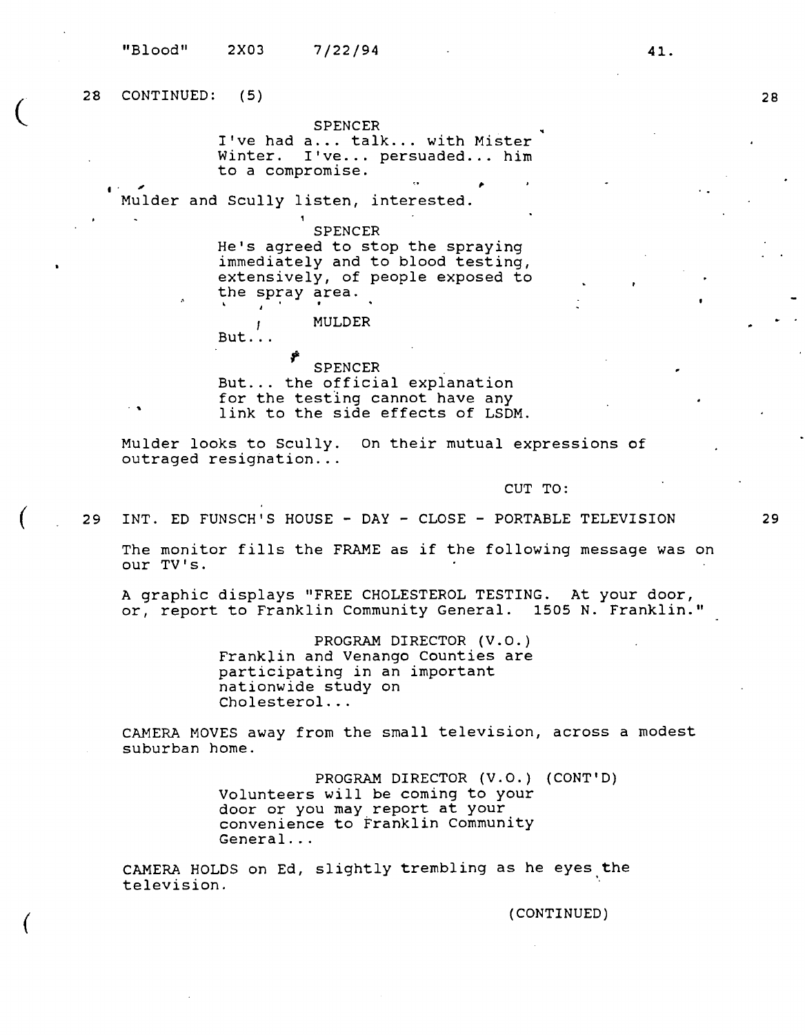28 CONTINUED: (5) 28

SPENCER
I've had a... talk... with Mister Winter. I've... persuaded... him to a compromise.

Mulder and Scully listen, interested.

SPENCER
He's agreed to stop the spraying immediately and to blood testing, extensively, of people exposed to the spray area.

MULDER
But...

SPENCER
But... the official explanation for the testing cannot have any link to the side effects of LSDM.

Mulder looks to Scully. On their mutual expressions of outraged resignation...

CUT TO:

29 INT. ED FUNSCH'S HOUSE - DAY - CLOSE - PORTABLE TELEVISION 29

The monitor fills the FRAME as if the following message was on our TV's.

A graphic displays "FREE CHOLESTEROL TESTING. At your door, or, report to Franklin Community General. 1505 N. Franklin."

PROGRAM DIRECTOR (V.O.)
Franklin and Venango Counties are participating in an important nationwide study on Cholesterol...

CAMERA MOVES away from the small television, across a modest suburban home.

PROGRAM DIRECTOR (V.O.) (CONT'D)
Volunteers will be coming to your door or you may report at your convenience to Franklin Community General...

CAMERA HOLDS on Ed, slightly trembling as he eyes the television.

(CONTINUED)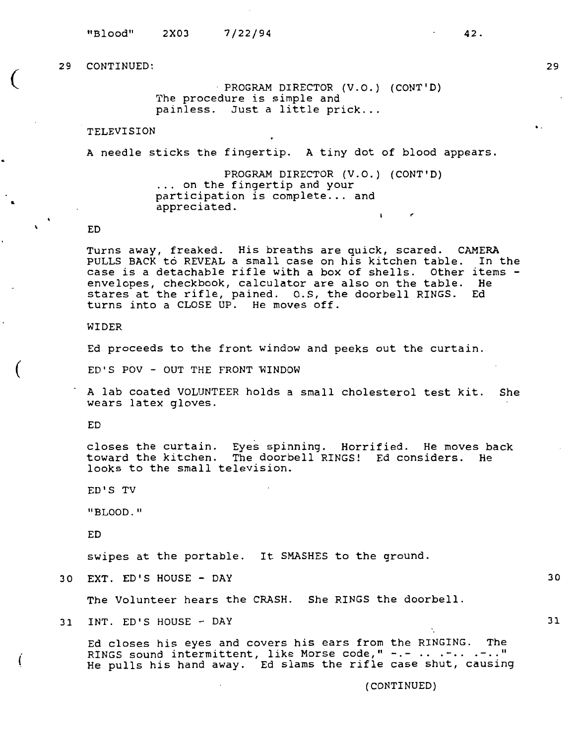29 CONTINUED: 29

PROGRAM DIRECTOR (V.O.) (CONT'D)
The procedure is simple and painless. Just a little prick...

TELEVISION

A needle sticks the fingertip. A tiny dot of blood appears.

PROGRAM DIRECTOR (V.O.) (CONT'D)
... on the fingertip and your participation is complete... and appreciated.

ED

Turns away, freaked. His breaths are quick, scared. CAMERA PULLS BACK tó REVEAL a small case on his kitchen table. In the case is a detachable rifle with a box of shells. Other items - envelopes, checkbook, calculator are also on the table. He stares at the rifle, pained. O.S, the doorbell RINGS. Ed turns into a CLOSE UP. He moves off.

WIDER

Ed proceeds to the front window and peeks out the curtain.

ED'S POV - OUT THE FRONT WINDOW

A lab coated VOLUNTEER holds a small cholesterol test kit. She wears latex gloves.

ED

closes the curtain. Eyes spinning. Horrified. He moves back toward the kitchen. The doorbell RINGS! Ed considers. He looks to the small television.

ED'S TV

"BLOOD."

ED

swipes at the portable. It SMASHES to the ground.

30 EXT. ED'S HOUSE - DAY 30

The Volunteer hears the CRASH. She RINGS the doorbell.

31 INT. ED'S HOUSE - DAY 31

Ed closes his eyes and covers his ears from the RINGING. The RINGS sound intermittent, like Morse code," -.- .. .-.. .-.." He pulls his hand away. Ed slams the rifle case shut, causing

(CONTINUED)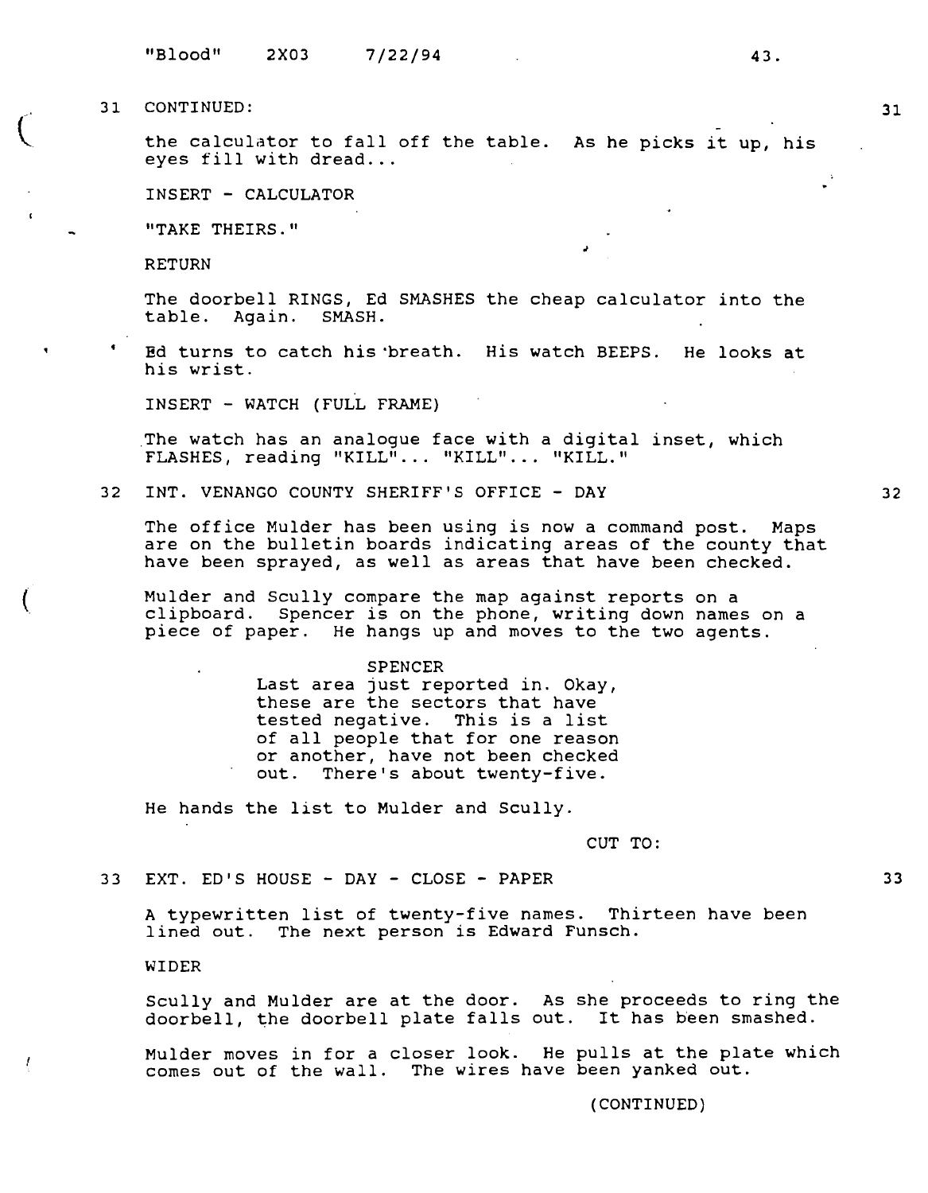31 CONTINUED: 31

the calculator to fall off the table. As he picks it up, his eyes fill with dread...

INSERT - CALCULATOR

"TAKE THEIRS."

RETURN

The doorbell RINGS, Ed SMASHES the cheap calculator into the table. Again. SMASH.

Ed turns to catch his breath. His watch BEEPS. He looks at his wrist.

INSERT - WATCH (FULL FRAME)

The watch has an analogue face with a digital inset, which FLASHES, reading "KILL"... "KILL"... "KILL."

32 INT. VENANGO COUNTY SHERIFF'S OFFICE - DAY 32

The office Mulder has been using is now a command post. Maps are on the bulletin boards indicating areas of the county that have been sprayed, as well as areas that have been checked.

Mulder and Scully compare the map against reports on a clipboard. Spencer is on the phone, writing down names on a piece of paper. He hangs up and moves to the two agents.

SPENCER
Last area just reported in. Okay, these are the sectors that have tested negative. This is a list of all people that for one reason or another, have not been checked out. There's about twenty-five.

He hands the list to Mulder and Scully.

CUT TO:

33 EXT. ED'S HOUSE - DAY - CLOSE - PAPER 33

A typewritten list of twenty-five names. Thirteen have been lined out. The next person is Edward Funsch.

WIDER

Scully and Mulder are at the door. As she proceeds to ring the doorbell, the doorbell plate falls out. It has been smashed.

Mulder moves in for a closer look. He pulls at the plate which comes out of the wall. The wires have been yanked out.

(CONTINUED)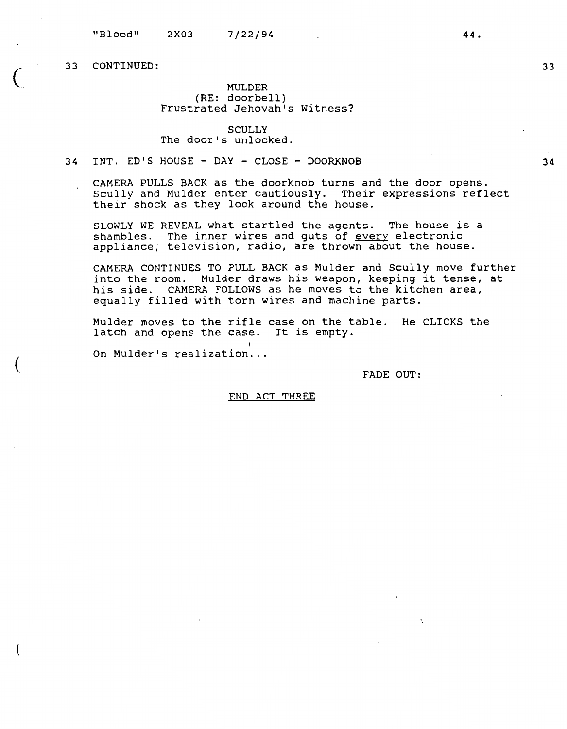33 CONTINUED: 33

MULDER
(RE: doorbell)
Frustrated Jehovah's Witness?

SCULLY
The door's unlocked.

34 INT. ED'S HOUSE - DAY - CLOSE - DOORKNOB 34

CAMERA PULLS BACK as the doorknob turns and the door opens. Scully and Mulder enter cautiously. Their expressions reflect their shock as they look around the house.

SLOWLY WE REVEAL what startled the agents. The house is a shambles. The inner wires and guts of <u>every</u> electronic appliance, television, radio, are thrown about the house.

CAMERA CONTINUES TO PULL BACK as Mulder and Scully move further into the room. Mulder draws his weapon, keeping it tense, at his side. CAMERA FOLLOWS as he moves to the kitchen area, equally filled with torn wires and machine parts.

Mulder moves to the rifle case on the table. He CLICKS the latch and opens the case. It is empty.

On Mulder's realization...

FADE OUT:

<u>END ACT THREE</u>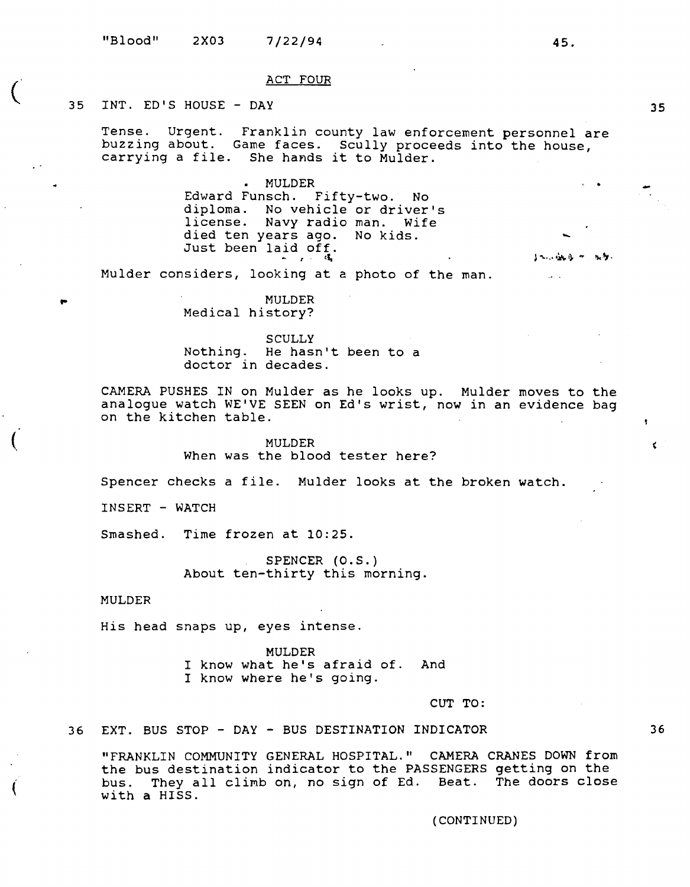ACT FOUR

35 INT. ED'S HOUSE - DAY 35

Tense. Urgent. Franklin county law enforcement personnel are buzzing about. Game faces. Scully proceeds into the house, carrying a file. She hands it to Mulder.

MULDER
Edward Funsch. Fifty-two. No diploma. No vehicle or driver's license. Navy radio man. Wife died ten years ago. No kids. Just been laid off.

Mulder considers, looking at a photo of the man.

MULDER
Medical history?

SCULLY
Nothing. He hasn't been to a doctor in decades.

CAMERA PUSHES IN on Mulder as he looks up. Mulder moves to the analogue watch WE'VE SEEN on Ed's wrist, now in an evidence bag on the kitchen table.

MULDER
When was the blood tester here?

Spencer checks a file. Mulder looks at the broken watch.

INSERT - WATCH

Smashed. Time frozen at 10:25.

SPENCER (O.S.)
About ten-thirty this morning.

MULDER

His head snaps up, eyes intense.

MULDER
I know what he's afraid of. And I know where he's going.

CUT TO:

36 EXT. BUS STOP - DAY - BUS DESTINATION INDICATOR 36

"FRANKLIN COMMUNITY GENERAL HOSPITAL." CAMERA CRANES DOWN from the bus destination indicator to the PASSENGERS getting on the bus. They all climb on, no sign of Ed. Beat. The doors close with a HISS.

(CONTINUED)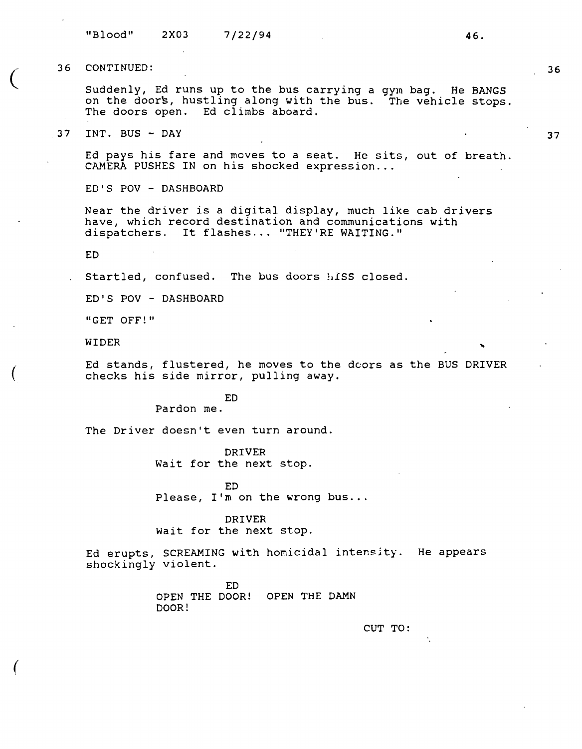36 CONTINUED: 36

Suddenly, Ed runs up to the bus carrying a gym bag. He BANGS on the doors, hustling along with the bus. The vehicle stops. The doors open. Ed climbs aboard.

37 INT. BUS - DAY 37

Ed pays his fare and moves to a seat. He sits, out of breath. CAMERA PUSHES IN on his shocked expression...

ED'S POV - DASHBOARD

Near the driver is a digital display, much like cab drivers have, which record destination and communications with dispatchers. It flashes... "THEY'RE WAITING."

ED

Startled, confused. The bus doors HISS closed.

ED'S POV - DASHBOARD

"GET OFF!"

WIDER

Ed stands, flustered, he moves to the doors as the BUS DRIVER checks his side mirror, pulling away.

ED
Pardon me.

The Driver doesn't even turn around.

DRIVER
Wait for the next stop.

ED
Please, I'm on the wrong bus...

DRIVER
Wait for the next stop.

Ed erupts, SCREAMING with homicidal intensity. He appears shockingly violent.

ED
OPEN THE DOOR! OPEN THE DAMN DOOR!

CUT TO: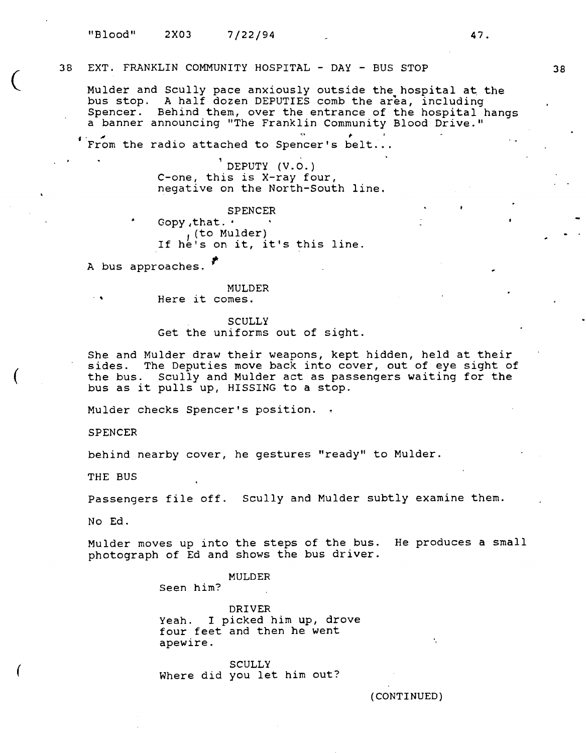38 EXT. FRANKLIN COMMUNITY HOSPITAL - DAY - BUS STOP 38

Mulder and Scully pace anxiously outside the hospital at the bus stop. A half dozen DEPUTIES comb the area, including Spencer. Behind them, over the entrance of the hospital hangs a banner announcing "The Franklin Community Blood Drive."

From the radio attached to Spencer's belt...

DEPUTY (V.O.)
C-one, this is X-ray four, negative on the North-South line.

SPENCER
Gopy,that.
(to Mulder)
If he's on it, it's this line.

A bus approaches.

MULDER
Here it comes.

SCULLY
Get the uniforms out of sight.

She and Mulder draw their weapons, kept hidden, held at their sides. The Deputies move back into cover, out of eye sight of the bus. Scully and Mulder act as passengers waiting for the bus as it pulls up, HISSING to a stop.

Mulder checks Spencer's position.

SPENCER

behind nearby cover, he gestures "ready" to Mulder.

THE BUS

Passengers file off. Scully and Mulder subtly examine them.

No Ed.

Mulder moves up into the steps of the bus. He produces a small photograph of Ed and shows the bus driver.

MULDER
Seen him?

DRIVER
Yeah. I picked him up, drove four feet and then he went apewire.

SCULLY
Where did you let him out?

(CONTINUED)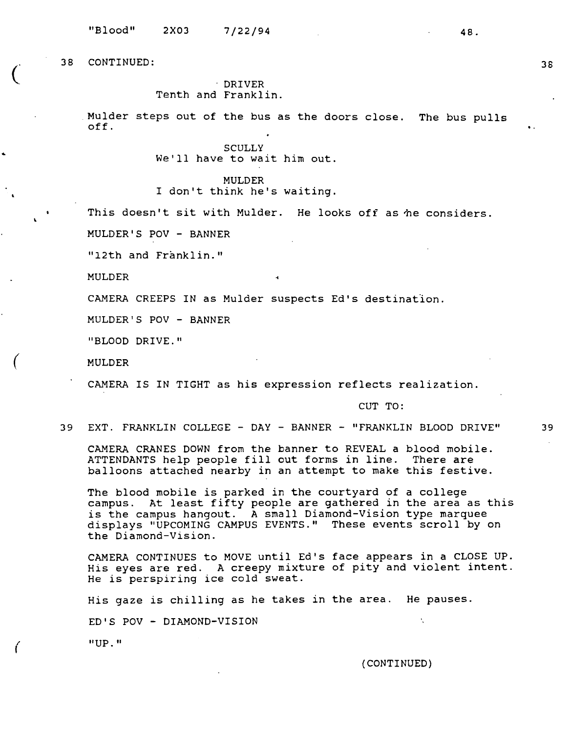38 CONTINUED: 38

DRIVER
Tenth and Franklin.

Mulder steps out of the bus as the doors close. The bus pulls off.

SCULLY
We'll have to wait him out.

MULDER
I don't think he's waiting.

This doesn't sit with Mulder. He looks off as he considers.

MULDER'S POV - BANNER

"12th and Franklin."

MULDER

CAMERA CREEPS IN as Mulder suspects Ed's destination.

MULDER'S POV - BANNER

"BLOOD DRIVE."

MULDER

CAMERA IS IN TIGHT as his expression reflects realization.

CUT TO:

39 EXT. FRANKLIN COLLEGE - DAY - BANNER - "FRANKLIN BLOOD DRIVE" 39

CAMERA CRANES DOWN from the banner to REVEAL a blood mobile. ATTENDANTS help people fill out forms in line. There are balloons attached nearby in an attempt to make this festive.

The blood mobile is parked in the courtyard of a college campus. At least fifty people are gathered in the area as this is the campus hangout. A small Diamond-Vision type marquee displays "UPCOMING CAMPUS EVENTS." These events scroll by on the Diamond-Vision.

CAMERA CONTINUES to MOVE until Ed's face appears in a CLOSE UP. His eyes are red. A creepy mixture of pity and violent intent. He is perspiring ice cold sweat.

His gaze is chilling as he takes in the area. He pauses.

ED'S POV - DIAMOND-VISION

"UP."

(CONTINUED)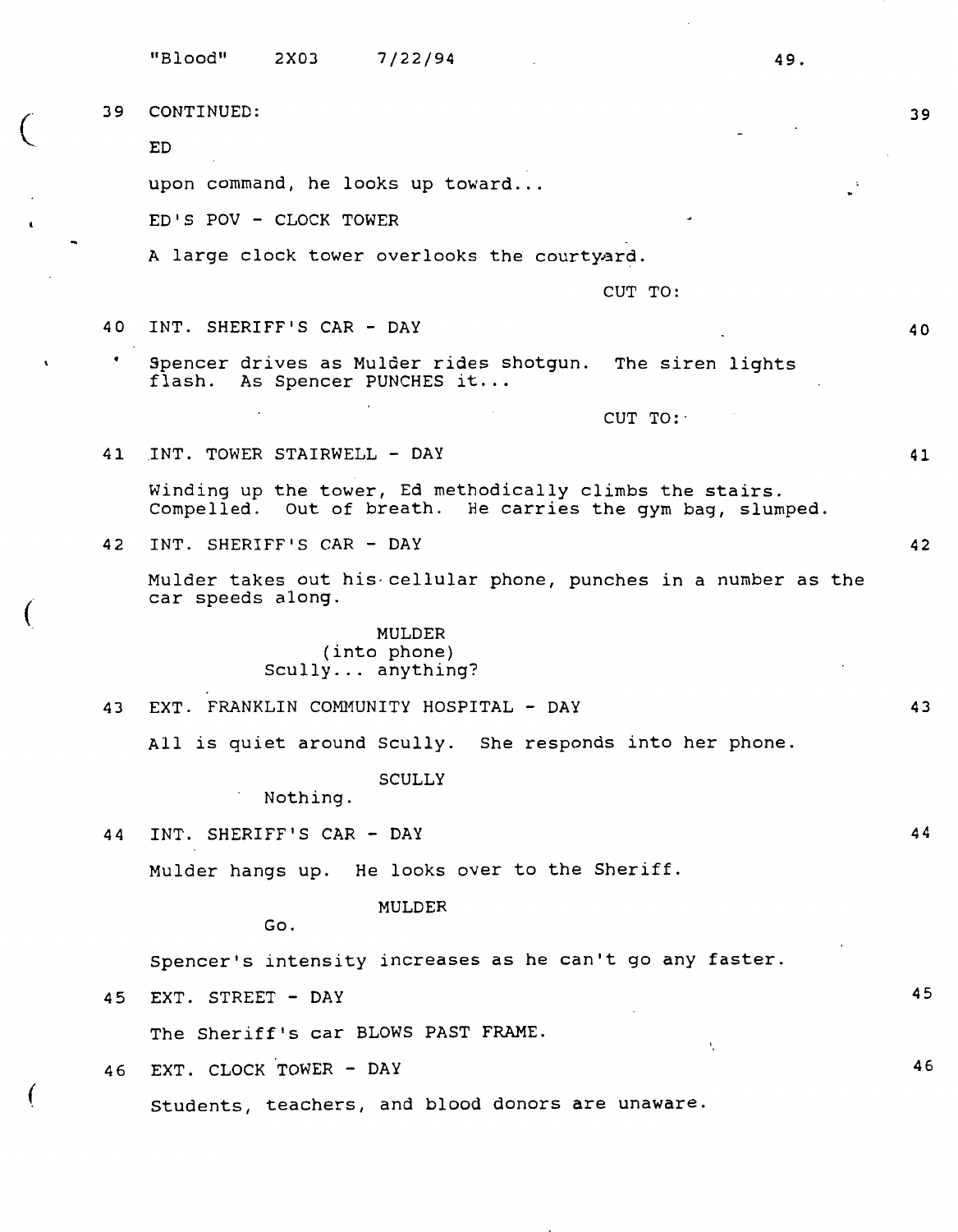39 CONTINUED: 39

ED

upon command, he looks up toward...

ED'S POV - CLOCK TOWER

A large clock tower overlooks the courtyard.

CUT TO:

40 INT. SHERIFF'S CAR - DAY 40

Spencer drives as Mulder rides shotgun. The siren lights flash. As Spencer PUNCHES it...

CUT TO:

41 INT. TOWER STAIRWELL - DAY 41

Winding up the tower, Ed methodically climbs the stairs. Compelled. Out of breath. He carries the gym bag, slumped.

42 INT. SHERIFF'S CAR - DAY 42

Mulder takes out his cellular phone, punches in a number as the car speeds along.

MULDER
(into phone)
Scully... anything?

43 EXT. FRANKLIN COMMUNITY HOSPITAL - DAY 43

All is quiet around Scully. She responds into her phone.

SCULLY
Nothing.

44 INT. SHERIFF'S CAR - DAY 44

Mulder hangs up. He looks over to the Sheriff.

MULDER
Go.

Spencer's intensity increases as he can't go any faster.

45 EXT. STREET - DAY 45

The Sheriff's car BLOWS PAST FRAME.

46 EXT. CLOCK TOWER - DAY 46

Students, teachers, and blood donors are unaware.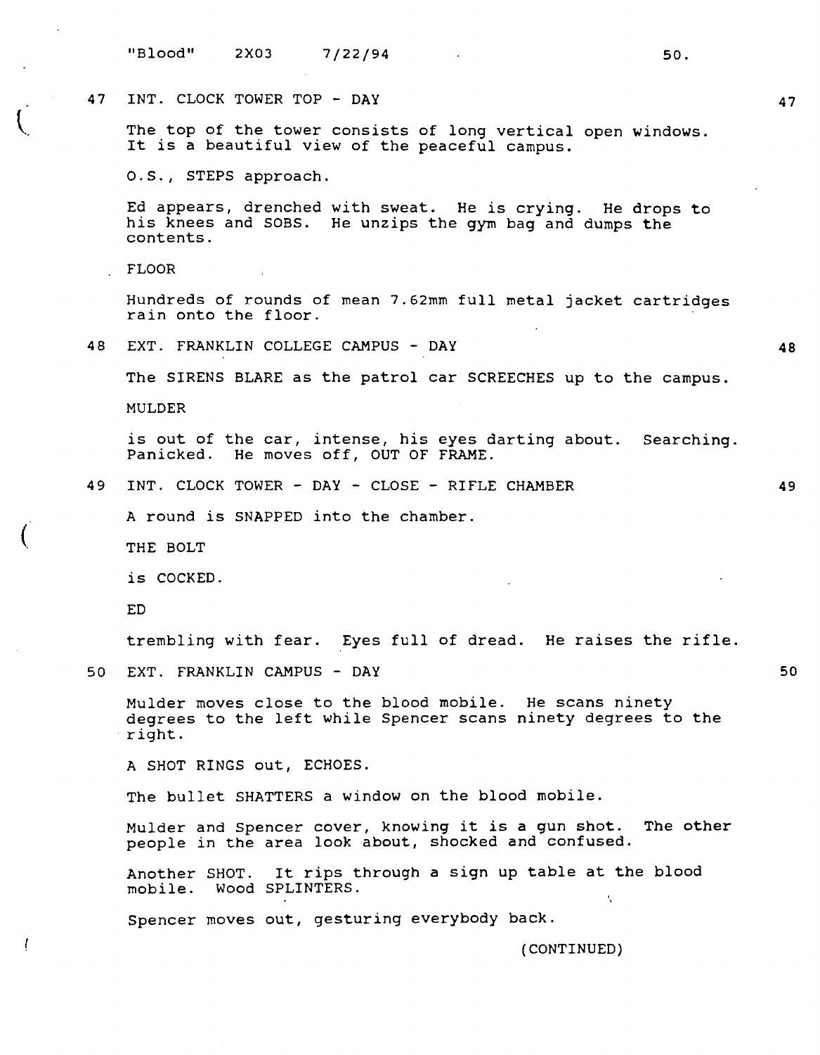47 INT. CLOCK TOWER TOP - DAY 47

The top of the tower consists of long vertical open windows. It is a beautiful view of the peaceful campus.

O.S., STEPS approach.

Ed appears, drenched with sweat. He is crying. He drops to his knees and SOBS. He unzips the gym bag and dumps the contents.

FLOOR

Hundreds of rounds of mean 7.62mm full metal jacket cartridges rain onto the floor.

48 EXT. FRANKLIN COLLEGE CAMPUS - DAY 48

The SIRENS BLARE as the patrol car SCREECHES up to the campus.

MULDER

is out of the car, intense, his eyes darting about. Searching. Panicked. He moves off, OUT OF FRAME.

49 INT. CLOCK TOWER - DAY - CLOSE - RIFLE CHAMBER 49

A round is SNAPPED into the chamber.

THE BOLT

is COCKED.

ED

trembling with fear. Eyes full of dread. He raises the rifle.

50 EXT. FRANKLIN CAMPUS - DAY 50

Mulder moves close to the blood mobile. He scans ninety degrees to the left while Spencer scans ninety degrees to the right.

A SHOT RINGS out, ECHOES.

The bullet SHATTERS a window on the blood mobile.

Mulder and Spencer cover, knowing it is a gun shot. The other people in the area look about, shocked and confused.

Another SHOT. It rips through a sign up table at the blood mobile. Wood SPLINTERS.

Spencer moves out, gesturing everybody back.

(CONTINUED)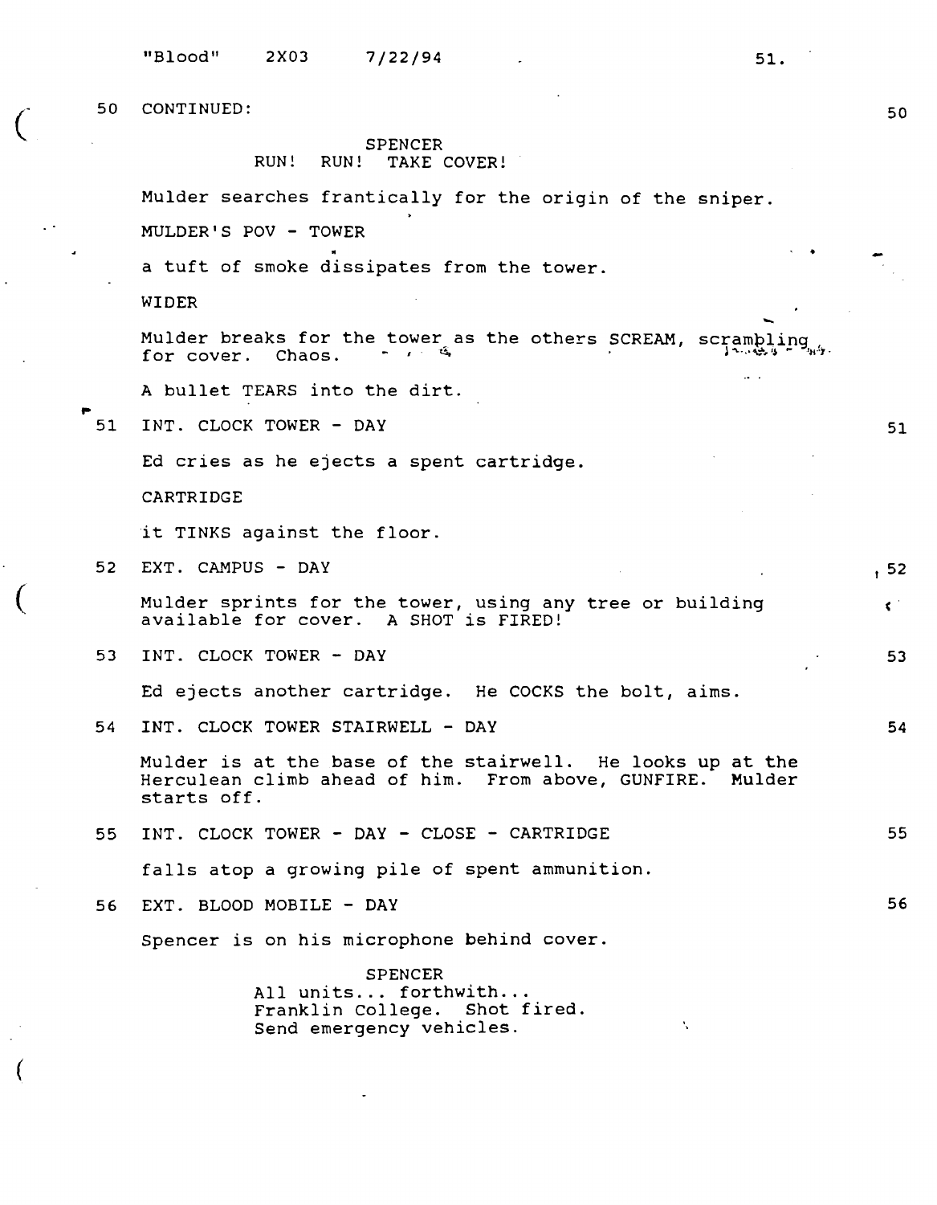50 CONTINUED: 50

SPENCER
RUN! RUN! TAKE COVER!

Mulder searches frantically for the origin of the sniper.

MULDER'S POV - TOWER

a tuft of smoke dissipates from the tower.

WIDER

Mulder breaks for the tower as the others SCREAM, scrambling for cover. Chaos.

A bullet TEARS into the dirt.

51 INT. CLOCK TOWER - DAY 51

Ed cries as he ejects a spent cartridge.

CARTRIDGE

it TINKS against the floor.

52 EXT. CAMPUS - DAY 52

Mulder sprints for the tower, using any tree or building available for cover. A SHOT is FIRED!

53 INT. CLOCK TOWER - DAY 53

Ed ejects another cartridge. He COCKS the bolt, aims.

54 INT. CLOCK TOWER STAIRWELL - DAY 54

Mulder is at the base of the stairwell. He looks up at the Herculean climb ahead of him. From above, GUNFIRE. Mulder starts off.

55 INT. CLOCK TOWER - DAY - CLOSE - CARTRIDGE 55

falls atop a growing pile of spent ammunition.

56 EXT. BLOOD MOBILE - DAY 56

Spencer is on his microphone behind cover.

SPENCER
All units... forthwith...
Franklin College. Shot fired.
Send emergency vehicles.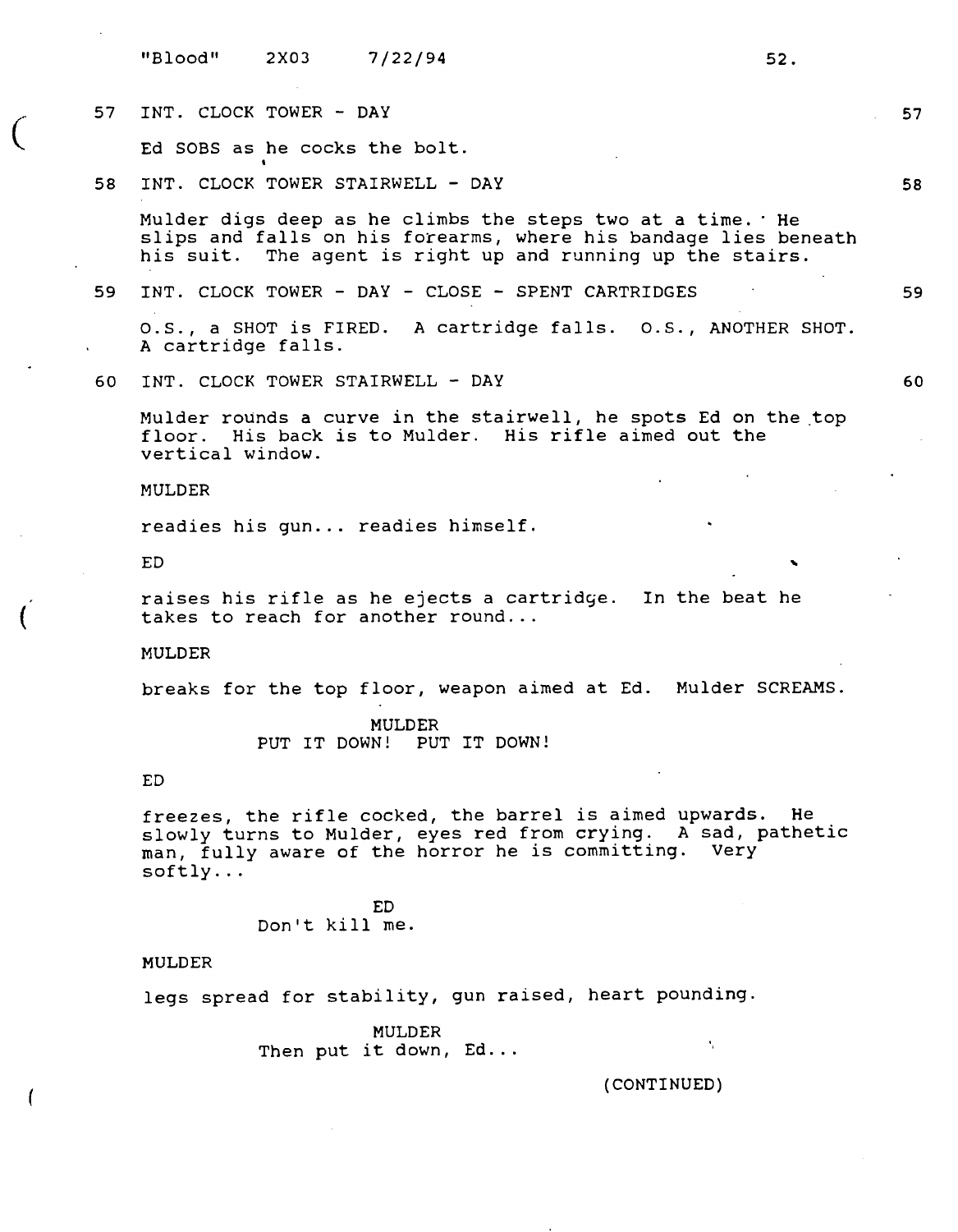57 INT. CLOCK TOWER - DAY 57

Ed SOBS as he cocks the bolt.

58 INT. CLOCK TOWER STAIRWELL - DAY 58

Mulder digs deep as he climbs the steps two at a time. He slips and falls on his forearms, where his bandage lies beneath his suit. The agent is right up and running up the stairs.

59 INT. CLOCK TOWER - DAY - CLOSE - SPENT CARTRIDGES 59

O.S., a SHOT is FIRED. A cartridge falls. O.S., ANOTHER SHOT. A cartridge falls.

60 INT. CLOCK TOWER STAIRWELL - DAY 60

Mulder rounds a curve in the stairwell, he spots Ed on the top floor. His back is to Mulder. His rifle aimed out the vertical window.

MULDER

readies his gun... readies himself.

ED

raises his rifle as he ejects a cartridge. In the beat he takes to reach for another round...

MULDER

breaks for the top floor, weapon aimed at Ed. Mulder SCREAMS.

MULDER
PUT IT DOWN! PUT IT DOWN!

ED

freezes, the rifle cocked, the barrel is aimed upwards. He slowly turns to Mulder, eyes red from crying. A sad, pathetic man, fully aware of the horror he is committing. Very softly...

ED
Don't kill me.

MULDER

legs spread for stability, gun raised, heart pounding.

MULDER
Then put it down, Ed...

(CONTINUED)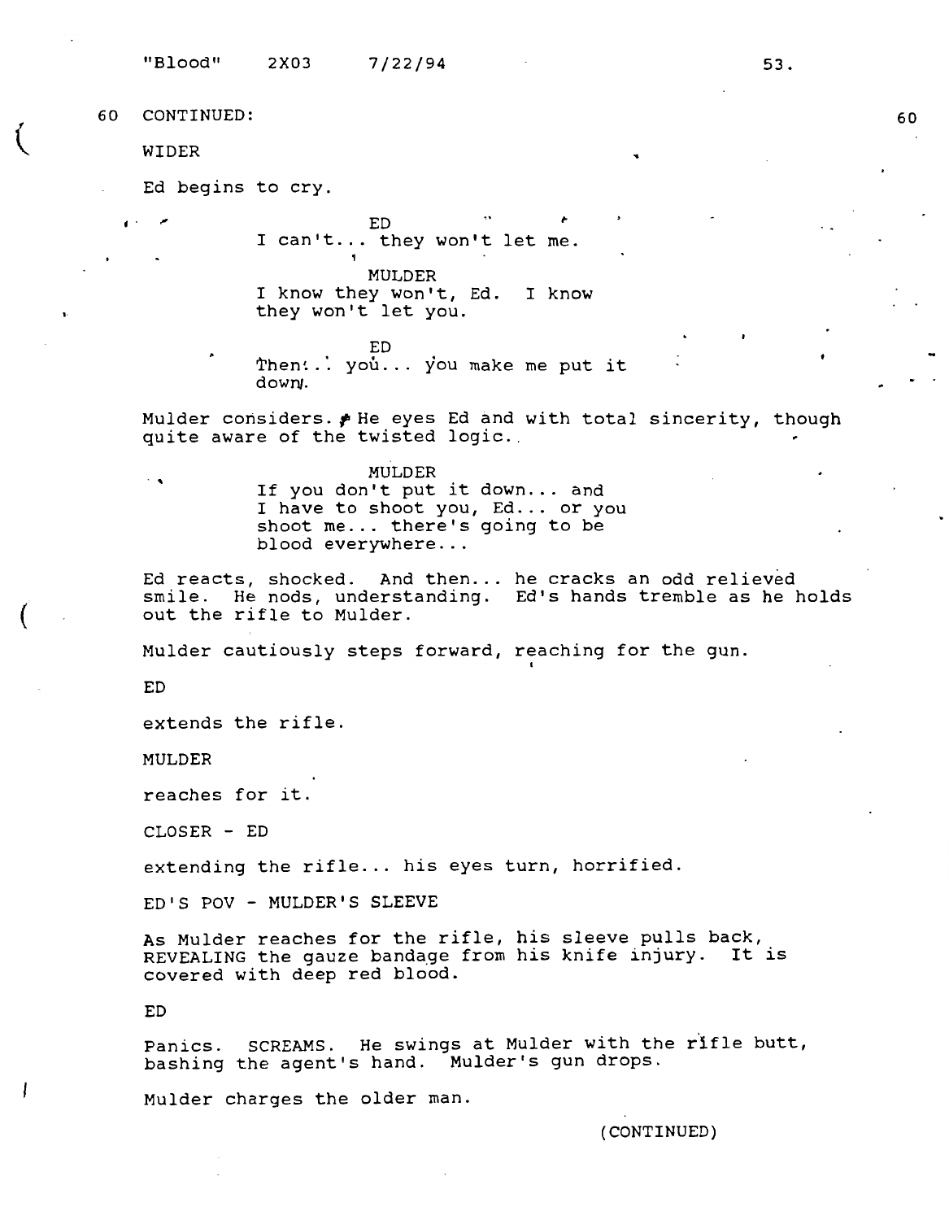60 CONTINUED: 60

WIDER

Ed begins to cry.

ED
I can't... they won't let me.

MULDER
I know they won't, Ed. I know they won't let you.

ED
Then... you... you make me put it down.

Mulder considers. He eyes Ed and with total sincerity, though quite aware of the twisted logic.

MULDER
If you don't put it down... and I have to shoot you, Ed... or you shoot me... there's going to be blood everywhere...

Ed reacts, shocked. And then... he cracks an odd relieved smile. He nods, understanding. Ed's hands tremble as he holds out the rifle to Mulder.

Mulder cautiously steps forward, reaching for the gun.

ED

extends the rifle.

MULDER

reaches for it.

CLOSER - ED

extending the rifle... his eyes turn, horrified.

ED'S POV - MULDER'S SLEEVE

As Mulder reaches for the rifle, his sleeve pulls back, REVEALING the gauze bandage from his knife injury. It is covered with deep red blood.

ED

Panics. SCREAMS. He swings at Mulder with the rifle butt, bashing the agent's hand. Mulder's gun drops.

Mulder charges the older man.

(CONTINUED)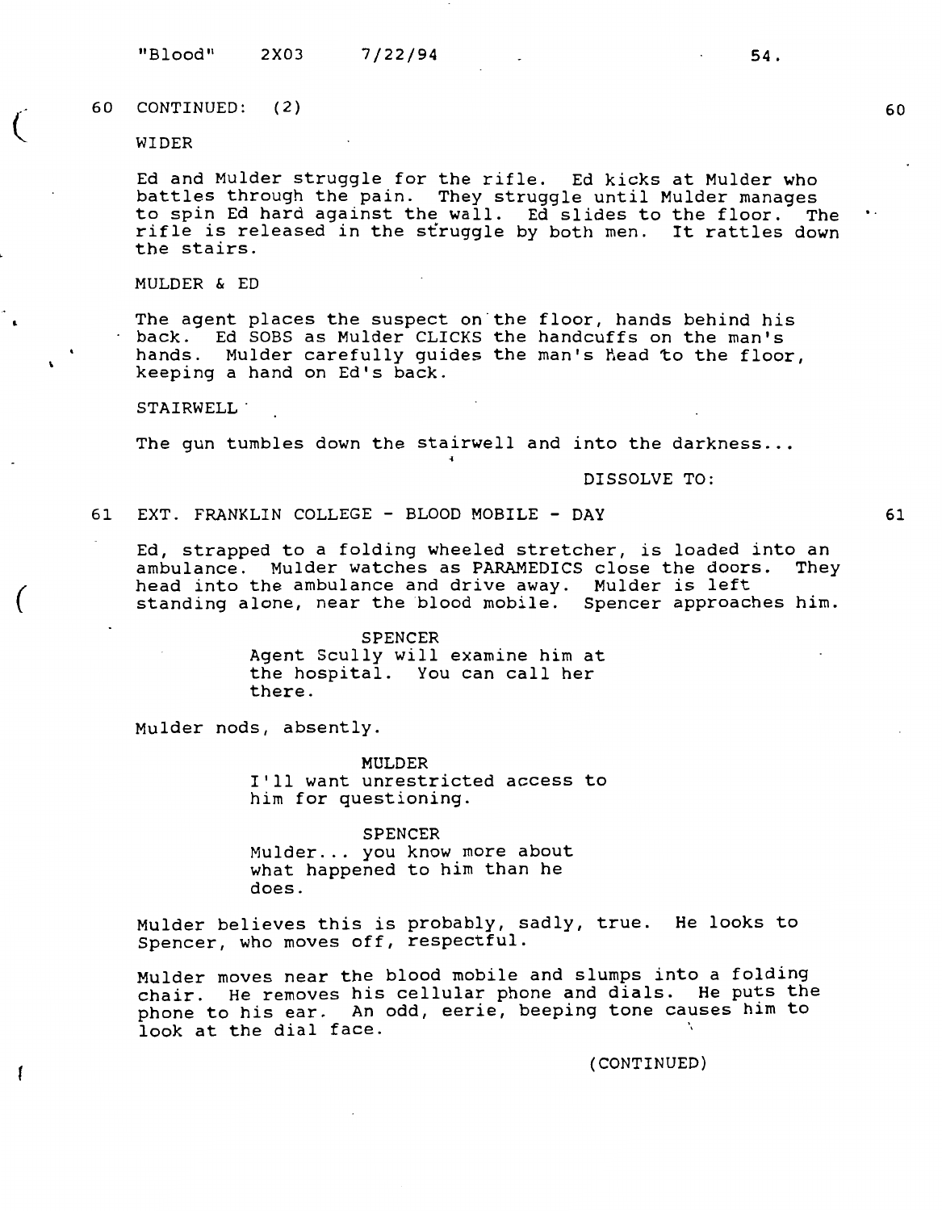60 CONTINUED: (2) 60

WIDER

Ed and Mulder struggle for the rifle. Ed kicks at Mulder who battles through the pain. They struggle until Mulder manages to spin Ed hard against the wall. Ed slides to the floor. The rifle is released in the struggle by both men. It rattles down the stairs.

MULDER & ED

The agent places the suspect on the floor, hands behind his back. Ed SOBS as Mulder CLICKS the handcuffs on the man's hands. Mulder carefully guides the man's head to the floor, keeping a hand on Ed's back.

STAIRWELL

The gun tumbles down the stairwell and into the darkness...

DISSOLVE TO:

61 EXT. FRANKLIN COLLEGE - BLOOD MOBILE - DAY 61

Ed, strapped to a folding wheeled stretcher, is loaded into an ambulance. Mulder watches as PARAMEDICS close the doors. They head into the ambulance and drive away. Mulder is left standing alone, near the blood mobile. Spencer approaches him.

SPENCER
Agent Scully will examine him at the hospital. You can call her there.

Mulder nods, absently.

MULDER
I'll want unrestricted access to him for questioning.

SPENCER
Mulder... you know more about what happened to him than he does.

Mulder believes this is probably, sadly, true. He looks to Spencer, who moves off, respectful.

Mulder moves near the blood mobile and slumps into a folding chair. He removes his cellular phone and dials. He puts the phone to his ear. An odd, eerie, beeping tone causes him to look at the dial face.

(CONTINUED)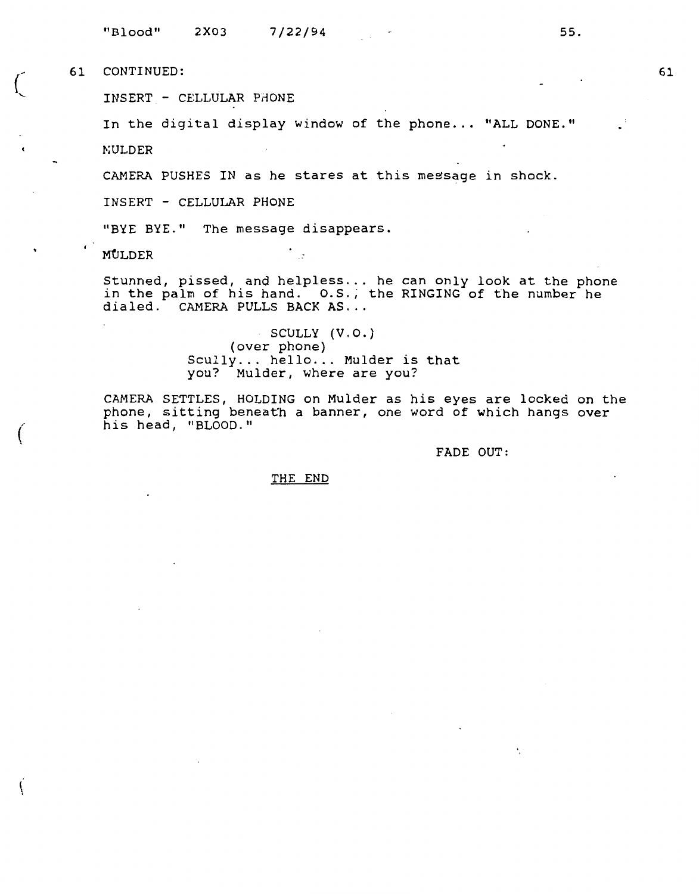61 CONTINUED: 61

INSERT - CELLULAR PHONE

In the digital display window of the phone... "ALL DONE."

MULDER

CAMERA PUSHES IN as he stares at this message in shock.

INSERT - CELLULAR PHONE

"BYE BYE." The message disappears.

MULDER

Stunned, pissed, and helpless... he can only look at the phone in the palm of his hand. O.S., the RINGING of the number he dialed. CAMERA PULLS BACK AS...

SCULLY (V.O.)
(over phone)
Scully... hello... Mulder is that you? Mulder, where are you?

CAMERA SETTLES, HOLDING on Mulder as his eyes are locked on the phone, sitting beneath a banner, one word of which hangs over his head, "BLOOD."

FADE OUT:

THE END